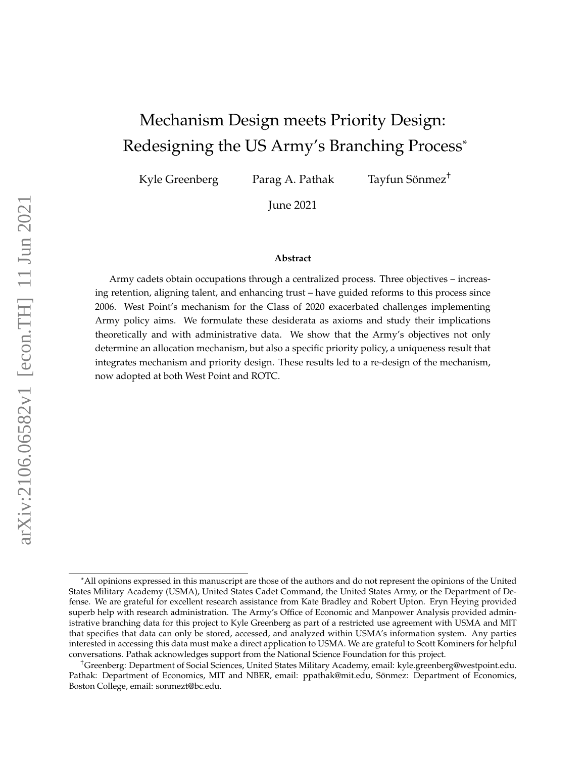# Mechanism Design meets Priority Design: Redesigning the US Army's Branching Process*

Kyle Greenberg  Parag A. Pathak  Tayfun Sönmez[†]

June 2021

**Abstract**

Army cadets obtain occupations through a centralized process. Three objectives – increasing retention, aligning talent, and enhancing trust – have guided reforms to this process since 2006. West Point's mechanism for the Class of 2020 exacerbated challenges implementing Army policy aims. We formulate these desiderata as axioms and study their implications theoretically and with administrative data. We show that the Army's objectives not only determine an allocation mechanism, but also a specific priority policy, a uniqueness result that integrates mechanism and priority design. These results led to a re-design of the mechanism, now adopted at both West Point and ROTC.

---

*All opinions expressed in this manuscript are those of the authors and do not represent the opinions of the United States Military Academy (USMA), United States Cadet Command, the United States Army, or the Department of Defense. We are grateful for excellent research assistance from Kate Bradley and Robert Upton. Eryn Heying provided superb help with research administration. The Army's Office of Economic and Manpower Analysis provided administrative branching data for this project to Kyle Greenberg as part of a restricted use agreement with USMA and MIT that specifies that data can only be stored, accessed, and analyzed within USMA's information system. Any parties interested in accessing this data must make a direct application to USMA. We are grateful to Scott Kominers for helpful conversations. Pathak acknowledges support from the National Science Foundation for this project.

[†]Greenberg: Department of Social Sciences, United States Military Academy, email: kyle.greenberg@westpoint.edu. Pathak: Department of Economics, MIT and NBER, email: ppathak@mit.edu, Sönmez: Department of Economics, Boston College, email: sonmezt@bc.edu.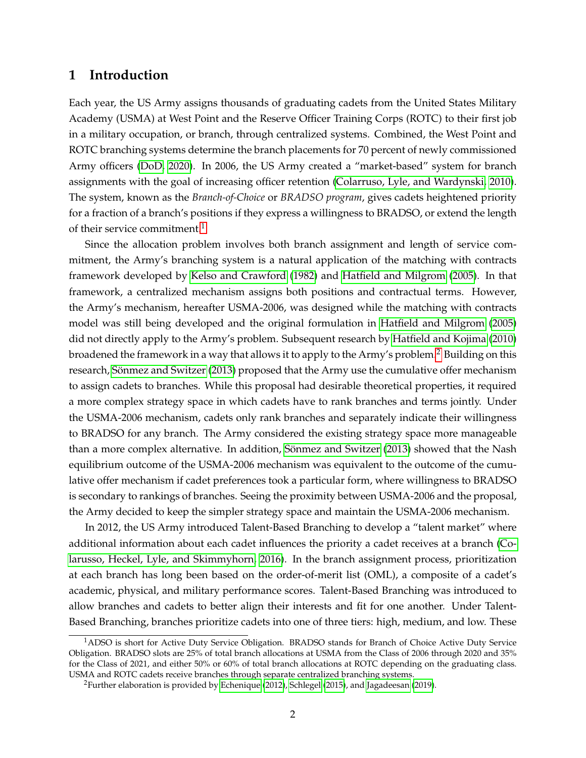## 1 Introduction

Each year, the US Army assigns thousands of graduating cadets from the United States Military Academy (USMA) at West Point and the Reserve Officer Training Corps (ROTC) to their first job in a military occupation, or branch, through centralized systems. Combined, the West Point and ROTC branching systems determine the branch placements for 70 percent of newly commissioned Army officers (DoD, 2020). In 2006, the US Army created a "market-based" system for branch assignments with the goal of increasing officer retention (Colarruso, Lyle, and Wardynski, 2010). The system, known as the *Branch-of-Choice* or *BRADSO program*, gives cadets heightened priority for a fraction of a branch's positions if they express a willingness to BRADSO, or extend the length of their service commitment.[1]

Since the allocation problem involves both branch assignment and length of service commitment, the Army's branching system is a natural application of the matching with contracts framework developed by Kelso and Crawford (1982) and Hatfield and Milgrom (2005). In that framework, a centralized mechanism assigns both positions and contractual terms. However, the Army's mechanism, hereafter USMA-2006, was designed while the matching with contracts model was still being developed and the original formulation in Hatfield and Milgrom (2005) did not directly apply to the Army's problem. Subsequent research by Hatfield and Kojima (2010) broadened the framework in a way that allows it to apply to the Army's problem.[2] Building on this research, Sönmez and Switzer (2013) proposed that the Army use the cumulative offer mechanism to assign cadets to branches. While this proposal had desirable theoretical properties, it required a more complex strategy space in which cadets have to rank branches and terms jointly. Under the USMA-2006 mechanism, cadets only rank branches and separately indicate their willingness to BRADSO for any branch. The Army considered the existing strategy space more manageable than a more complex alternative. In addition, Sönmez and Switzer (2013) showed that the Nash equilibrium outcome of the USMA-2006 mechanism was equivalent to the outcome of the cumulative offer mechanism if cadet preferences took a particular form, where willingness to BRADSO is secondary to rankings of branches. Seeing the proximity between USMA-2006 and the proposal, the Army decided to keep the simpler strategy space and maintain the USMA-2006 mechanism.

In 2012, the US Army introduced Talent-Based Branching to develop a "talent market" where additional information about each cadet influences the priority a cadet receives at a branch (Colarusso, Heckel, Lyle, and Skimmyhorn, 2016). In the branch assignment process, prioritization at each branch has long been based on the order-of-merit list (OML), a composite of a cadet's academic, physical, and military performance scores. Talent-Based Branching was introduced to allow branches and cadets to better align their interests and fit for one another. Under Talent-Based Branching, branches prioritize cadets into one of three tiers: high, medium, and low. These

[1] ADSO is short for Active Duty Service Obligation. BRADSO stands for Branch of Choice Active Duty Service Obligation. BRADSO slots are 25% of total branch allocations at USMA from the Class of 2006 through 2020 and 35% for the Class of 2021, and either 50% or 60% of total branch allocations at ROTC depending on the graduating class. USMA and ROTC cadets receive branches through separate centralized branching systems.

[2] Further elaboration is provided by Echenique (2012), Schlegel (2015), and Jagadeesan (2019).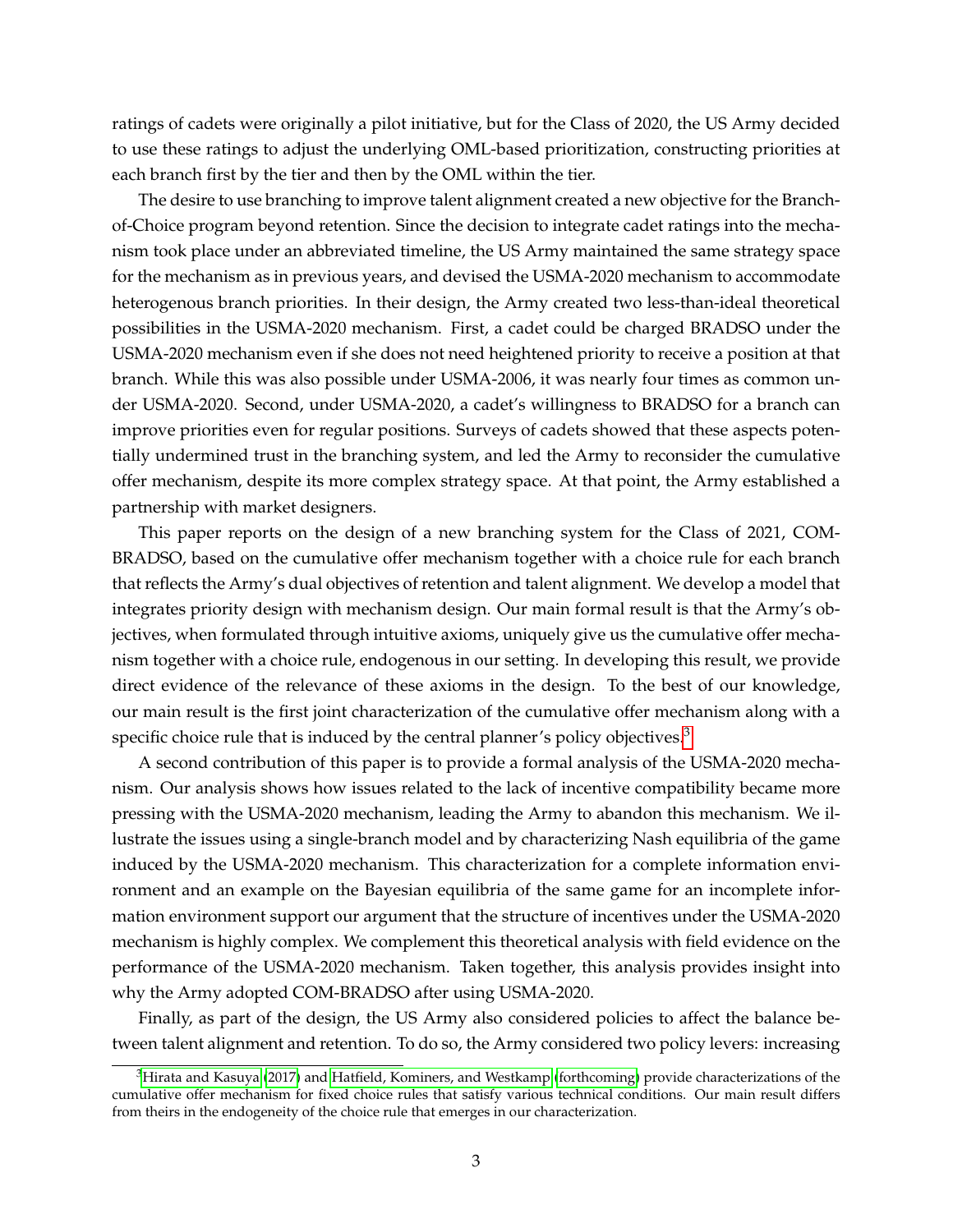ratings of cadets were originally a pilot initiative, but for the Class of 2020, the US Army decided to use these ratings to adjust the underlying OML-based prioritization, constructing priorities at each branch first by the tier and then by the OML within the tier.

The desire to use branching to improve talent alignment created a new objective for the Branch-of-Choice program beyond retention. Since the decision to integrate cadet ratings into the mechanism took place under an abbreviated timeline, the US Army maintained the same strategy space for the mechanism as in previous years, and devised the USMA-2020 mechanism to accommodate heterogenous branch priorities. In their design, the Army created two less-than-ideal theoretical possibilities in the USMA-2020 mechanism. First, a cadet could be charged BRADSO under the USMA-2020 mechanism even if she does not need heightened priority to receive a position at that branch. While this was also possible under USMA-2006, it was nearly four times as common under USMA-2020. Second, under USMA-2020, a cadet's willingness to BRADSO for a branch can improve priorities even for regular positions. Surveys of cadets showed that these aspects potentially undermined trust in the branching system, and led the Army to reconsider the cumulative offer mechanism, despite its more complex strategy space. At that point, the Army established a partnership with market designers.

This paper reports on the design of a new branching system for the Class of 2021, COM-BRADSO, based on the cumulative offer mechanism together with a choice rule for each branch that reflects the Army's dual objectives of retention and talent alignment. We develop a model that integrates priority design with mechanism design. Our main formal result is that the Army's objectives, when formulated through intuitive axioms, uniquely give us the cumulative offer mechanism together with a choice rule, endogenous in our setting. In developing this result, we provide direct evidence of the relevance of these axioms in the design. To the best of our knowledge, our main result is the first joint characterization of the cumulative offer mechanism along with a specific choice rule that is induced by the central planner's policy objectives.[3]

A second contribution of this paper is to provide a formal analysis of the USMA-2020 mechanism. Our analysis shows how issues related to the lack of incentive compatibility became more pressing with the USMA-2020 mechanism, leading the Army to abandon this mechanism. We illustrate the issues using a single-branch model and by characterizing Nash equilibria of the game induced by the USMA-2020 mechanism. This characterization for a complete information environment and an example on the Bayesian equilibria of the same game for an incomplete information environment support our argument that the structure of incentives under the USMA-2020 mechanism is highly complex. We complement this theoretical analysis with field evidence on the performance of the USMA-2020 mechanism. Taken together, this analysis provides insight into why the Army adopted COM-BRADSO after using USMA-2020.

Finally, as part of the design, the US Army also considered policies to affect the balance between talent alignment and retention. To do so, the Army considered two policy levers: increasing

[3] Hirata and Kasuya (2017) and Hatfield, Kominers, and Westkamp (forthcoming) provide characterizations of the cumulative offer mechanism for fixed choice rules that satisfy various technical conditions. Our main result differs from theirs in the endogeneity of the choice rule that emerges in our characterization.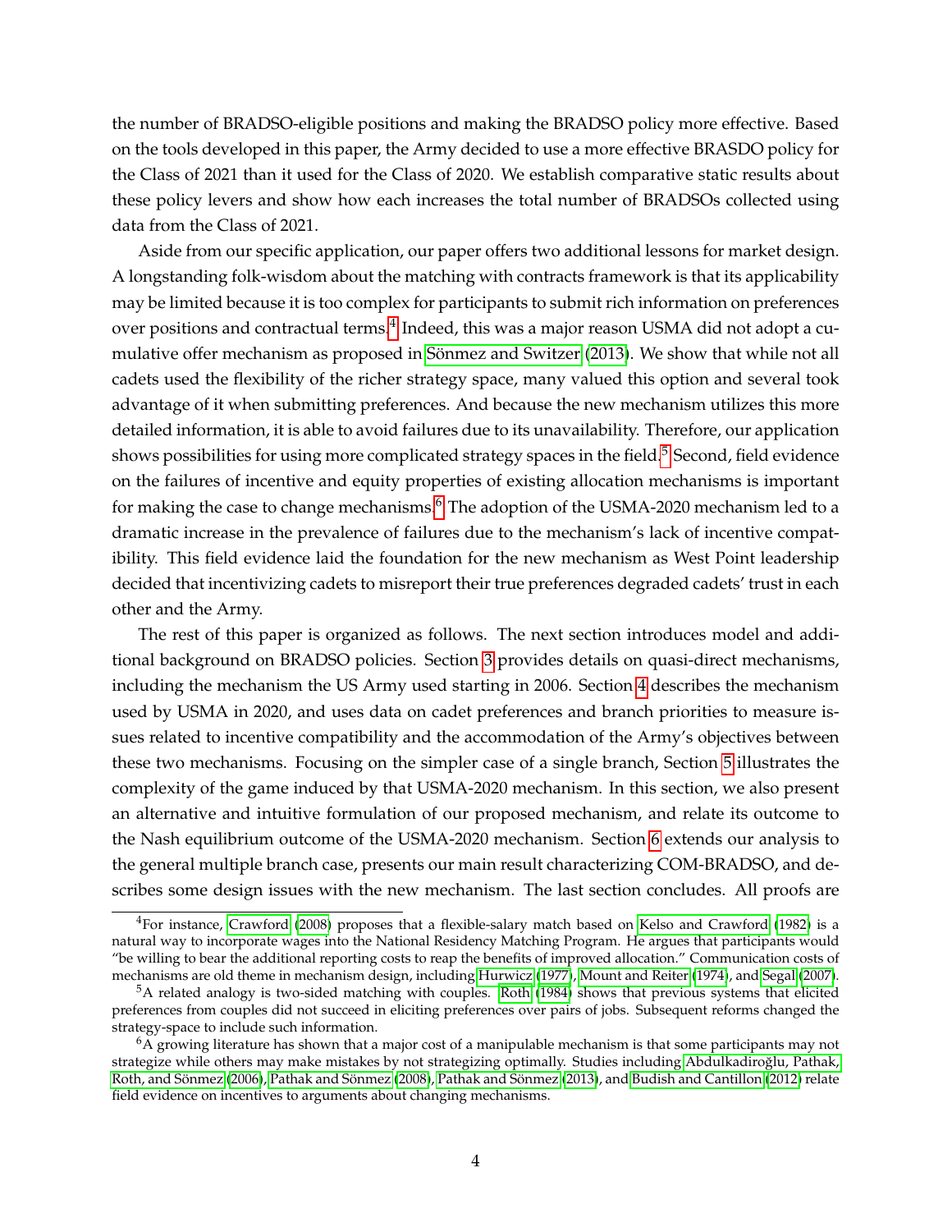the number of BRADSO-eligible positions and making the BRADSO policy more effective. Based on the tools developed in this paper, the Army decided to use a more effective BRASDO policy for the Class of 2021 than it used for the Class of 2020. We establish comparative static results about these policy levers and show how each increases the total number of BRADSOs collected using data from the Class of 2021.

Aside from our specific application, our paper offers two additional lessons for market design. A longstanding folk-wisdom about the matching with contracts framework is that its applicability may be limited because it is too complex for participants to submit rich information on preferences over positions and contractual terms.[4] Indeed, this was a major reason USMA did not adopt a cumulative offer mechanism as proposed in Sönmez and Switzer (2013). We show that while not all cadets used the flexibility of the richer strategy space, many valued this option and several took advantage of it when submitting preferences. And because the new mechanism utilizes this more detailed information, it is able to avoid failures due to its unavailability. Therefore, our application shows possibilities for using more complicated strategy spaces in the field.[5] Second, field evidence on the failures of incentive and equity properties of existing allocation mechanisms is important for making the case to change mechanisms.[6] The adoption of the USMA-2020 mechanism led to a dramatic increase in the prevalence of failures due to the mechanism's lack of incentive compatibility. This field evidence laid the foundation for the new mechanism as West Point leadership decided that incentivizing cadets to misreport their true preferences degraded cadets' trust in each other and the Army.

The rest of this paper is organized as follows. The next section introduces model and additional background on BRADSO policies. Section 3 provides details on quasi-direct mechanisms, including the mechanism the US Army used starting in 2006. Section 4 describes the mechanism used by USMA in 2020, and uses data on cadet preferences and branch priorities to measure issues related to incentive compatibility and the accommodation of the Army's objectives between these two mechanisms. Focusing on the simpler case of a single branch, Section 5 illustrates the complexity of the game induced by that USMA-2020 mechanism. In this section, we also present an alternative and intuitive formulation of our proposed mechanism, and relate its outcome to the Nash equilibrium outcome of the USMA-2020 mechanism. Section 6 extends our analysis to the general multiple branch case, presents our main result characterizing COM-BRADSO, and describes some design issues with the new mechanism. The last section concludes. All proofs are

[4] For instance, Crawford (2008) proposes that a flexible-salary match based on Kelso and Crawford (1982) is a natural way to incorporate wages into the National Residency Matching Program. He argues that participants would "be willing to bear the additional reporting costs to reap the benefits of improved allocation." Communication costs of mechanisms are old theme in mechanism design, including Hurwicz (1977), Mount and Reiter (1974), and Segal (2007).

[5] A related analogy is two-sided matching with couples. Roth (1984) shows that previous systems that elicited preferences from couples did not succeed in eliciting preferences over pairs of jobs. Subsequent reforms changed the strategy-space to include such information.

[6] A growing literature has shown that a major cost of a manipulable mechanism is that some participants may not strategize while others may make mistakes by not strategizing optimally. Studies including Abdulkadiroğlu, Pathak, Roth, and Sönmez (2006), Pathak and Sönmez (2008), Pathak and Sönmez (2013), and Budish and Cantillon (2012) relate field evidence on incentives to arguments about changing mechanisms.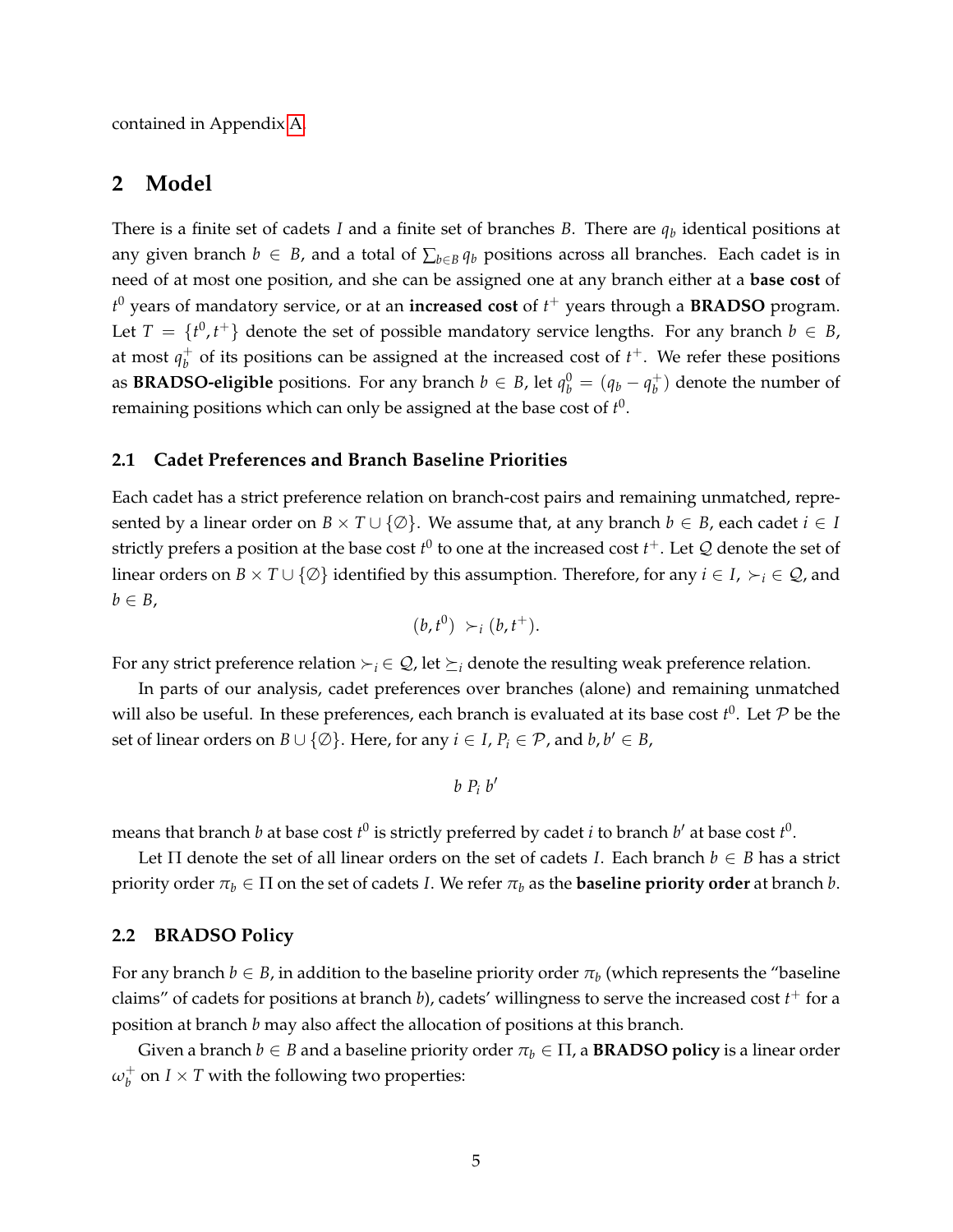contained in Appendix A.

## 2 Model

There is a finite set of cadets $I$ and a finite set of branches $B$. There are $q_b$ identical positions at any given branch $b \in B$, and a total of $\sum_{b \in B} q_b$ positions across all branches. Each cadet is in need of at most one position, and she can be assigned one at any branch either at a **base cost** of $t^0$ years of mandatory service, or at an **increased cost** of $t^+$ years through a **BRADSO** program. Let $T = \{t^0, t^+\}$ denote the set of possible mandatory service lengths. For any branch $b \in B$, at most $q_b^+$ of its positions can be assigned at the increased cost of $t^+$. We refer these positions as **BRADSO-eligible** positions. For any branch $b \in B$, let $q_b^0 = (q_b - q_b^+)$ denote the number of remaining positions which can only be assigned at the base cost of $t^0$.

### 2.1 Cadet Preferences and Branch Baseline Priorities

Each cadet has a strict preference relation on branch-cost pairs and remaining unmatched, represented by a linear order on $B \times T \cup \{\emptyset\}$. We assume that, at any branch $b \in B$, each cadet $i \in I$ strictly prefers a position at the base cost $t^0$ to one at the increased cost $t^+$. Let $\mathcal{Q}$ denote the set of linear orders on $B \times T \cup \{\emptyset\}$ identified by this assumption. Therefore, for any $i \in I$, $\succ_i \in \mathcal{Q}$, and $b \in B$,

$$(b, t^0) \succ_i (b, t^+).$$

For any strict preference relation $\succ_i \in \mathcal{Q}$, let $\succeq_i$ denote the resulting weak preference relation.

In parts of our analysis, cadet preferences over branches (alone) and remaining unmatched will also be useful. In these preferences, each branch is evaluated at its base cost $t^0$. Let $\mathcal{P}$ be the set of linear orders on $B \cup \{\emptyset\}$. Here, for any $i \in I$, $P_i \in \mathcal{P}$, and $b, b' \in B$,

$$b \; P_i \; b'$$

means that branch $b$ at base cost $t^0$ is strictly preferred by cadet $i$ to branch $b'$ at base cost $t^0$.

Let $\Pi$ denote the set of all linear orders on the set of cadets $I$. Each branch $b \in B$ has a strict priority order $\pi_b \in \Pi$ on the set of cadets $I$. We refer $\pi_b$ as the **baseline priority order** at branch $b$.

### 2.2 BRADSO Policy

For any branch $b \in B$, in addition to the baseline priority order $\pi_b$ (which represents the "baseline claims" of cadets for positions at branch $b$), cadets' willingness to serve the increased cost $t^+$ for a position at branch $b$ may also affect the allocation of positions at this branch.

Given a branch $b \in B$ and a baseline priority order $\pi_b \in \Pi$, a **BRADSO policy** is a linear order $\omega_b^+$ on $I \times T$ with the following two properties: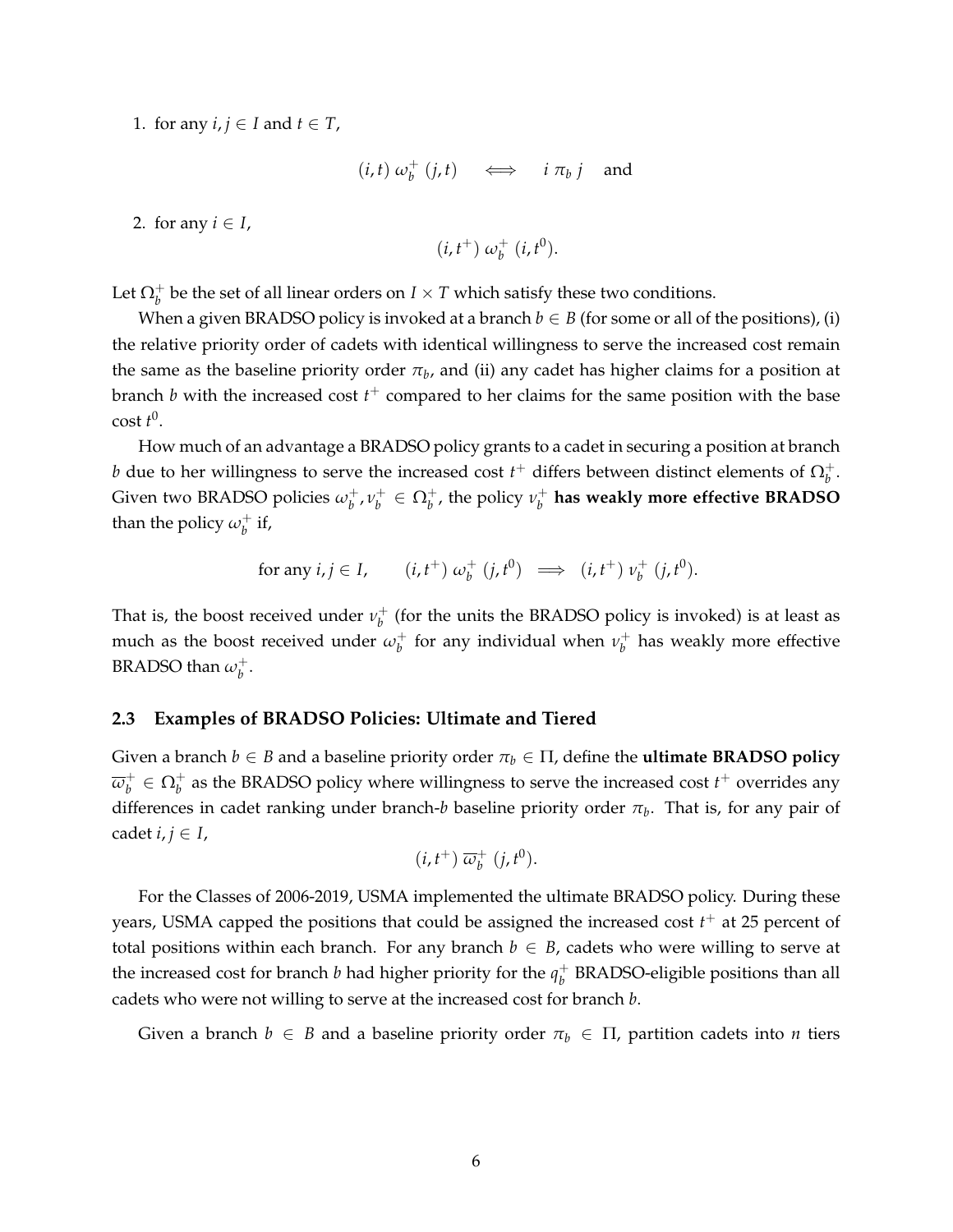1. for any $i, j \in I$ and $t \in T$,

$$(i,t) \; \omega_b^+ \; (j,t) \quad \iff \quad i \; \pi_b \; j \quad \text{and}$$

2. for any $i \in I$,

$$(i, t^+) \; \omega_b^+ \; (i, t^0).$$

Let $\Omega_b^+$ be the set of all linear orders on $I \times T$ which satisfy these two conditions.

When a given BRADSO policy is invoked at a branch $b \in B$ (for some or all of the positions), (i) the relative priority order of cadets with identical willingness to serve the increased cost remain the same as the baseline priority order $\pi_b$, and (ii) any cadet has higher claims for a position at branch $b$ with the increased cost $t^+$ compared to her claims for the same position with the base cost $t^0$.

How much of an advantage a BRADSO policy grants to a cadet in securing a position at branch $b$ due to her willingness to serve the increased cost $t^+$ differs between distinct elements of $\Omega_b^+$. Given two BRADSO policies $\omega_b^+, \nu_b^+ \in \Omega_b^+$, the policy $\nu_b^+$ **has weakly more effective BRADSO** than the policy $\omega_b^+$ if,

$$\text{for any } i, j \in I, \qquad (i, t^+) \; \omega_b^+ \; (j, t^0) \implies (i, t^+) \; \nu_b^+ \; (j, t^0).$$

That is, the boost received under $\nu_b^+$ (for the units the BRADSO policy is invoked) is at least as much as the boost received under $\omega_b^+$ for any individual when $\nu_b^+$ has weakly more effective BRADSO than $\omega_b^+$.

### 2.3 Examples of BRADSO Policies: Ultimate and Tiered

Given a branch $b \in B$ and a baseline priority order $\pi_b \in \Pi$, define the **ultimate BRADSO policy** $\overline{\omega}_b^+ \in \Omega_b^+$ as the BRADSO policy where willingness to serve the increased cost $t^+$ overrides any differences in cadet ranking under branch-$b$ baseline priority order $\pi_b$. That is, for any pair of cadet $i, j \in I$,

$$(i, t^+) \; \overline{\omega}_b^+ \; (j, t^0).$$

For the Classes of 2006-2019, USMA implemented the ultimate BRADSO policy. During these years, USMA capped the positions that could be assigned the increased cost $t^+$ at 25 percent of total positions within each branch. For any branch $b \in B$, cadets who were willing to serve at the increased cost for branch $b$ had higher priority for the $q_b^+$ BRADSO-eligible positions than all cadets who were not willing to serve at the increased cost for branch $b$.

Given a branch $b \in B$ and a baseline priority order $\pi_b \in \Pi$, partition cadets into $n$ tiers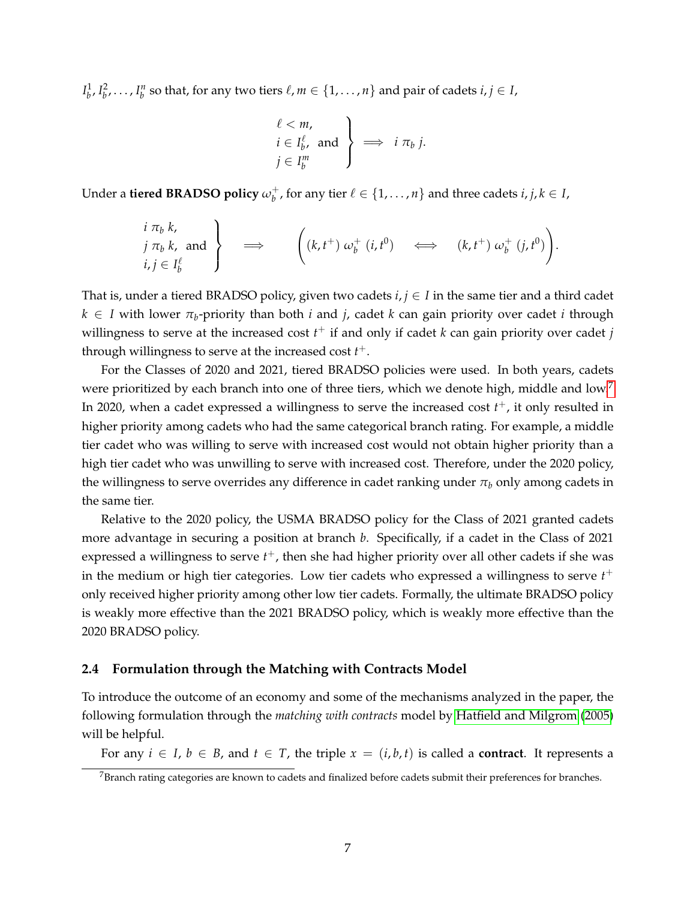$I_b^1, I_b^2, \ldots, I_b^n$ so that, for any two tiers $\ell, m \in \{1, \ldots, n\}$ and pair of cadets $i, j \in I$,

$$\left.\begin{array}{l} \ell < m, \\ i \in I_b^\ell, \text{ and} \\ j \in I_b^m \end{array}\right\} \implies i \; \pi_b \; j.$$

Under a **tiered BRADSO policy** $\omega_b^+$, for any tier $\ell \in \{1, \ldots, n\}$ and three cadets $i, j, k \in I$,

$$\left.\begin{array}{l} i \; \pi_b \; k, \\ j \; \pi_b \; k, \text{ and} \\ i, j \in I_b^\ell \end{array}\right\} \quad \implies \quad \Big( (k, t^+) \; \omega_b^+ \; (i, t^0) \quad \iff \quad (k, t^+) \; \omega_b^+ \; (j, t^0) \Big).$$

That is, under a tiered BRADSO policy, given two cadets $i, j \in I$ in the same tier and a third cadet $k \in I$ with lower $\pi_b$-priority than both $i$ and $j$, cadet $k$ can gain priority over cadet $i$ through willingness to serve at the increased cost $t^+$ if and only if cadet $k$ can gain priority over cadet $j$ through willingness to serve at the increased cost $t^+$.

For the Classes of 2020 and 2021, tiered BRADSO policies were used. In both years, cadets were prioritized by each branch into one of three tiers, which we denote high, middle and low.[7] In 2020, when a cadet expressed a willingness to serve the increased cost $t^+$, it only resulted in higher priority among cadets who had the same categorical branch rating. For example, a middle tier cadet who was willing to serve with increased cost would not obtain higher priority than a high tier cadet who was unwilling to serve with increased cost. Therefore, under the 2020 policy, the willingness to serve overrides any difference in cadet ranking under $\pi_b$ only among cadets in the same tier.

Relative to the 2020 policy, the USMA BRADSO policy for the Class of 2021 granted cadets more advantage in securing a position at branch $b$. Specifically, if a cadet in the Class of 2021 expressed a willingness to serve $t^+$, then she had higher priority over all other cadets if she was in the medium or high tier categories. Low tier cadets who expressed a willingness to serve $t^+$ only received higher priority among other low tier cadets. Formally, the ultimate BRADSO policy is weakly more effective than the 2021 BRADSO policy, which is weakly more effective than the 2020 BRADSO policy.

### 2.4 Formulation through the Matching with Contracts Model

To introduce the outcome of an economy and some of the mechanisms analyzed in the paper, the following formulation through the *matching with contracts* model by Hatfield and Milgrom (2005) will be helpful.

For any $i \in I$, $b \in B$, and $t \in T$, the triple $x = (i, b, t)$ is called a **contract**. It represents a

[7] Branch rating categories are known to cadets and finalized before cadets submit their preferences for branches.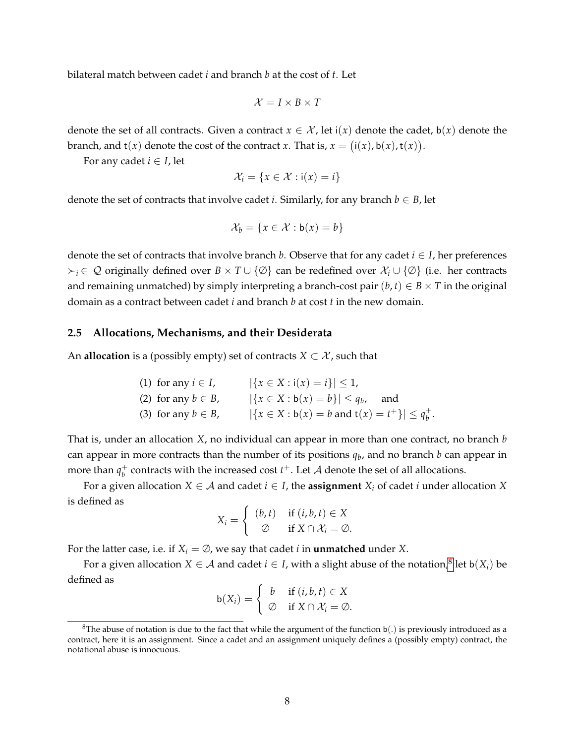bilateral match between cadet $i$ and branch $b$ at the cost of $t$. Let

$$\mathcal{X} = I \times B \times T$$

denote the set of all contracts. Given a contract $x \in \mathcal{X}$, let $\mathsf{i}(x)$ denote the cadet, $\mathsf{b}(x)$ denote the branch, and $\mathsf{t}(x)$ denote the cost of the contract $x$. That is, $x = \big(\mathsf{i}(x), \mathsf{b}(x), \mathsf{t}(x)\big)$.

For any cadet $i \in I$, let

$$\mathcal{X}_i = \{x \in \mathcal{X} : \mathsf{i}(x) = i\}$$

denote the set of contracts that involve cadet $i$. Similarly, for any branch $b \in B$, let

$$\mathcal{X}_b = \{x \in \mathcal{X} : \mathsf{b}(x) = b\}$$

denote the set of contracts that involve branch $b$. Observe that for any cadet $i \in I$, her preferences $\succ_i \in \mathcal{Q}$ originally defined over $B \times T \cup \{\emptyset\}$ can be redefined over $\mathcal{X}_i \cup \{\emptyset\}$ (i.e. her contracts and remaining unmatched) by simply interpreting a branch-cost pair $(b,t) \in B \times T$ in the original domain as a contract between cadet $i$ and branch $b$ at cost $t$ in the new domain.

### 2.5 Allocations, Mechanisms, and their Desiderata

An **allocation** is a (possibly empty) set of contracts $X \subset \mathcal{X}$, such that

(1) for any $i \in I$, $\quad |\{x \in X : \mathsf{i}(x) = i\}| \leq 1$,

(2) for any $b \in B$, $\quad |\{x \in X : \mathsf{b}(x) = b\}| \leq q_b$, and

(3) for any $b \in B$, $\quad |\{x \in X : \mathsf{b}(x) = b \text{ and } \mathsf{t}(x) = t^+\}| \leq q_b^+$.

That is, under an allocation $X$, no individual can appear in more than one contract, no branch $b$ can appear in more contracts than the number of its positions $q_b$, and no branch $b$ can appear in more than $q_b^+$ contracts with the increased cost $t^+$. Let $\mathcal{A}$ denote the set of all allocations.

For a given allocation $X \in \mathcal{A}$ and cadet $i \in I$, the **assignment** $X_i$ of cadet $i$ under allocation $X$ is defined as

$$X_i = \begin{cases} (b,t) & \text{if } (i,b,t) \in X \\ \emptyset & \text{if } X \cap \mathcal{X}_i = \emptyset. \end{cases}$$

For the latter case, i.e. if $X_i = \emptyset$, we say that cadet $i$ in **unmatched** under $X$.

For a given allocation $X \in \mathcal{A}$ and cadet $i \in I$, with a slight abuse of the notation,[8] let $\mathsf{b}(X_i)$ be defined as

$$\mathsf{b}(X_i) = \begin{cases} b & \text{if } (i,b,t) \in X \\ \emptyset & \text{if } X \cap \mathcal{X}_i = \emptyset. \end{cases}$$

[8]The abuse of notation is due to the fact that while the argument of the function $\mathsf{b}(.)$ is previously introduced as a contract, here it is an assignment. Since a cadet and an assignment uniquely defines a (possibly empty) contract, the notational abuse is innocuous.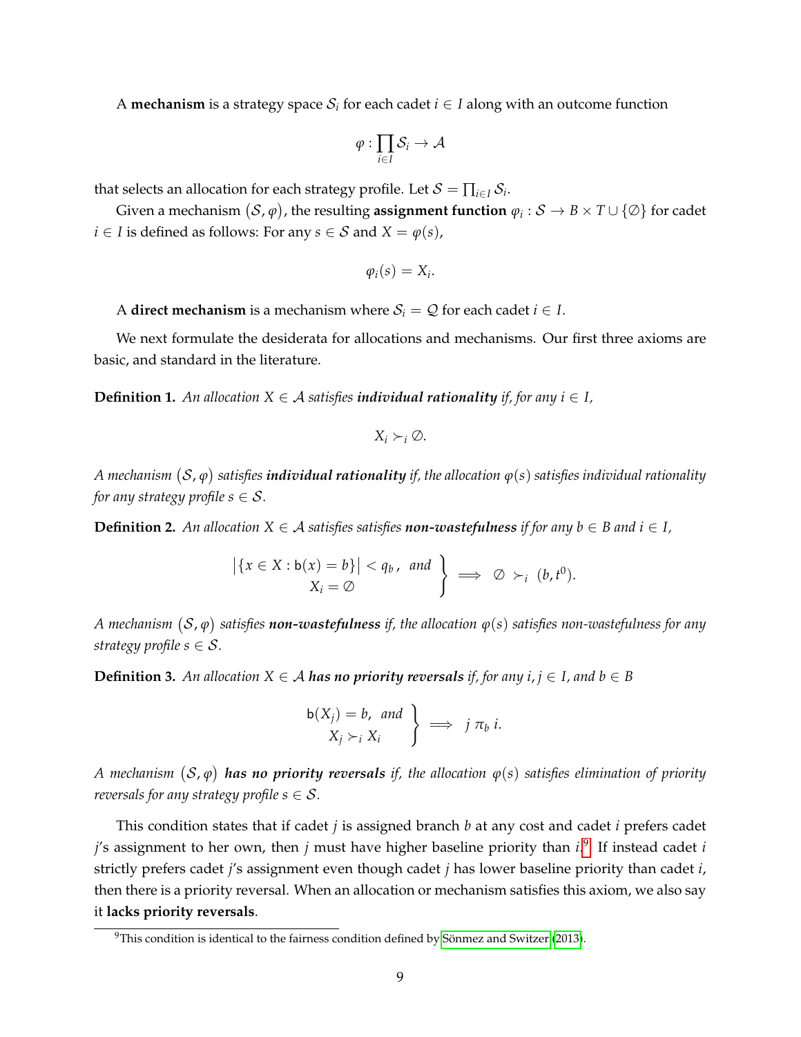A **mechanism** is a strategy space $\mathcal{S}_i$ for each cadet $i \in I$ along with an outcome function

$$\varphi : \prod_{i \in I} \mathcal{S}_i \to \mathcal{A}$$

that selects an allocation for each strategy profile. Let $\mathcal{S} = \prod_{i \in I} \mathcal{S}_i$.

Given a mechanism $(\mathcal{S}, \varphi)$, the resulting **assignment function** $\varphi_i : \mathcal{S} \to B \times T \cup \{\emptyset\}$ for cadet $i \in I$ is defined as follows: For any $s \in \mathcal{S}$ and $X = \varphi(s)$,

$$\varphi_i(s) = X_i.$$

A **direct mechanism** is a mechanism where $\mathcal{S}_i = \mathcal{Q}$ for each cadet $i \in I$.

We next formulate the desiderata for allocations and mechanisms. Our first three axioms are basic, and standard in the literature.

**Definition 1.** *An allocation $X \in \mathcal{A}$ satisfies **individual rationality** if, for any $i \in I$,*

$$X_i \succ_i \emptyset.$$

*A mechanism $(\mathcal{S}, \varphi)$ satisfies **individual rationality** if, the allocation $\varphi(s)$ satisfies individual rationality for any strategy profile $s \in \mathcal{S}$.*

**Definition 2.** *An allocation $X \in \mathcal{A}$ satisfies satisfies **non-wastefulness** if for any $b \in B$ and $i \in I$,*

$$\left.\begin{array}{c} \big|\{x \in X : \mathsf{b}(x) = b\}\big| < q_b\,, \ \ and \\ X_i = \emptyset \end{array}\right\} \implies \emptyset \succ_i (b, t^0).$$

*A mechanism $(\mathcal{S}, \varphi)$ satisfies **non-wastefulness** if, the allocation $\varphi(s)$ satisfies non-wastefulness for any strategy profile $s \in \mathcal{S}$.*

**Definition 3.** *An allocation $X \in \mathcal{A}$ **has no priority reversals** if, for any $i, j \in I$, and $b \in B$*

$$\left.\begin{array}{c} \mathsf{b}(X_j) = b, \ \ and \\ X_j \succ_i X_i \end{array}\right\} \implies j \ \pi_b \ i.$$

*A mechanism $(\mathcal{S}, \varphi)$ **has no priority reversals** if, the allocation $\varphi(s)$ satisfies elimination of priority reversals for any strategy profile $s \in \mathcal{S}$.*

This condition states that if cadet $j$ is assigned branch $b$ at any cost and cadet $i$ prefers cadet $j$'s assignment to her own, then $j$ must have higher baseline priority than $i$.[9] If instead cadet $i$ strictly prefers cadet $j$'s assignment even though cadet $j$ has lower baseline priority than cadet $i$, then there is a priority reversal. When an allocation or mechanism satisfies this axiom, we also say it **lacks priority reversals**.

[9] This condition is identical to the fairness condition defined by Sönmez and Switzer (2013).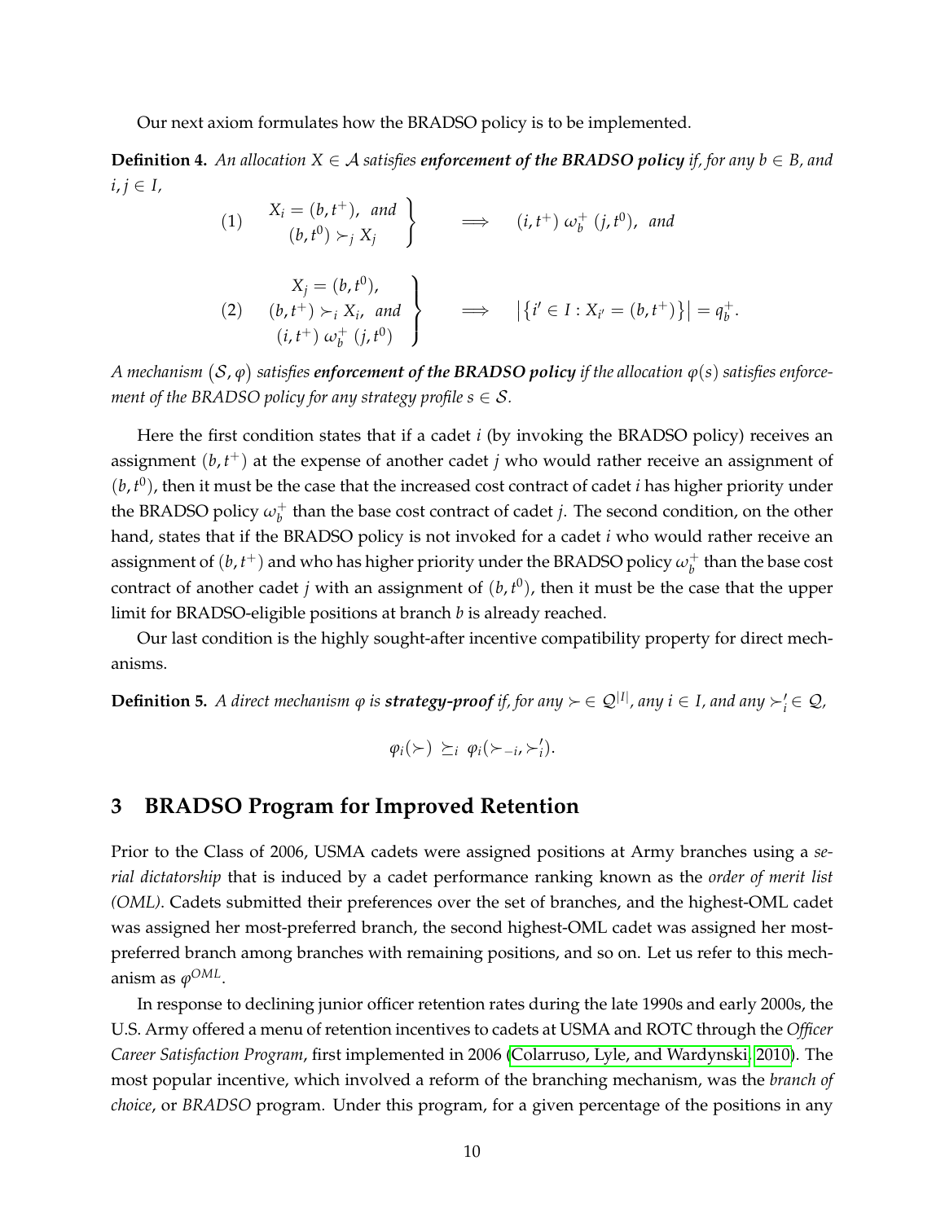Our next axiom formulates how the BRADSO policy is to be implemented.

**Definition 4.** *An allocation $X \in \mathcal{A}$ satisfies* ***enforcement of the BRADSO policy*** *if, for any $b \in B$, and $i, j \in I$,*

$$(1) \quad \left. \begin{array}{c} X_i = (b, t^+), \text{ and} \\ (b, t^0) \succ_j X_j \end{array} \right\} \quad \Longrightarrow \quad (i, t^+) \; \omega_b^+ \; (j, t^0), \text{ and}$$

$$(2) \quad \left. \begin{array}{c} X_j = (b, t^0), \\ (b, t^+) \succ_i X_i, \text{ and} \\ (i, t^+) \; \omega_b^+ \; (j, t^0) \end{array} \right\} \quad \Longrightarrow \quad \left| \{ i' \in I : X_{i'} = (b, t^+) \} \right| = q_b^+.$$

*A mechanism $(\mathcal{S}, \varphi)$ satisfies* ***enforcement of the BRADSO policy*** *if the allocation $\varphi(s)$ satisfies enforcement of the BRADSO policy for any strategy profile $s \in \mathcal{S}$.*

Here the first condition states that if a cadet $i$ (by invoking the BRADSO policy) receives an assignment $(b, t^+)$ at the expense of another cadet $j$ who would rather receive an assignment of $(b, t^0)$, then it must be the case that the increased cost contract of cadet $i$ has higher priority under the BRADSO policy $\omega_b^+$ than the base cost contract of cadet $j$. The second condition, on the other hand, states that if the BRADSO policy is not invoked for a cadet $i$ who would rather receive an assignment of $(b, t^+)$ and who has higher priority under the BRADSO policy $\omega_b^+$ than the base cost contract of another cadet $j$ with an assignment of $(b, t^0)$, then it must be the case that the upper limit for BRADSO-eligible positions at branch $b$ is already reached.

Our last condition is the highly sought-after incentive compatibility property for direct mechanisms.

**Definition 5.** *A direct mechanism $\varphi$ is* ***strategy-proof*** *if, for any $\succ \in \mathcal{Q}^{|I|}$, any $i \in I$, and any $\succ'_i \in \mathcal{Q}$,*

$$\varphi_i(\succ) \; \succeq_i \; \varphi_i(\succ_{-i}, \succ'_i).$$

## 3 BRADSO Program for Improved Retention

Prior to the Class of 2006, USMA cadets were assigned positions at Army branches using a *serial dictatorship* that is induced by a cadet performance ranking known as the *order of merit list (OML)*. Cadets submitted their preferences over the set of branches, and the highest-OML cadet was assigned her most-preferred branch, the second highest-OML cadet was assigned her most-preferred branch among branches with remaining positions, and so on. Let us refer to this mechanism as $\varphi^{OML}$.

In response to declining junior officer retention rates during the late 1990s and early 2000s, the U.S. Army offered a menu of retention incentives to cadets at USMA and ROTC through the *Officer Career Satisfaction Program*, first implemented in 2006 (Colarruso, Lyle, and Wardynski, 2010). The most popular incentive, which involved a reform of the branching mechanism, was the *branch of choice*, or *BRADSO* program. Under this program, for a given percentage of the positions in any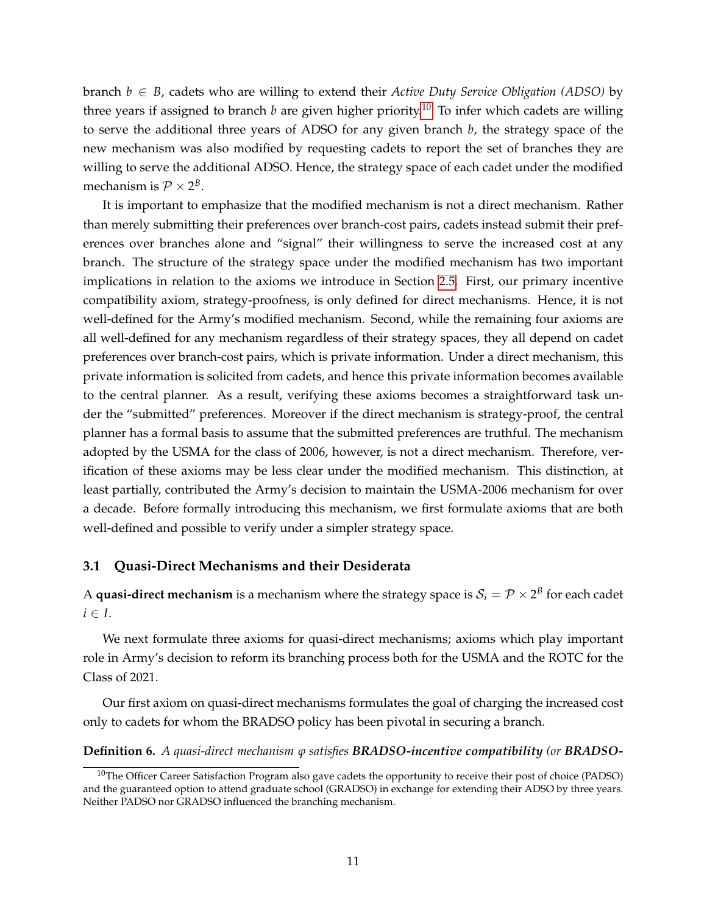branch $b \in B$, cadets who are willing to extend their *Active Duty Service Obligation (ADSO)* by three years if assigned to branch $b$ are given higher priority.[10] To infer which cadets are willing to serve the additional three years of ADSO for any given branch $b$, the strategy space of the new mechanism was also modified by requesting cadets to report the set of branches they are willing to serve the additional ADSO. Hence, the strategy space of each cadet under the modified mechanism is $\mathcal{P} \times 2^B$.

It is important to emphasize that the modified mechanism is not a direct mechanism. Rather than merely submitting their preferences over branch-cost pairs, cadets instead submit their preferences over branches alone and "signal" their willingness to serve the increased cost at any branch. The structure of the strategy space under the modified mechanism has two important implications in relation to the axioms we introduce in Section 2.5. First, our primary incentive compatibility axiom, strategy-proofness, is only defined for direct mechanisms. Hence, it is not well-defined for the Army's modified mechanism. Second, while the remaining four axioms are all well-defined for any mechanism regardless of their strategy spaces, they all depend on cadet preferences over branch-cost pairs, which is private information. Under a direct mechanism, this private information is solicited from cadets, and hence this private information becomes available to the central planner. As a result, verifying these axioms becomes a straightforward task under the "submitted" preferences. Moreover if the direct mechanism is strategy-proof, the central planner has a formal basis to assume that the submitted preferences are truthful. The mechanism adopted by the USMA for the class of 2006, however, is not a direct mechanism. Therefore, verification of these axioms may be less clear under the modified mechanism. This distinction, at least partially, contributed the Army's decision to maintain the USMA-2006 mechanism for over a decade. Before formally introducing this mechanism, we first formulate axioms that are both well-defined and possible to verify under a simpler strategy space.

### 3.1 Quasi-Direct Mechanisms and their Desiderata

A **quasi-direct mechanism** is a mechanism where the strategy space is $\mathcal{S}_i = \mathcal{P} \times 2^B$ for each cadet $i \in I$.

We next formulate three axioms for quasi-direct mechanisms; axioms which play important role in Army's decision to reform its branching process both for the USMA and the ROTC for the Class of 2021.

Our first axiom on quasi-direct mechanisms formulates the goal of charging the increased cost only to cadets for whom the BRADSO policy has been pivotal in securing a branch.

**Definition 6.** *A quasi-direct mechanism $\varphi$ satisfies **BRADSO-incentive compatibility** (or **BRADSO-***

[10] The Officer Career Satisfaction Program also gave cadets the opportunity to receive their post of choice (PADSO) and the guaranteed option to attend graduate school (GRADSO) in exchange for extending their ADSO by three years. Neither PADSO nor GRADSO influenced the branching mechanism.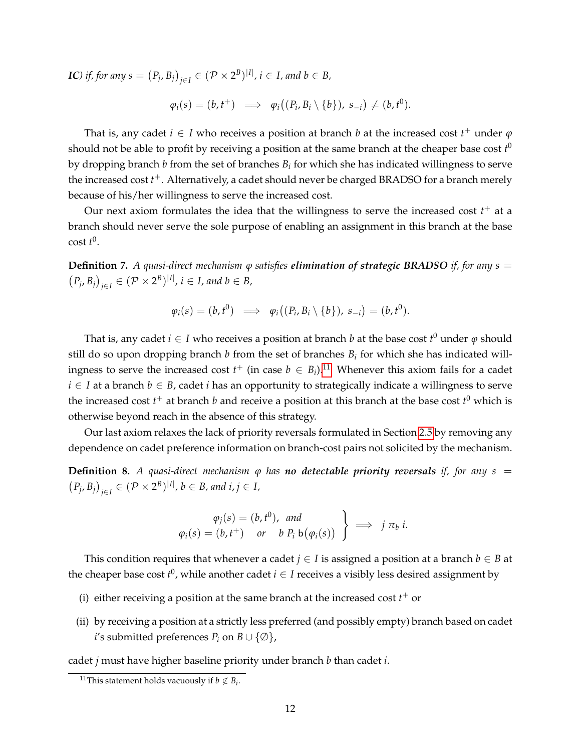***IC)** if, for any* $s = \big(P_j, B_j\big)_{j\in I} \in (\mathcal{P} \times 2^B)^{|I|}$*,* $i \in I$*, and* $b \in B$*,*

$$\varphi_i(s) = (b, t^+) \implies \varphi_i\big((P_i, B_i \setminus \{b\}),\ s_{-i}\big) \neq (b, t^0).$$

That is, any cadet $i \in I$ who receives a position at branch $b$ at the increased cost $t^+$ under $\varphi$ should not be able to profit by receiving a position at the same branch at the cheaper base cost $t^0$ by dropping branch $b$ from the set of branches $B_i$ for which she has indicated willingness to serve the increased cost $t^+$. Alternatively, a cadet should never be charged BRADSO for a branch merely because of his/her willingness to serve the increased cost.

Our next axiom formulates the idea that the willingness to serve the increased cost $t^+$ at a branch should never serve the sole purpose of enabling an assignment in this branch at the base cost $t^0$.

**Definition 7.** *A quasi-direct mechanism* $\varphi$ *satisfies **elimination of strategic BRADSO** if, for any* $s = \big(P_j, B_j\big)_{j\in I} \in (\mathcal{P} \times 2^B)^{|I|}$*,* $i \in I$*, and* $b \in B$*,*

$$\varphi_i(s) = (b, t^0) \implies \varphi_i\big((P_i, B_i \setminus \{b\}),\ s_{-i}\big) = (b, t^0).$$

That is, any cadet $i \in I$ who receives a position at branch $b$ at the base cost $t^0$ under $\varphi$ should still do so upon dropping branch $b$ from the set of branches $B_i$ for which she has indicated willingness to serve the increased cost $t^+$ (in case $b \in B_i$).[11] Whenever this axiom fails for a cadet $i \in I$ at a branch $b \in B$, cadet $i$ has an opportunity to strategically indicate a willingness to serve the increased cost $t^+$ at branch $b$ and receive a position at this branch at the base cost $t^0$ which is otherwise beyond reach in the absence of this strategy.

Our last axiom relaxes the lack of priority reversals formulated in Section 2.5 by removing any dependence on cadet preference information on branch-cost pairs not solicited by the mechanism.

**Definition 8.** *A quasi-direct mechanism* $\varphi$ *has **no detectable priority reversals** if, for any* $s = \big(P_j, B_j\big)_{j\in I} \in (\mathcal{P} \times 2^B)^{|I|}$*,* $b \in B$*, and* $i, j \in I$*,*

$$\left.\begin{array}{c} \varphi_j(s) = (b, t^0), \text{ and} \\ \varphi_i(s) = (b, t^+) \quad \text{or} \quad b\ P_i\ \mathsf{b}\big(\varphi_i(s)\big) \end{array}\right\} \implies j\ \pi_b\ i.$$

This condition requires that whenever a cadet $j \in I$ is assigned a position at a branch $b \in B$ at the cheaper base cost $t^0$, while another cadet $i \in I$ receives a visibly less desired assignment by

(i) either receiving a position at the same branch at the increased cost $t^+$ or

(ii) by receiving a position at a strictly less preferred (and possibly empty) branch based on cadet $i$'s submitted preferences $P_i$ on $B \cup \{\emptyset\}$,

cadet $j$ must have higher baseline priority under branch $b$ than cadet $i$.

[11] This statement holds vacuously if $b \notin B_i$.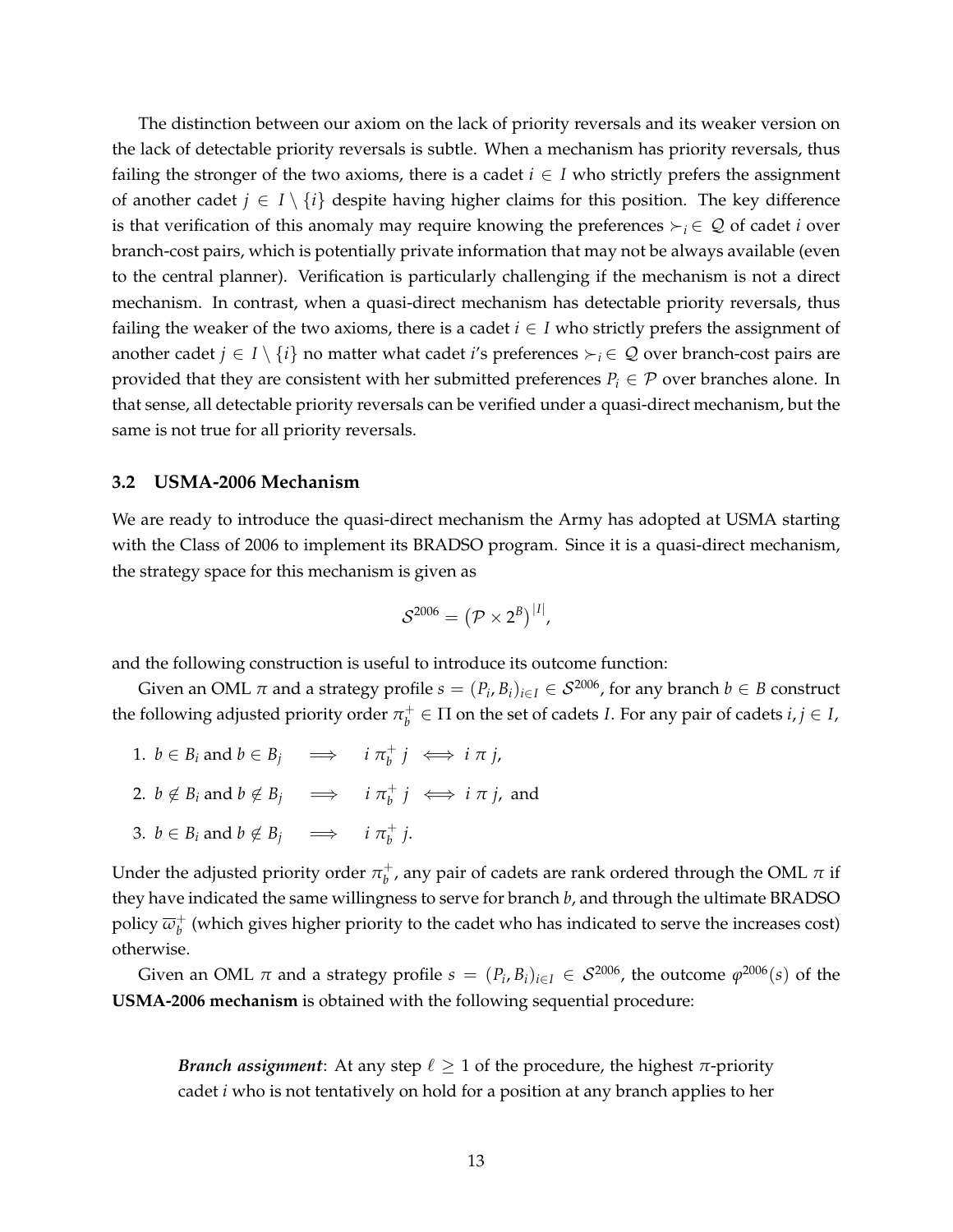The distinction between our axiom on the lack of priority reversals and its weaker version on the lack of detectable priority reversals is subtle. When a mechanism has priority reversals, thus failing the stronger of the two axioms, there is a cadet $i \in I$ who strictly prefers the assignment of another cadet $j \in I \setminus \{i\}$ despite having higher claims for this position. The key difference is that verification of this anomaly may require knowing the preferences $\succ_i \in \mathcal{Q}$ of cadet $i$ over branch-cost pairs, which is potentially private information that may not be always available (even to the central planner). Verification is particularly challenging if the mechanism is not a direct mechanism. In contrast, when a quasi-direct mechanism has detectable priority reversals, thus failing the weaker of the two axioms, there is a cadet $i \in I$ who strictly prefers the assignment of another cadet $j \in I \setminus \{i\}$ no matter what cadet $i$'s preferences $\succ_i \in \mathcal{Q}$ over branch-cost pairs are provided that they are consistent with her submitted preferences $P_i \in \mathcal{P}$ over branches alone. In that sense, all detectable priority reversals can be verified under a quasi-direct mechanism, but the same is not true for all priority reversals.

### 3.2 USMA-2006 Mechanism

We are ready to introduce the quasi-direct mechanism the Army has adopted at USMA starting with the Class of 2006 to implement its BRADSO program. Since it is a quasi-direct mechanism, the strategy space for this mechanism is given as

$$\mathcal{S}^{2006} = \left(\mathcal{P} \times 2^B\right)^{|I|},$$

and the following construction is useful to introduce its outcome function:

Given an OML $\pi$ and a strategy profile $s = (P_i, B_i)_{i \in I} \in \mathcal{S}^{2006}$, for any branch $b \in B$ construct the following adjusted priority order $\pi_b^+ \in \Pi$ on the set of cadets $I$. For any pair of cadets $i, j \in I$,

1. $b \in B_i$ and $b \in B_j \quad \Longrightarrow \quad i \; \pi_b^+ \; j \iff i \; \pi \; j$,
2. $b \notin B_i$ and $b \notin B_j \quad \Longrightarrow \quad i \; \pi_b^+ \; j \iff i \; \pi \; j$, and
3. $b \in B_i$ and $b \notin B_j \quad \Longrightarrow \quad i \; \pi_b^+ \; j$.

Under the adjusted priority order $\pi_b^+$, any pair of cadets are rank ordered through the OML $\pi$ if they have indicated the same willingness to serve for branch $b$, and through the ultimate BRADSO policy $\overline{\omega}_b^+$ (which gives higher priority to the cadet who has indicated to serve the increases cost) otherwise.

Given an OML $\pi$ and a strategy profile $s = (P_i, B_i)_{i \in I} \in \mathcal{S}^{2006}$, the outcome $\varphi^{2006}(s)$ of the **USMA-2006 mechanism** is obtained with the following sequential procedure:

> ***Branch assignment***: At any step $\ell \geq 1$ of the procedure, the highest $\pi$-priority cadet $i$ who is not tentatively on hold for a position at any branch applies to her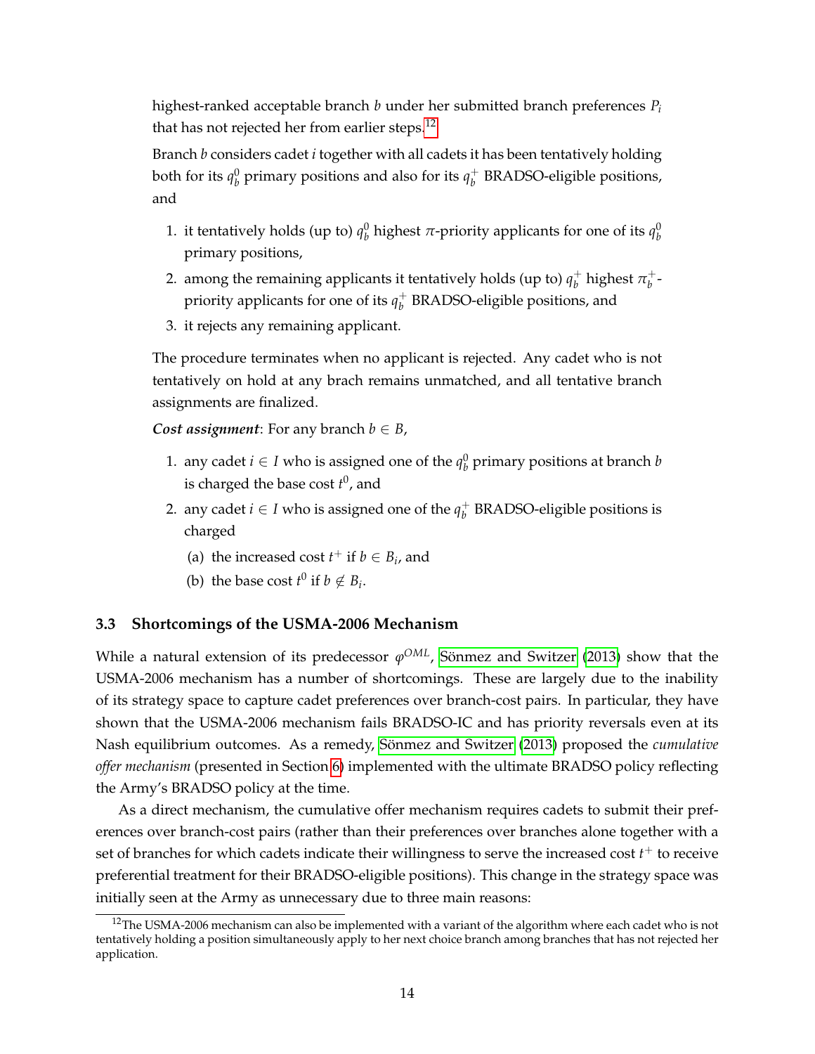highest-ranked acceptable branch $b$ under her submitted branch preferences $P_i$ that has not rejected her from earlier steps.[12]

Branch $b$ considers cadet $i$ together with all cadets it has been tentatively holding both for its $q_b^0$ primary positions and also for its $q_b^+$ BRADSO-eligible positions, and

1. it tentatively holds (up to) $q_b^0$ highest $\pi$-priority applicants for one of its $q_b^0$ primary positions,
2. among the remaining applicants it tentatively holds (up to) $q_b^+$ highest $\pi_b^+$-priority applicants for one of its $q_b^+$ BRADSO-eligible positions, and
3. it rejects any remaining applicant.

The procedure terminates when no applicant is rejected. Any cadet who is not tentatively on hold at any brach remains unmatched, and all tentative branch assignments are finalized.

***Cost assignment***: For any branch $b \in B$,

1. any cadet $i \in I$ who is assigned one of the $q_b^0$ primary positions at branch $b$ is charged the base cost $t^0$, and
2. any cadet $i \in I$ who is assigned one of the $q_b^+$ BRADSO-eligible positions is charged
   (a) the increased cost $t^+$ if $b \in B_i$, and
   (b) the base cost $t^0$ if $b \notin B_i$.

### 3.3 Shortcomings of the USMA-2006 Mechanism

While a natural extension of its predecessor $\varphi^{OML}$, Sönmez and Switzer (2013) show that the USMA-2006 mechanism has a number of shortcomings. These are largely due to the inability of its strategy space to capture cadet preferences over branch-cost pairs. In particular, they have shown that the USMA-2006 mechanism fails BRADSO-IC and has priority reversals even at its Nash equilibrium outcomes. As a remedy, Sönmez and Switzer (2013) proposed the *cumulative offer mechanism* (presented in Section 6) implemented with the ultimate BRADSO policy reflecting the Army's BRADSO policy at the time.

As a direct mechanism, the cumulative offer mechanism requires cadets to submit their preferences over branch-cost pairs (rather than their preferences over branches alone together with a set of branches for which cadets indicate their willingness to serve the increased cost $t^+$ to receive preferential treatment for their BRADSO-eligible positions). This change in the strategy space was initially seen at the Army as unnecessary due to three main reasons:

[12]The USMA-2006 mechanism can also be implemented with a variant of the algorithm where each cadet who is not tentatively holding a position simultaneously apply to her next choice branch among branches that has not rejected her application.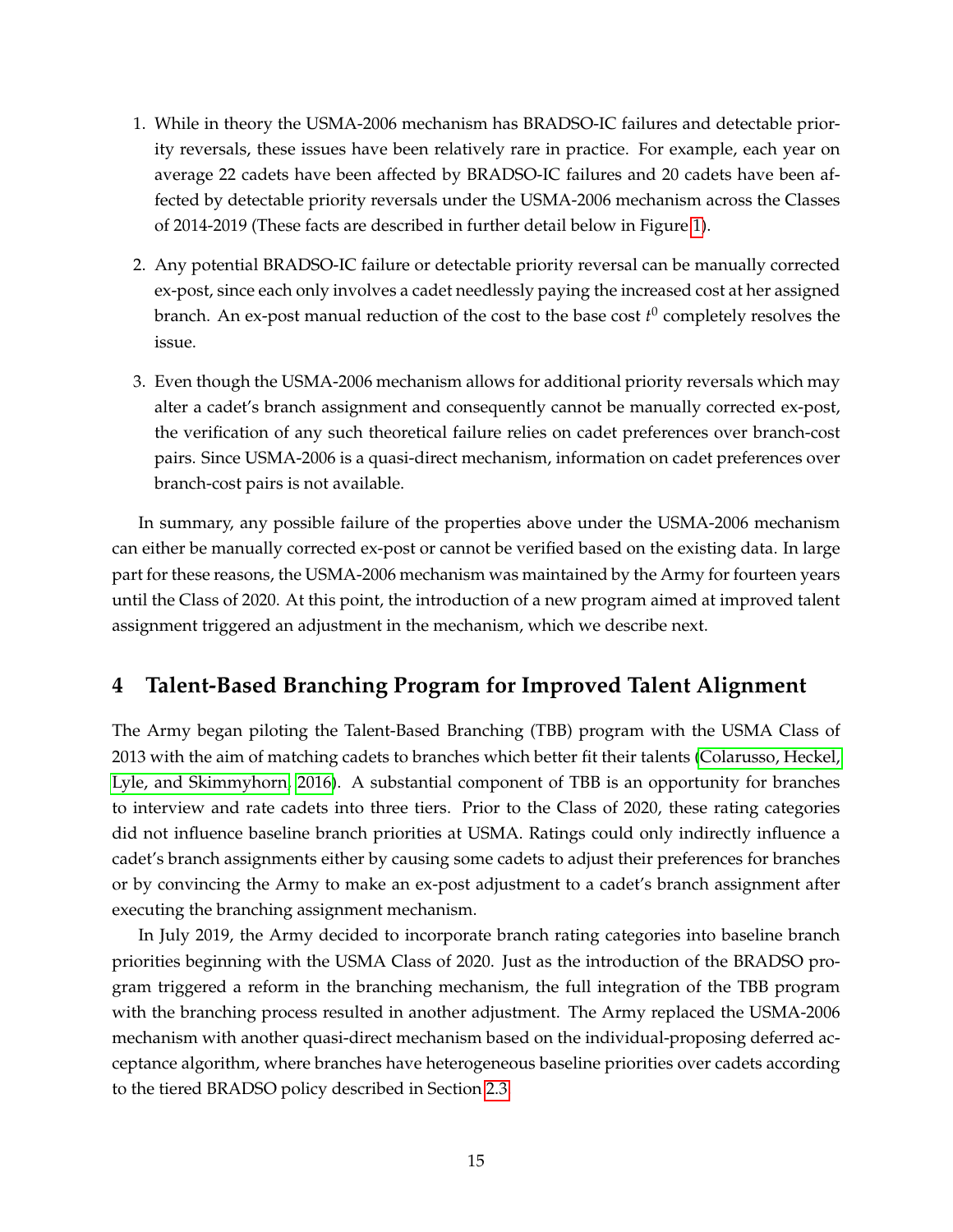1. While in theory the USMA-2006 mechanism has BRADSO-IC failures and detectable priority reversals, these issues have been relatively rare in practice. For example, each year on average 22 cadets have been affected by BRADSO-IC failures and 20 cadets have been affected by detectable priority reversals under the USMA-2006 mechanism across the Classes of 2014-2019 (These facts are described in further detail below in Figure 1).

2. Any potential BRADSO-IC failure or detectable priority reversal can be manually corrected ex-post, since each only involves a cadet needlessly paying the increased cost at her assigned branch. An ex-post manual reduction of the cost to the base cost $t^0$ completely resolves the issue.

3. Even though the USMA-2006 mechanism allows for additional priority reversals which may alter a cadet's branch assignment and consequently cannot be manually corrected ex-post, the verification of any such theoretical failure relies on cadet preferences over branch-cost pairs. Since USMA-2006 is a quasi-direct mechanism, information on cadet preferences over branch-cost pairs is not available.

In summary, any possible failure of the properties above under the USMA-2006 mechanism can either be manually corrected ex-post or cannot be verified based on the existing data. In large part for these reasons, the USMA-2006 mechanism was maintained by the Army for fourteen years until the Class of 2020. At this point, the introduction of a new program aimed at improved talent assignment triggered an adjustment in the mechanism, which we describe next.

# 4 Talent-Based Branching Program for Improved Talent Alignment

The Army began piloting the Talent-Based Branching (TBB) program with the USMA Class of 2013 with the aim of matching cadets to branches which better fit their talents (Colarusso, Heckel, Lyle, and Skimmyhorn, 2016). A substantial component of TBB is an opportunity for branches to interview and rate cadets into three tiers. Prior to the Class of 2020, these rating categories did not influence baseline branch priorities at USMA. Ratings could only indirectly influence a cadet's branch assignments either by causing some cadets to adjust their preferences for branches or by convincing the Army to make an ex-post adjustment to a cadet's branch assignment after executing the branching assignment mechanism.

In July 2019, the Army decided to incorporate branch rating categories into baseline branch priorities beginning with the USMA Class of 2020. Just as the introduction of the BRADSO program triggered a reform in the branching mechanism, the full integration of the TBB program with the branching process resulted in another adjustment. The Army replaced the USMA-2006 mechanism with another quasi-direct mechanism based on the individual-proposing deferred acceptance algorithm, where branches have heterogeneous baseline priorities over cadets according to the tiered BRADSO policy described in Section 2.3.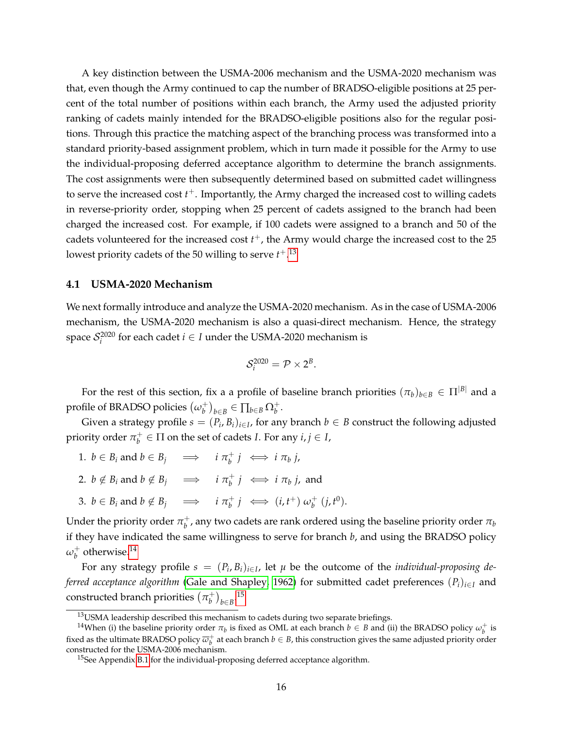A key distinction between the USMA-2006 mechanism and the USMA-2020 mechanism was that, even though the Army continued to cap the number of BRADSO-eligible positions at 25 percent of the total number of positions within each branch, the Army used the adjusted priority ranking of cadets mainly intended for the BRADSO-eligible positions also for the regular positions. Through this practice the matching aspect of the branching process was transformed into a standard priority-based assignment problem, which in turn made it possible for the Army to use the individual-proposing deferred acceptance algorithm to determine the branch assignments. The cost assignments were then subsequently determined based on submitted cadet willingness to serve the increased cost $t^+$. Importantly, the Army charged the increased cost to willing cadets in reverse-priority order, stopping when 25 percent of cadets assigned to the branch had been charged the increased cost. For example, if 100 cadets were assigned to a branch and 50 of the cadets volunteered for the increased cost $t^+$, the Army would charge the increased cost to the 25 lowest priority cadets of the 50 willing to serve $t^+$.[13]

### 4.1 USMA-2020 Mechanism

We next formally introduce and analyze the USMA-2020 mechanism. As in the case of USMA-2006 mechanism, the USMA-2020 mechanism is also a quasi-direct mechanism. Hence, the strategy space $\mathcal{S}_i^{2020}$ for each cadet $i \in I$ under the USMA-2020 mechanism is

$$\mathcal{S}_i^{2020} = \mathcal{P} \times 2^B.$$

For the rest of this section, fix a a profile of baseline branch priorities $(\pi_b)_{b\in B} \in \Pi^{|B|}$ and a profile of BRADSO policies $\left(\omega_b^+\right)_{b\in B} \in \prod_{b\in B} \Omega_b^+$.

Given a strategy profile $s = (P_i, B_i)_{i\in I}$, for any branch $b \in B$ construct the following adjusted priority order $\pi_b^+ \in \Pi$ on the set of cadets $I$. For any $i, j \in I$,

1. $b \in B_i$ and $b \in B_j \quad \Longrightarrow \quad i \; \pi_b^+ \; j \iff i \; \pi_b \; j$,
2. $b \notin B_i$ and $b \notin B_j \quad \Longrightarrow \quad i \; \pi_b^+ \; j \iff i \; \pi_b \; j$, and
3. $b \in B_i$ and $b \notin B_j \quad \Longrightarrow \quad i \; \pi_b^+ \; j \iff (i, t^+) \; \omega_b^+ \; (j, t^0)$.

Under the priority order $\pi_b^+$, any two cadets are rank ordered using the baseline priority order $\pi_b$ if they have indicated the same willingness to serve for branch $b$, and using the BRADSO policy $\omega_b^+$ otherwise.[14]

For any strategy profile $s = (P_i, B_i)_{i\in I}$, let $\mu$ be the outcome of the *individual-proposing deferred acceptance algorithm* (Gale and Shapley, 1962) for submitted cadet preferences $(P_i)_{i\in I}$ and constructed branch priorities $\left(\pi_b^+\right)_{b\in B}$.[15]

---

[13] USMA leadership described this mechanism to cadets during two separate briefings.

[14] When (i) the baseline priority order $\pi_b$ is fixed as OML at each branch $b \in B$ and (ii) the BRADSO policy $\omega_b^+$ is fixed as the ultimate BRADSO policy $\overline{\omega}_b^+$ at each branch $b \in B$, this construction gives the same adjusted priority order constructed for the USMA-2006 mechanism.

[15] See Appendix B.1 for the individual-proposing deferred acceptance algorithm.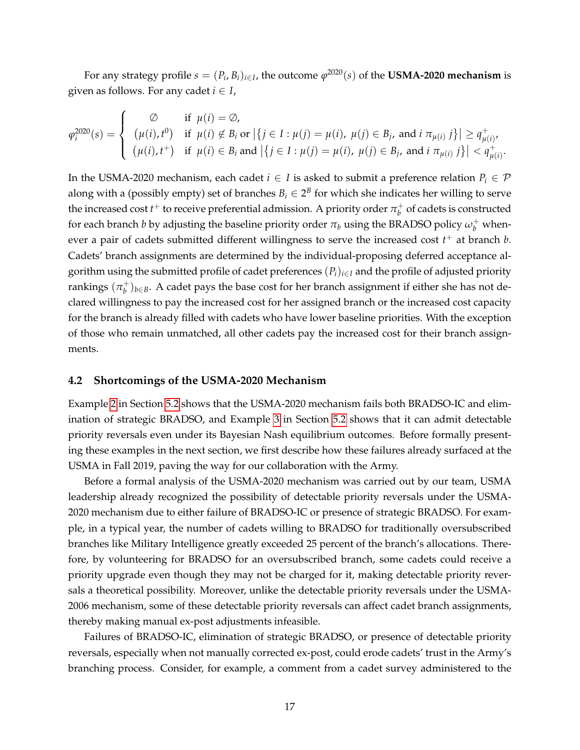For any strategy profile $s = (P_i, B_i)_{i \in I}$, the outcome $\varphi^{2020}(s)$ of the **USMA-2020 mechanism** is given as follows. For any cadet $i \in I$,

$$\varphi_i^{2020}(s) = \begin{cases} \emptyset & \text{if } \mu(i) = \emptyset, \\ \big(\mu(i), t^0\big) & \text{if } \mu(i) \notin B_i \text{ or } \big|\{j \in I : \mu(j) = \mu(i),\ \mu(j) \in B_j, \text{ and } i \ \pi_{\mu(i)} \ j\}\big| \geq q^+_{\mu(i)}, \\ \big(\mu(i), t^+\big) & \text{if } \mu(i) \in B_i \text{ and } \big|\{j \in I : \mu(j) = \mu(i),\ \mu(j) \in B_j, \text{ and } i \ \pi_{\mu(i)} \ j\}\big| < q^+_{\mu(i)}. \end{cases}$$

In the USMA-2020 mechanism, each cadet $i \in I$ is asked to submit a preference relation $P_i \in \mathcal{P}$ along with a (possibly empty) set of branches $B_i \in 2^B$ for which she indicates her willing to serve the increased cost $t^+$ to receive preferential admission. A priority order $\pi_b^+$ of cadets is constructed for each branch $b$ by adjusting the baseline priority order $\pi_b$ using the BRADSO policy $\omega_b^+$ whenever a pair of cadets submitted different willingness to serve the increased cost $t^+$ at branch $b$. Cadets' branch assignments are determined by the individual-proposing deferred acceptance algorithm using the submitted profile of cadet preferences $(P_i)_{i \in I}$ and the profile of adjusted priority rankings $(\pi_b^+)_{b \in B}$. A cadet pays the base cost for her branch assignment if either she has not declared willingness to pay the increased cost for her assigned branch or the increased cost capacity for the branch is already filled with cadets who have lower baseline priorities. With the exception of those who remain unmatched, all other cadets pay the increased cost for their branch assignments.

### 4.2 Shortcomings of the USMA-2020 Mechanism

Example 2 in Section 5.2 shows that the USMA-2020 mechanism fails both BRADSO-IC and elimination of strategic BRADSO, and Example 3 in Section 5.2 shows that it can admit detectable priority reversals even under its Bayesian Nash equilibrium outcomes. Before formally presenting these examples in the next section, we first describe how these failures already surfaced at the USMA in Fall 2019, paving the way for our collaboration with the Army.

Before a formal analysis of the USMA-2020 mechanism was carried out by our team, USMA leadership already recognized the possibility of detectable priority reversals under the USMA-2020 mechanism due to either failure of BRADSO-IC or presence of strategic BRADSO. For example, in a typical year, the number of cadets willing to BRADSO for traditionally oversubscribed branches like Military Intelligence greatly exceeded 25 percent of the branch's allocations. Therefore, by volunteering for BRADSO for an oversubscribed branch, some cadets could receive a priority upgrade even though they may not be charged for it, making detectable priority reversals a theoretical possibility. Moreover, unlike the detectable priority reversals under the USMA-2006 mechanism, some of these detectable priority reversals can affect cadet branch assignments, thereby making manual ex-post adjustments infeasible.

Failures of BRADSO-IC, elimination of strategic BRADSO, or presence of detectable priority reversals, especially when not manually corrected ex-post, could erode cadets' trust in the Army's branching process. Consider, for example, a comment from a cadet survey administered to the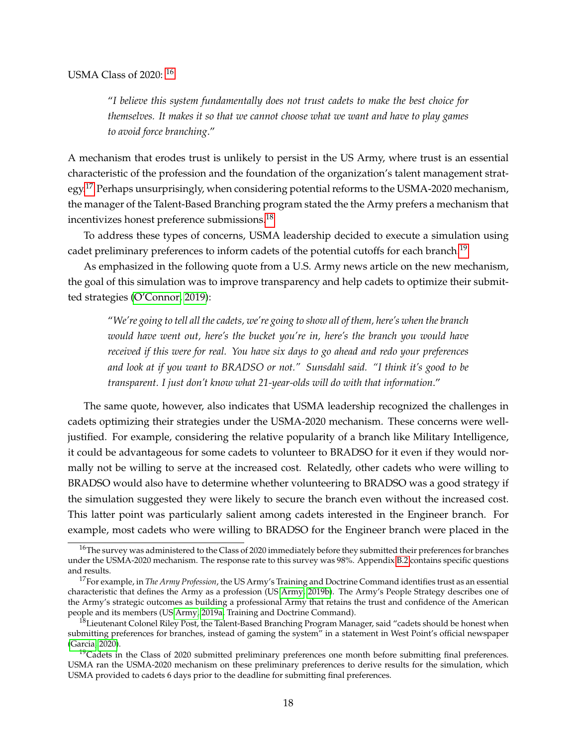USMA Class of 2020: [16]

> "*I believe this system fundamentally does not trust cadets to make the best choice for themselves. It makes it so that we cannot choose what we want and have to play games to avoid force branching*."

A mechanism that erodes trust is unlikely to persist in the US Army, where trust is an essential characteristic of the profession and the foundation of the organization's talent management strategy.[17] Perhaps unsurprisingly, when considering potential reforms to the USMA-2020 mechanism, the manager of the Talent-Based Branching program stated the the Army prefers a mechanism that incentivizes honest preference submissions.[18]

To address these types of concerns, USMA leadership decided to execute a simulation using cadet preliminary preferences to inform cadets of the potential cutoffs for each branch.[19]

As emphasized in the following quote from a U.S. Army news article on the new mechanism, the goal of this simulation was to improve transparency and help cadets to optimize their submitted strategies (O'Connor, 2019):

> "*We're going to tell all the cadets, we're going to show all of them, here's when the branch would have went out, here's the bucket you're in, here's the branch you would have received if this were for real. You have six days to go ahead and redo your preferences and look at if you want to BRADSO or not." Sunsdahl said. "I think it's good to be transparent. I just don't know what 21-year-olds will do with that information*."

The same quote, however, also indicates that USMA leadership recognized the challenges in cadets optimizing their strategies under the USMA-2020 mechanism. These concerns were well-justified. For example, considering the relative popularity of a branch like Military Intelligence, it could be advantageous for some cadets to volunteer to BRADSO for it even if they would normally not be willing to serve at the increased cost. Relatedly, other cadets who were willing to BRADSO would also have to determine whether volunteering to BRADSO was a good strategy if the simulation suggested they were likely to secure the branch even without the increased cost. This latter point was particularly salient among cadets interested in the Engineer branch. For example, most cadets who were willing to BRADSO for the Engineer branch were placed in the

---

[16] The survey was administered to the Class of 2020 immediately before they submitted their preferences for branches under the USMA-2020 mechanism. The response rate to this survey was 98%. Appendix B.2 contains specific questions and results.

[17] For example, in *The Army Profession*, the US Army's Training and Doctrine Command identifies trust as an essential characteristic that defines the Army as a profession (US Army, 2019b). The Army's People Strategy describes one of the Army's strategic outcomes as building a professional Army that retains the trust and confidence of the American people and its members (US Army, 2019a, Training and Doctrine Command).

[18] Lieutenant Colonel Riley Post, the Talent-Based Branching Program Manager, said "cadets should be honest when submitting preferences for branches, instead of gaming the system" in a statement in West Point's official newspaper (Garcia, 2020).

[19] Cadets in the Class of 2020 submitted preliminary preferences one month before submitting final preferences. USMA ran the USMA-2020 mechanism on these preliminary preferences to derive results for the simulation, which USMA provided to cadets 6 days prior to the deadline for submitting final preferences.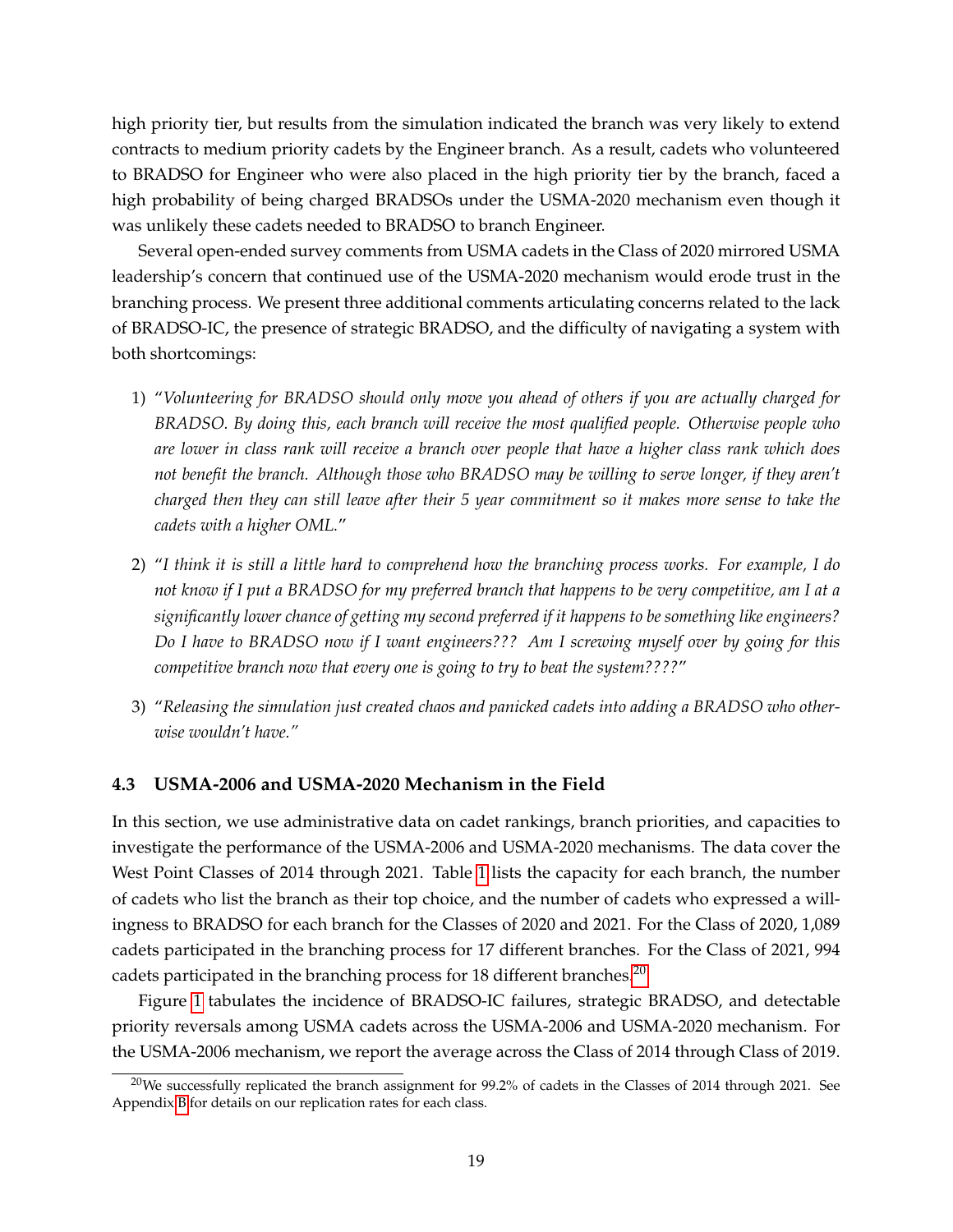high priority tier, but results from the simulation indicated the branch was very likely to extend contracts to medium priority cadets by the Engineer branch. As a result, cadets who volunteered to BRADSO for Engineer who were also placed in the high priority tier by the branch, faced a high probability of being charged BRADSOs under the USMA-2020 mechanism even though it was unlikely these cadets needed to BRADSO to branch Engineer.

Several open-ended survey comments from USMA cadets in the Class of 2020 mirrored USMA leadership's concern that continued use of the USMA-2020 mechanism would erode trust in the branching process. We present three additional comments articulating concerns related to the lack of BRADSO-IC, the presence of strategic BRADSO, and the difficulty of navigating a system with both shortcomings:

1) "*Volunteering for BRADSO should only move you ahead of others if you are actually charged for BRADSO. By doing this, each branch will receive the most qualified people. Otherwise people who are lower in class rank will receive a branch over people that have a higher class rank which does not benefit the branch. Although those who BRADSO may be willing to serve longer, if they aren't charged then they can still leave after their 5 year commitment so it makes more sense to take the cadets with a higher OML.*"

2) "*I think it is still a little hard to comprehend how the branching process works. For example, I do not know if I put a BRADSO for my preferred branch that happens to be very competitive, am I at a significantly lower chance of getting my second preferred if it happens to be something like engineers? Do I have to BRADSO now if I want engineers??? Am I screwing myself over by going for this competitive branch now that every one is going to try to beat the system????*"

3) "*Releasing the simulation just created chaos and panicked cadets into adding a BRADSO who otherwise wouldn't have.*"

### 4.3 USMA-2006 and USMA-2020 Mechanism in the Field

In this section, we use administrative data on cadet rankings, branch priorities, and capacities to investigate the performance of the USMA-2006 and USMA-2020 mechanisms. The data cover the West Point Classes of 2014 through 2021. Table 1 lists the capacity for each branch, the number of cadets who list the branch as their top choice, and the number of cadets who expressed a willingness to BRADSO for each branch for the Classes of 2020 and 2021. For the Class of 2020, 1,089 cadets participated in the branching process for 17 different branches. For the Class of 2021, 994 cadets participated in the branching process for 18 different branches.[20]

Figure 1 tabulates the incidence of BRADSO-IC failures, strategic BRADSO, and detectable priority reversals among USMA cadets across the USMA-2006 and USMA-2020 mechanism. For the USMA-2006 mechanism, we report the average across the Class of 2014 through Class of 2019.

[20] We successfully replicated the branch assignment for 99.2% of cadets in the Classes of 2014 through 2021. See Appendix B for details on our replication rates for each class.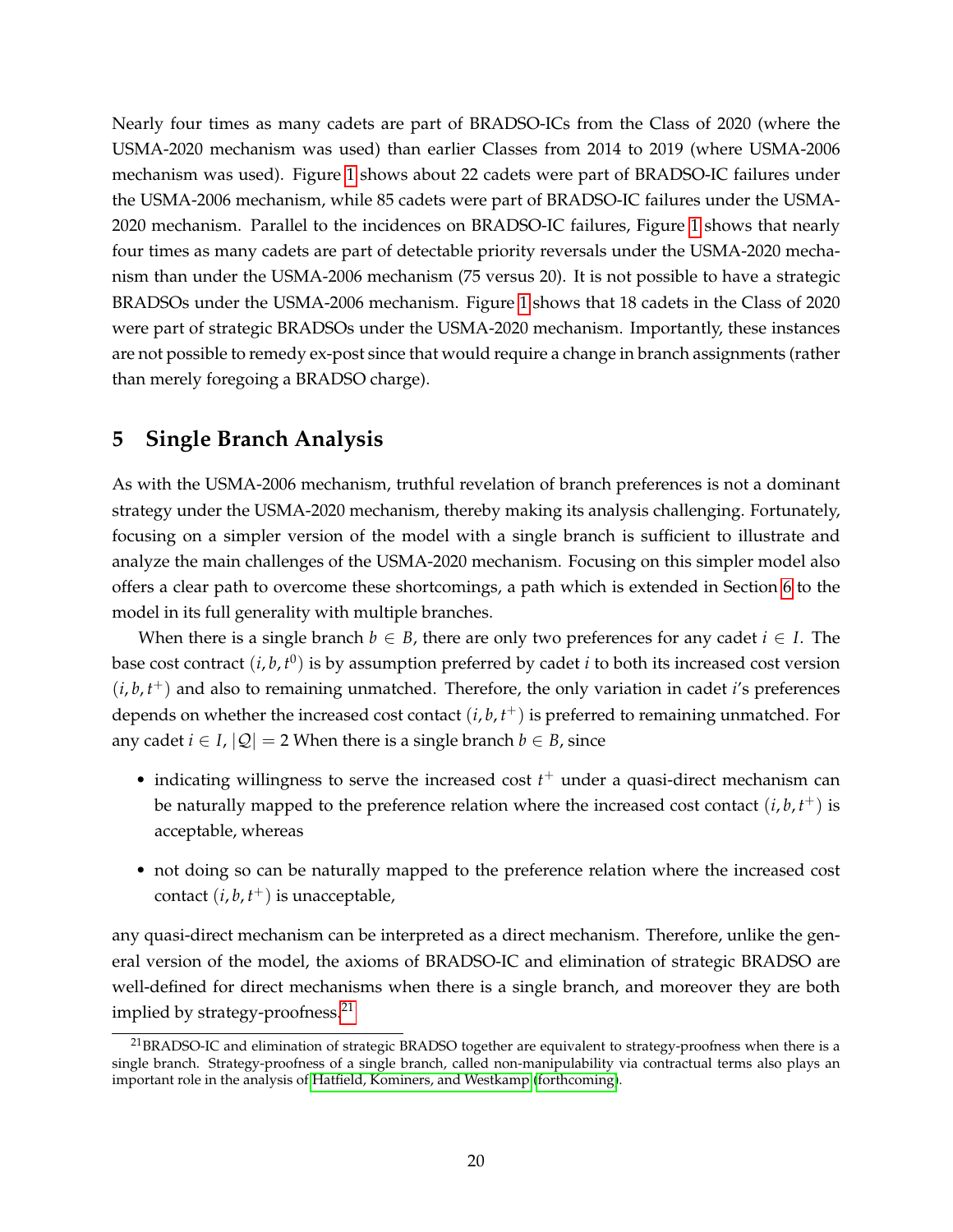Nearly four times as many cadets are part of BRADSO-ICs from the Class of 2020 (where the USMA-2020 mechanism was used) than earlier Classes from 2014 to 2019 (where USMA-2006 mechanism was used). Figure 1 shows about 22 cadets were part of BRADSO-IC failures under the USMA-2006 mechanism, while 85 cadets were part of BRADSO-IC failures under the USMA-2020 mechanism. Parallel to the incidences on BRADSO-IC failures, Figure 1 shows that nearly four times as many cadets are part of detectable priority reversals under the USMA-2020 mechanism than under the USMA-2006 mechanism (75 versus 20). It is not possible to have a strategic BRADSOs under the USMA-2006 mechanism. Figure 1 shows that 18 cadets in the Class of 2020 were part of strategic BRADSOs under the USMA-2020 mechanism. Importantly, these instances are not possible to remedy ex-post since that would require a change in branch assignments (rather than merely foregoing a BRADSO charge).

## 5 Single Branch Analysis

As with the USMA-2006 mechanism, truthful revelation of branch preferences is not a dominant strategy under the USMA-2020 mechanism, thereby making its analysis challenging. Fortunately, focusing on a simpler version of the model with a single branch is sufficient to illustrate and analyze the main challenges of the USMA-2020 mechanism. Focusing on this simpler model also offers a clear path to overcome these shortcomings, a path which is extended in Section 6 to the model in its full generality with multiple branches.

When there is a single branch $b \in B$, there are only two preferences for any cadet $i \in I$. The base cost contract $(i, b, t^0)$ is by assumption preferred by cadet $i$ to both its increased cost version $(i, b, t^+)$ and also to remaining unmatched. Therefore, the only variation in cadet $i$'s preferences depends on whether the increased cost contact $(i, b, t^+)$ is preferred to remaining unmatched. For any cadet $i \in I$, $|\mathcal{Q}| = 2$ When there is a single branch $b \in B$, since

- indicating willingness to serve the increased cost $t^+$ under a quasi-direct mechanism can be naturally mapped to the preference relation where the increased cost contact $(i, b, t^+)$ is acceptable, whereas
- not doing so can be naturally mapped to the preference relation where the increased cost contact $(i, b, t^+)$ is unacceptable,

any quasi-direct mechanism can be interpreted as a direct mechanism. Therefore, unlike the general version of the model, the axioms of BRADSO-IC and elimination of strategic BRADSO are well-defined for direct mechanisms when there is a single branch, and moreover they are both implied by strategy-proofness.[21]

[21] BRADSO-IC and elimination of strategic BRADSO together are equivalent to strategy-proofness when there is a single branch. Strategy-proofness of a single branch, called non-manipulability via contractual terms also plays an important role in the analysis of Hatfield, Kominers, and Westkamp (forthcoming).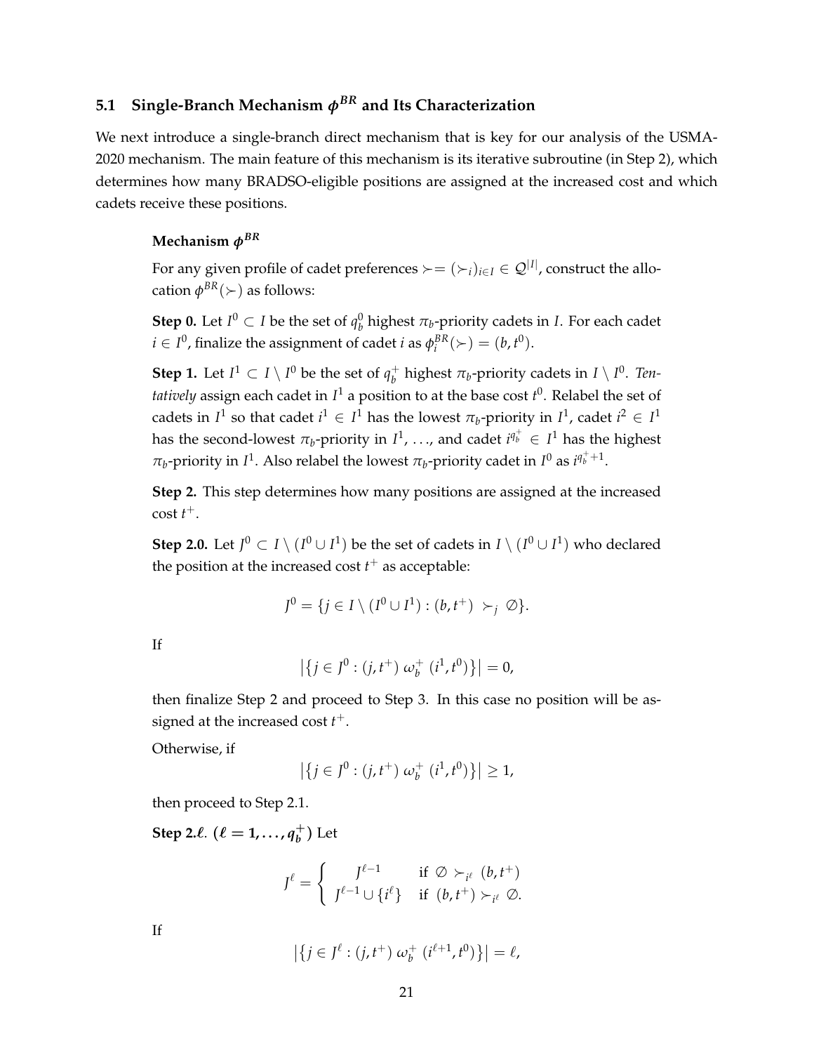## 5.1 Single-Branch Mechanism $\phi^{BR}$ and Its Characterization

We next introduce a single-branch direct mechanism that is key for our analysis of the USMA-2020 mechanism. The main feature of this mechanism is its iterative subroutine (in Step 2), which determines how many BRADSO-eligible positions are assigned at the increased cost and which cadets receive these positions.

**Mechanism $\phi^{BR}$**

For any given profile of cadet preferences $\succ = (\succ_i)_{i \in I} \in \mathcal{Q}^{|I|}$, construct the allocation $\phi^{BR}(\succ)$ as follows:

**Step 0.** Let $I^0 \subset I$ be the set of $q_b^0$ highest $\pi_b$-priority cadets in $I$. For each cadet $i \in I^0$, finalize the assignment of cadet $i$ as $\phi_i^{BR}(\succ) = (b, t^0)$.

**Step 1.** Let $I^1 \subset I \setminus I^0$ be the set of $q_b^+$ highest $\pi_b$-priority cadets in $I \setminus I^0$. *Tentatively* assign each cadet in $I^1$ a position to at the base cost $t^0$. Relabel the set of cadets in $I^1$ so that cadet $i^1 \in I^1$ has the lowest $\pi_b$-priority in $I^1$, cadet $i^2 \in I^1$ has the second-lowest $\pi_b$-priority in $I^1$, ..., and cadet $i^{q_b^+} \in I^1$ has the highest $\pi_b$-priority in $I^1$. Also relabel the lowest $\pi_b$-priority cadet in $I^0$ as $i^{q_b^+ + 1}$.

**Step 2.** This step determines how many positions are assigned at the increased cost $t^+$.

**Step 2.0.** Let $J^0 \subset I \setminus (I^0 \cup I^1)$ be the set of cadets in $I \setminus (I^0 \cup I^1)$ who declared the position at the increased cost $t^+$ as acceptable:

$$J^0 = \{j \in I \setminus (I^0 \cup I^1) : (b, t^+) \succ_j \emptyset\}.$$

If

$$\left|\{j \in J^0 : (j, t^+) \; \omega_b^+ \; (i^1, t^0)\}\right| = 0,$$

then finalize Step 2 and proceed to Step 3. In this case no position will be assigned at the increased cost $t^+$.

Otherwise, if

$$\left|\{j \in J^0 : (j, t^+) \; \omega_b^+ \; (i^1, t^0)\}\right| \geq 1,$$

then proceed to Step 2.1.

**Step 2.$\ell$. ($\ell = 1, \ldots, q_b^+$)** Let

$$J^\ell = \begin{cases} J^{\ell-1} & \text{if } \emptyset \succ_{i^\ell} (b, t^+) \\ J^{\ell-1} \cup \{i^\ell\} & \text{if } (b, t^+) \succ_{i^\ell} \emptyset. \end{cases}$$

If

$$\left|\{j \in J^\ell : (j, t^+) \; \omega_b^+ \; (i^{\ell+1}, t^0)\}\right| = \ell,$$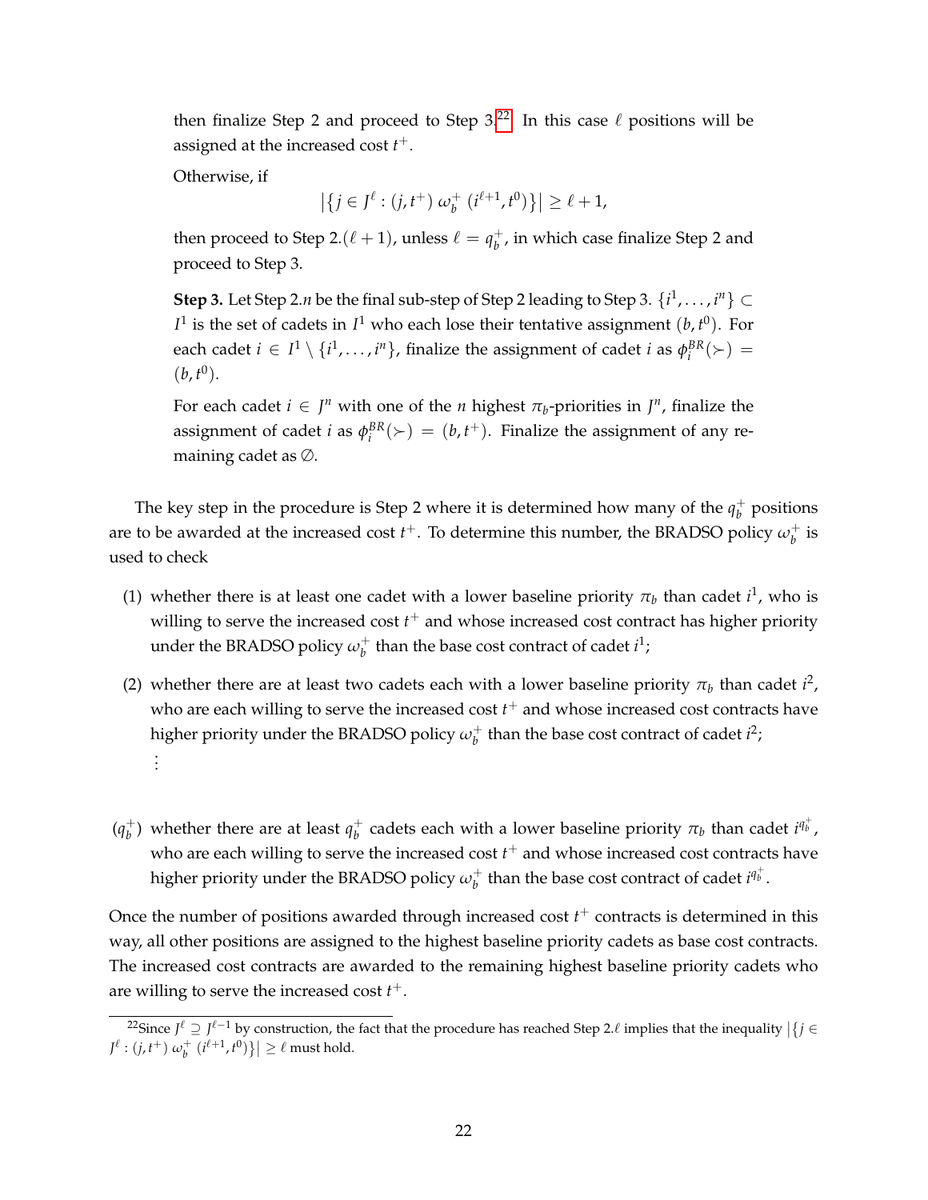then finalize Step 2 and proceed to Step 3.[22] In this case $\ell$ positions will be assigned at the increased cost $t^+$.

Otherwise, if

$$\left|\{j \in J^\ell : (j, t^+) \; \omega_b^+ \; (i^{\ell+1}, t^0)\}\right| \geq \ell + 1,$$

then proceed to Step 2.$(\ell+1)$, unless $\ell = q_b^+$, in which case finalize Step 2 and proceed to Step 3.

**Step 3.** Let Step 2.$n$ be the final sub-step of Step 2 leading to Step 3. $\{i^1, \ldots, i^n\} \subset I^1$ is the set of cadets in $I^1$ who each lose their tentative assignment $(b, t^0)$. For each cadet $i \in I^1 \setminus \{i^1, \ldots, i^n\}$, finalize the assignment of cadet $i$ as $\phi_i^{BR}(\succ) = (b, t^0)$.

For each cadet $i \in J^n$ with one of the $n$ highest $\pi_b$-priorities in $J^n$, finalize the assignment of cadet $i$ as $\phi_i^{BR}(\succ) = (b, t^+)$. Finalize the assignment of any remaining cadet as $\emptyset$.

The key step in the procedure is Step 2 where it is determined how many of the $q_b^+$ positions are to be awarded at the increased cost $t^+$. To determine this number, the BRADSO policy $\omega_b^+$ is used to check

(1) whether there is at least one cadet with a lower baseline priority $\pi_b$ than cadet $i^1$, who is willing to serve the increased cost $t^+$ and whose increased cost contract has higher priority under the BRADSO policy $\omega_b^+$ than the base cost contract of cadet $i^1$;

(2) whether there are at least two cadets each with a lower baseline priority $\pi_b$ than cadet $i^2$, who are each willing to serve the increased cost $t^+$ and whose increased cost contracts have higher priority under the BRADSO policy $\omega_b^+$ than the base cost contract of cadet $i^2$;

$\vdots$

($q_b^+$) whether there are at least $q_b^+$ cadets each with a lower baseline priority $\pi_b$ than cadet $i^{q_b^+}$, who are each willing to serve the increased cost $t^+$ and whose increased cost contracts have higher priority under the BRADSO policy $\omega_b^+$ than the base cost contract of cadet $i^{q_b^+}$.

Once the number of positions awarded through increased cost $t^+$ contracts is determined in this way, all other positions are assigned to the highest baseline priority cadets as base cost contracts. The increased cost contracts are awarded to the remaining highest baseline priority cadets who are willing to serve the increased cost $t^+$.

[22] Since $J^\ell \supseteq J^{\ell-1}$ by construction, the fact that the procedure has reached Step 2.$\ell$ implies that the inequality $\left|\{j \in J^\ell : (j, t^+) \; \omega_b^+ \; (i^{\ell+1}, t^0)\}\right| \geq \ell$ must hold.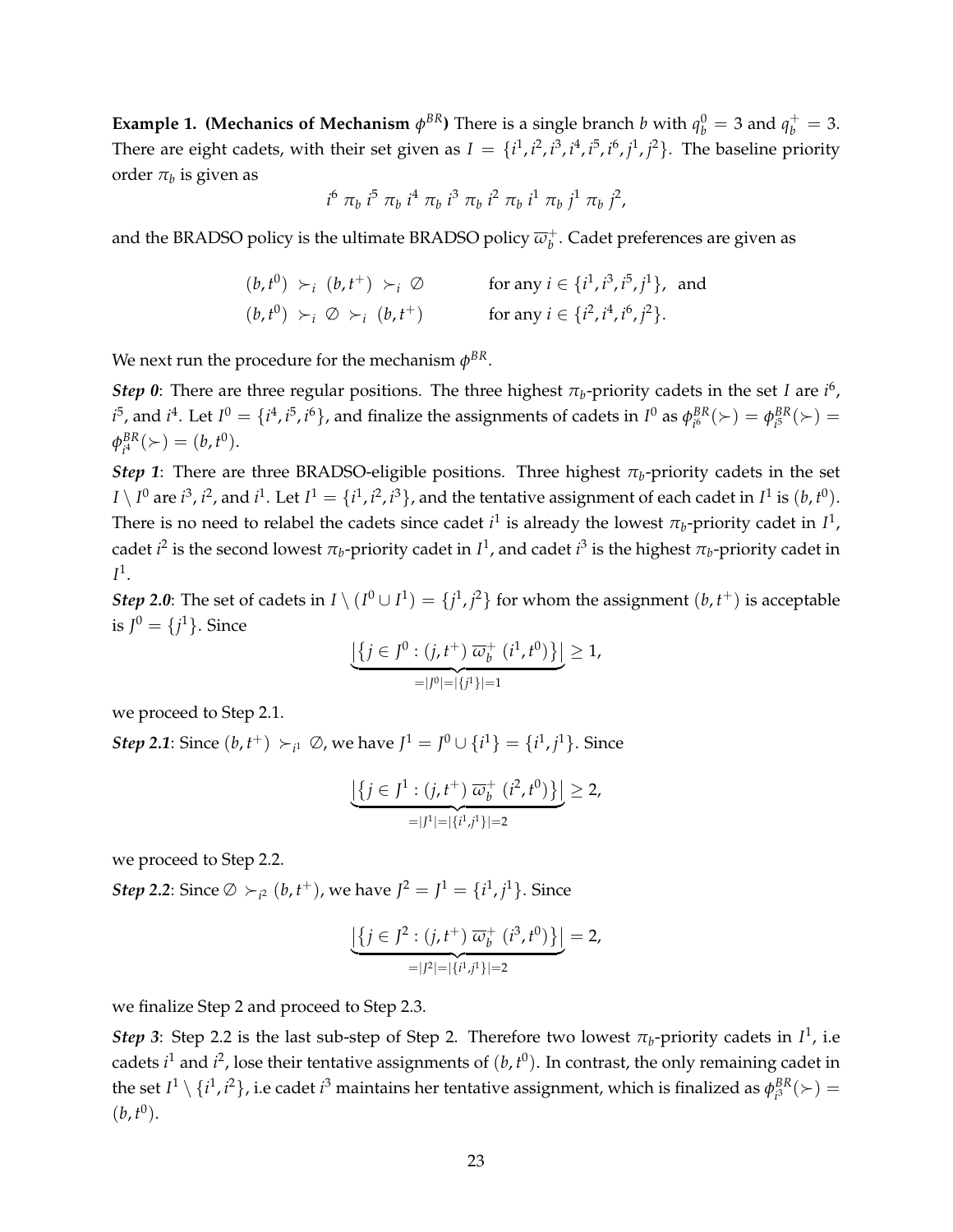**Example 1. (Mechanics of Mechanism $\phi^{BR}$)** There is a single branch $b$ with $q_b^0 = 3$ and $q_b^+ = 3$. There are eight cadets, with their set given as $I = \{i^1, i^2, i^3, i^4, i^5, i^6, j^1, j^2\}$. The baseline priority order $\pi_b$ is given as

$$i^6 \; \pi_b \; i^5 \; \pi_b \; i^4 \; \pi_b \; i^3 \; \pi_b \; i^2 \; \pi_b \; i^1 \; \pi_b \; j^1 \; \pi_b \; j^2,$$

and the BRADSO policy is the ultimate BRADSO policy $\overline{\omega}_b^+$. Cadet preferences are given as

$$(b, t^0) \succ_i (b, t^+) \succ_i \emptyset \qquad \text{for any } i \in \{i^1, i^3, i^5, j^1\}, \text{ and}$$
$$(b, t^0) \succ_i \emptyset \succ_i (b, t^+) \qquad \text{for any } i \in \{i^2, i^4, i^6, j^2\}.$$

We next run the procedure for the mechanism $\phi^{BR}$.

***Step 0***: There are three regular positions. The three highest $\pi_b$-priority cadets in the set $I$ are $i^6$, $i^5$, and $i^4$. Let $I^0 = \{i^4, i^5, i^6\}$, and finalize the assignments of cadets in $I^0$ as $\phi^{BR}_{i^6}(\succ) = \phi^{BR}_{i^5}(\succ) = \phi^{BR}_{i^4}(\succ) = (b, t^0)$.

***Step 1***: There are three BRADSO-eligible positions. Three highest $\pi_b$-priority cadets in the set $I \setminus I^0$ are $i^3$, $i^2$, and $i^1$. Let $I^1 = \{i^1, i^2, i^3\}$, and the tentative assignment of each cadet in $I^1$ is $(b, t^0)$. There is no need to relabel the cadets since cadet $i^1$ is already the lowest $\pi_b$-priority cadet in $I^1$, cadet $i^2$ is the second lowest $\pi_b$-priority cadet in $I^1$, and cadet $i^3$ is the highest $\pi_b$-priority cadet in $I^1$.

***Step 2.0***: The set of cadets in $I \setminus (I^0 \cup I^1) = \{j^1, j^2\}$ for whom the assignment $(b, t^+)$ is acceptable is $J^0 = \{j^1\}$. Since

$$\underbrace{\left|\{j \in J^0 : (j, t^+) \; \overline{\omega}_b^+ \; (i^1, t^0)\}\right|}_{=|J^0|=|\{j^1\}|=1} \geq 1,$$

we proceed to Step 2.1.

***Step 2.1***: Since $(b, t^+) \succ_{i^1} \emptyset$, we have $J^1 = J^0 \cup \{i^1\} = \{i^1, j^1\}$. Since

$$\underbrace{\left|\{j \in J^1 : (j, t^+) \; \overline{\omega}_b^+ \; (i^2, t^0)\}\right|}_{=|J^1|=|\{i^1,j^1\}|=2} \geq 2,$$

we proceed to Step 2.2.

***Step 2.2***: Since $\emptyset \succ_{i^2} (b, t^+)$, we have $J^2 = J^1 = \{i^1, j^1\}$. Since

$$\underbrace{\left|\{j \in J^2 : (j, t^+) \; \overline{\omega}_b^+ \; (i^3, t^0)\}\right|}_{=|J^2|=|\{i^1,j^1\}|=2} = 2,$$

we finalize Step 2 and proceed to Step 2.3.

***Step 3***: Step 2.2 is the last sub-step of Step 2. Therefore two lowest $\pi_b$-priority cadets in $I^1$, i.e cadets $i^1$ and $i^2$, lose their tentative assignments of $(b, t^0)$. In contrast, the only remaining cadet in the set $I^1 \setminus \{i^1, i^2\}$, i.e cadet $i^3$ maintains her tentative assignment, which is finalized as $\phi^{BR}_{i^3}(\succ) = (b, t^0)$.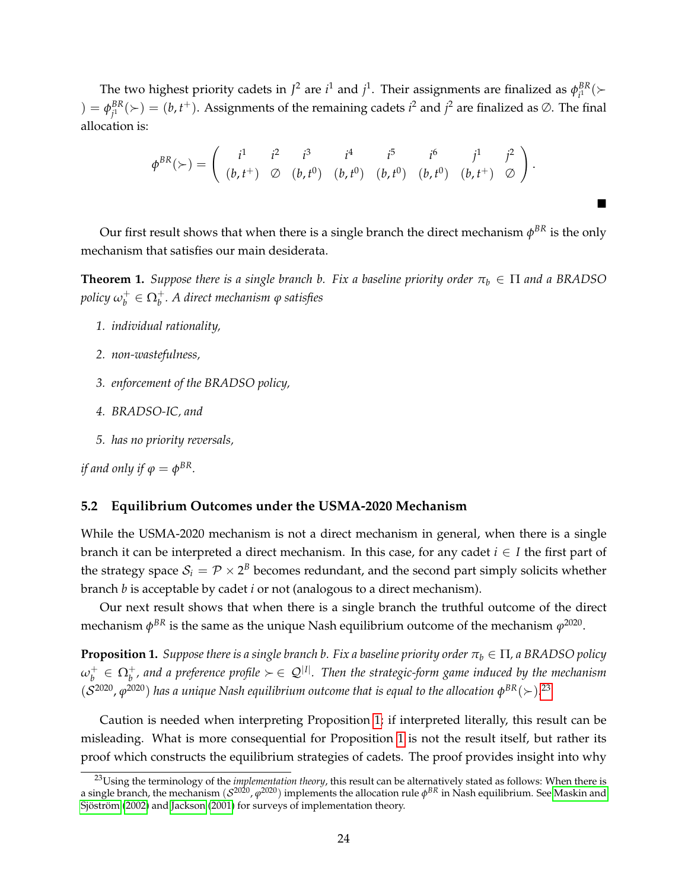The two highest priority cadets in $J^2$ are $i^1$ and $j^1$. Their assignments are finalized as $\phi^{BR}_{i^1}(\succ) = \phi^{BR}_{j^1}(\succ) = (b, t^+)$. Assignments of the remaining cadets $i^2$ and $j^2$ are finalized as $\emptyset$. The final allocation is:

$$\phi^{BR}(\succ) = \begin{pmatrix} i^1 & i^2 & i^3 & i^4 & i^5 & i^6 & j^1 & j^2 \\ (b,t^+) & \emptyset & (b,t^0) & (b,t^0) & (b,t^0) & (b,t^0) & (b,t^+) & \emptyset \end{pmatrix}.$$

■

Our first result shows that when there is a single branch the direct mechanism $\phi^{BR}$ is the only mechanism that satisfies our main desiderata.

**Theorem 1.** *Suppose there is a single branch $b$. Fix a baseline priority order $\pi_b \in \Pi$ and a BRADSO policy $\omega_b^+ \in \Omega_b^+$. A direct mechanism $\varphi$ satisfies*

1. *individual rationality,*
2. *non-wastefulness,*
3. *enforcement of the BRADSO policy,*
4. *BRADSO-IC, and*
5. *has no priority reversals,*

*if and only if $\varphi = \phi^{BR}$.*

## 5.2 Equilibrium Outcomes under the USMA-2020 Mechanism

While the USMA-2020 mechanism is not a direct mechanism in general, when there is a single branch it can be interpreted a direct mechanism. In this case, for any cadet $i \in I$ the first part of the strategy space $\mathcal{S}_i = \mathcal{P} \times 2^B$ becomes redundant, and the second part simply solicits whether branch $b$ is acceptable by cadet $i$ or not (analogous to a direct mechanism).

Our next result shows that when there is a single branch the truthful outcome of the direct mechanism $\phi^{BR}$ is the same as the unique Nash equilibrium outcome of the mechanism $\varphi^{2020}$.

**Proposition 1.** *Suppose there is a single branch $b$. Fix a baseline priority order $\pi_b \in \Pi$, a BRADSO policy $\omega_b^+ \in \Omega_b^+$, and a preference profile $\succ \in \mathcal{Q}^{|I|}$. Then the strategic-form game induced by the mechanism $(\mathcal{S}^{2020}, \varphi^{2020})$ has a unique Nash equilibrium outcome that is equal to the allocation $\phi^{BR}(\succ)$.*[23]

Caution is needed when interpreting Proposition 1; if interpreted literally, this result can be misleading. What is more consequential for Proposition 1 is not the result itself, but rather its proof which constructs the equilibrium strategies of cadets. The proof provides insight into why

[23] Using the terminology of the *implementation theory*, this result can be alternatively stated as follows: When there is a single branch, the mechanism $(\mathcal{S}^{2020}, \varphi^{2020})$ implements the allocation rule $\phi^{BR}$ in Nash equilibrium. See Maskin and Sjöström (2002) and Jackson (2001) for surveys of implementation theory.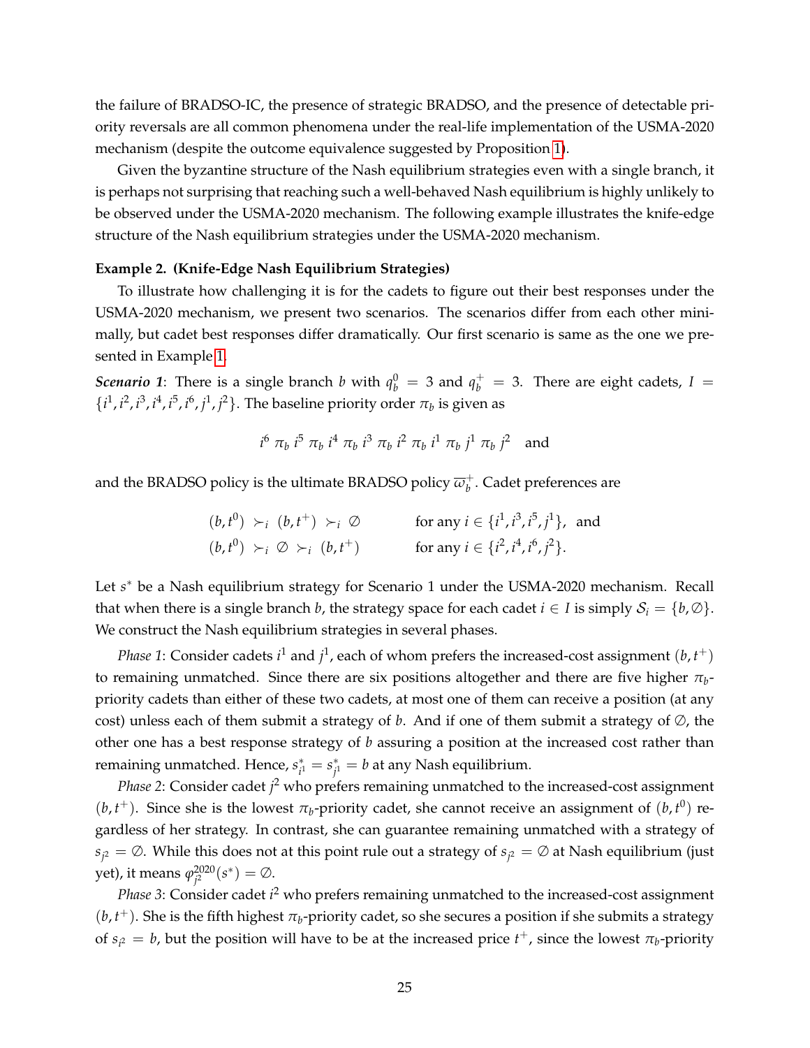the failure of BRADSO-IC, the presence of strategic BRADSO, and the presence of detectable priority reversals are all common phenomena under the real-life implementation of the USMA-2020 mechanism (despite the outcome equivalence suggested by Proposition 1).

Given the byzantine structure of the Nash equilibrium strategies even with a single branch, it is perhaps not surprising that reaching such a well-behaved Nash equilibrium is highly unlikely to be observed under the USMA-2020 mechanism. The following example illustrates the knife-edge structure of the Nash equilibrium strategies under the USMA-2020 mechanism.

**Example 2. (Knife-Edge Nash Equilibrium Strategies)**

To illustrate how challenging it is for the cadets to figure out their best responses under the USMA-2020 mechanism, we present two scenarios. The scenarios differ from each other minimally, but cadet best responses differ dramatically. Our first scenario is same as the one we presented in Example 1.

***Scenario 1***: There is a single branch $b$ with $q_b^0 = 3$ and $q_b^+ = 3$. There are eight cadets, $I = \{i^1, i^2, i^3, i^4, i^5, i^6, j^1, j^2\}$. The baseline priority order $\pi_b$ is given as

$$i^6 \ \pi_b \ i^5 \ \pi_b \ i^4 \ \pi_b \ i^3 \ \pi_b \ i^2 \ \pi_b \ i^1 \ \pi_b \ j^1 \ \pi_b \ j^2 \quad \text{and}$$

and the BRADSO policy is the ultimate BRADSO policy $\overline{\omega}_b^+$. Cadet preferences are

$$\begin{aligned} (b, t^0) &\succ_i (b, t^+) \succ_i \emptyset \qquad && \text{for any } i \in \{i^1, i^3, i^5, j^1\}, \text{ and} \\ (b, t^0) &\succ_i \emptyset \succ_i (b, t^+) \qquad && \text{for any } i \in \{i^2, i^4, i^6, j^2\}. \end{aligned}$$

Let $s^*$ be a Nash equilibrium strategy for Scenario 1 under the USMA-2020 mechanism. Recall that when there is a single branch $b$, the strategy space for each cadet $i \in I$ is simply $\mathcal{S}_i = \{b, \emptyset\}$. We construct the Nash equilibrium strategies in several phases.

*Phase 1*: Consider cadets $i^1$ and $j^1$, each of whom prefers the increased-cost assignment $(b, t^+)$ to remaining unmatched. Since there are six positions altogether and there are five higher $\pi_b$-priority cadets than either of these two cadets, at most one of them can receive a position (at any cost) unless each of them submit a strategy of $b$. And if one of them submit a strategy of $\emptyset$, the other one has a best response strategy of $b$ assuring a position at the increased cost rather than remaining unmatched. Hence, $s^*_{i^1} = s^*_{j^1} = b$ at any Nash equilibrium.

*Phase 2*: Consider cadet $j^2$ who prefers remaining unmatched to the increased-cost assignment $(b, t^+)$. Since she is the lowest $\pi_b$-priority cadet, she cannot receive an assignment of $(b, t^0)$ regardless of her strategy. In contrast, she can guarantee remaining unmatched with a strategy of $s_{j^2} = \emptyset$. While this does not at this point rule out a strategy of $s_{j^2} = \emptyset$ at Nash equilibrium (just yet), it means $\varphi^{2020}_{j^2}(s^*) = \emptyset$.

*Phase 3*: Consider cadet $i^2$ who prefers remaining unmatched to the increased-cost assignment $(b, t^+)$. She is the fifth highest $\pi_b$-priority cadet, so she secures a position if she submits a strategy of $s_{i^2} = b$, but the position will have to be at the increased price $t^+$, since the lowest $\pi_b$-priority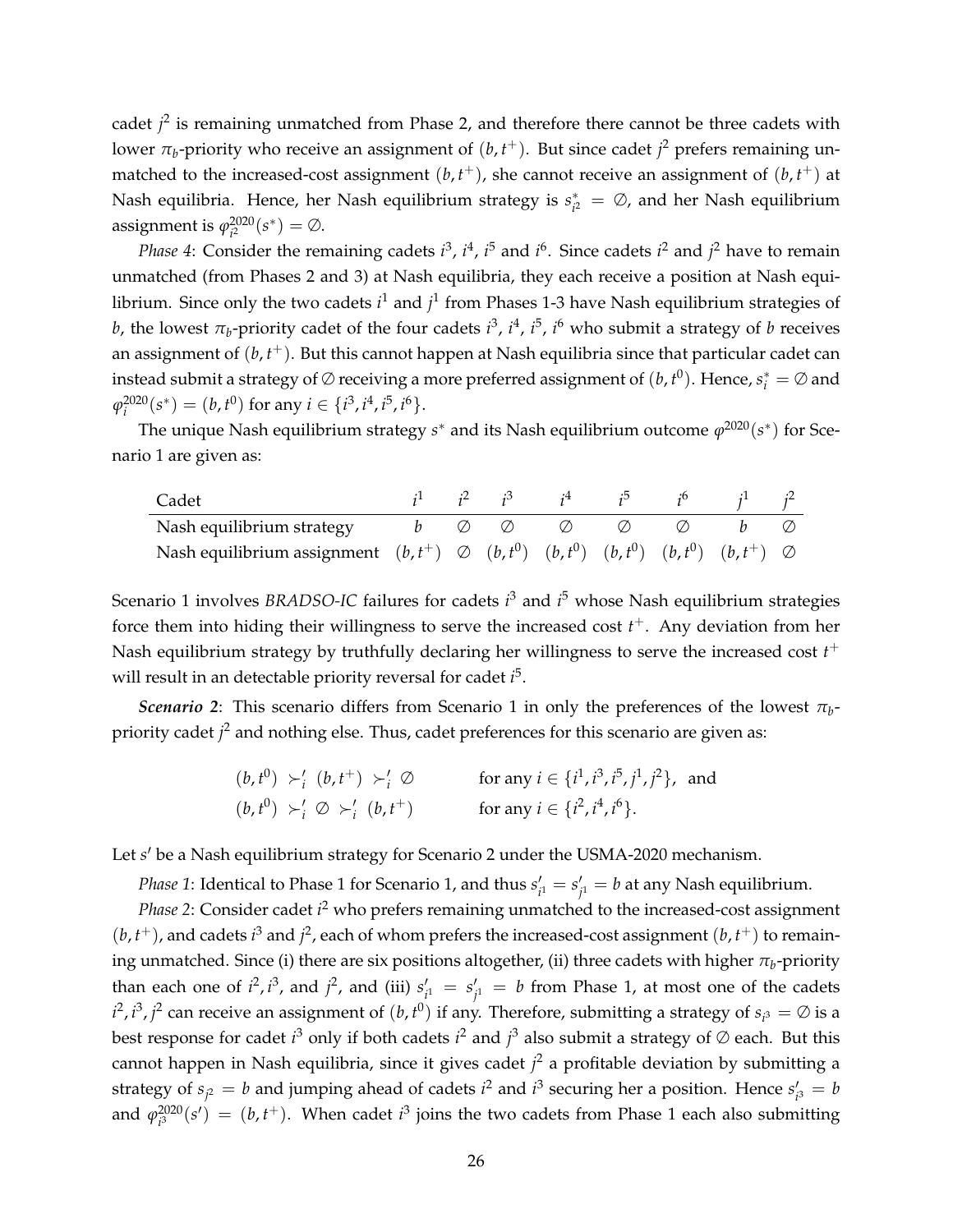cadet $j^2$ is remaining unmatched from Phase 2, and therefore there cannot be three cadets with lower $\pi_b$-priority who receive an assignment of $(b, t^+)$. But since cadet $j^2$ prefers remaining unmatched to the increased-cost assignment $(b, t^+)$, she cannot receive an assignment of $(b, t^+)$ at Nash equilibria. Hence, her Nash equilibrium strategy is $s^*_{i^2} = \emptyset$, and her Nash equilibrium assignment is $\varphi^{2020}_{i^2}(s^*) = \emptyset$.

*Phase 4*: Consider the remaining cadets $i^3$, $i^4$, $i^5$ and $i^6$. Since cadets $i^2$ and $j^2$ have to remain unmatched (from Phases 2 and 3) at Nash equilibria, they each receive a position at Nash equilibrium. Since only the two cadets $i^1$ and $j^1$ from Phases 1-3 have Nash equilibrium strategies of $b$, the lowest $\pi_b$-priority cadet of the four cadets $i^3$, $i^4$, $i^5$, $i^6$ who submit a strategy of $b$ receives an assignment of $(b, t^+)$. But this cannot happen at Nash equilibria since that particular cadet can instead submit a strategy of $\emptyset$ receiving a more preferred assignment of $(b, t^0)$. Hence, $s^*_i = \emptyset$ and $\varphi^{2020}_i(s^*) = (b, t^0)$ for any $i \in \{i^3, i^4, i^5, i^6\}$.

The unique Nash equilibrium strategy $s^*$ and its Nash equilibrium outcome $\varphi^{2020}(s^*)$ for Scenario 1 are given as:

| Cadet | $i^1$ | $i^2$ | $i^3$ | $i^4$ | $i^5$ | $i^6$ | $j^1$ | $j^2$ |
|---|---|---|---|---|---|---|---|---|
| Nash equilibrium strategy | $b$ | $\emptyset$ | $\emptyset$ | $\emptyset$ | $\emptyset$ | $\emptyset$ | $b$ | $\emptyset$ |
| Nash equilibrium assignment | $(b, t^+)$ | $\emptyset$ | $(b, t^0)$ | $(b, t^0)$ | $(b, t^0)$ | $(b, t^0)$ | $(b, t^+)$ | $\emptyset$ |

Scenario 1 involves *BRADSO-IC* failures for cadets $i^3$ and $i^5$ whose Nash equilibrium strategies force them into hiding their willingness to serve the increased cost $t^+$. Any deviation from her Nash equilibrium strategy by truthfully declaring her willingness to serve the increased cost $t^+$ will result in an detectable priority reversal for cadet $i^5$.

***Scenario 2***: This scenario differs from Scenario 1 in only the preferences of the lowest $\pi_b$-priority cadet $j^2$ and nothing else. Thus, cadet preferences for this scenario are given as:

$$(b, t^0) \succ'_i (b, t^+) \succ'_i \emptyset \qquad \text{for any } i \in \{i^1, i^3, i^5, j^1, j^2\}, \text{ and}$$

$$(b, t^0) \succ'_i \emptyset \succ'_i (b, t^+) \qquad \text{for any } i \in \{i^2, i^4, i^6\}.$$

Let $s'$ be a Nash equilibrium strategy for Scenario 2 under the USMA-2020 mechanism.

*Phase 1*: Identical to Phase 1 for Scenario 1, and thus $s'_{i^1} = s'_{j^1} = b$ at any Nash equilibrium.

*Phase 2*: Consider cadet $i^2$ who prefers remaining unmatched to the increased-cost assignment $(b, t^+)$, and cadets $i^3$ and $j^2$, each of whom prefers the increased-cost assignment $(b, t^+)$ to remaining unmatched. Since (i) there are six positions altogether, (ii) three cadets with higher $\pi_b$-priority than each one of $i^2, i^3$, and $j^2$, and (iii) $s'_{i^1} = s'_{j^1} = b$ from Phase 1, at most one of the cadets $i^2, i^3, j^2$ can receive an assignment of $(b, t^0)$ if any. Therefore, submitting a strategy of $s_{i^3} = \emptyset$ is a best response for cadet $i^3$ only if both cadets $i^2$ and $j^3$ also submit a strategy of $\emptyset$ each. But this cannot happen in Nash equilibria, since it gives cadet $j^2$ a profitable deviation by submitting a strategy of $s_{j^2} = b$ and jumping ahead of cadets $i^2$ and $i^3$ securing her a position. Hence $s'_{i^3} = b$ and $\varphi^{2020}_{i^3}(s') = (b, t^+)$. When cadet $i^3$ joins the two cadets from Phase 1 each also submitting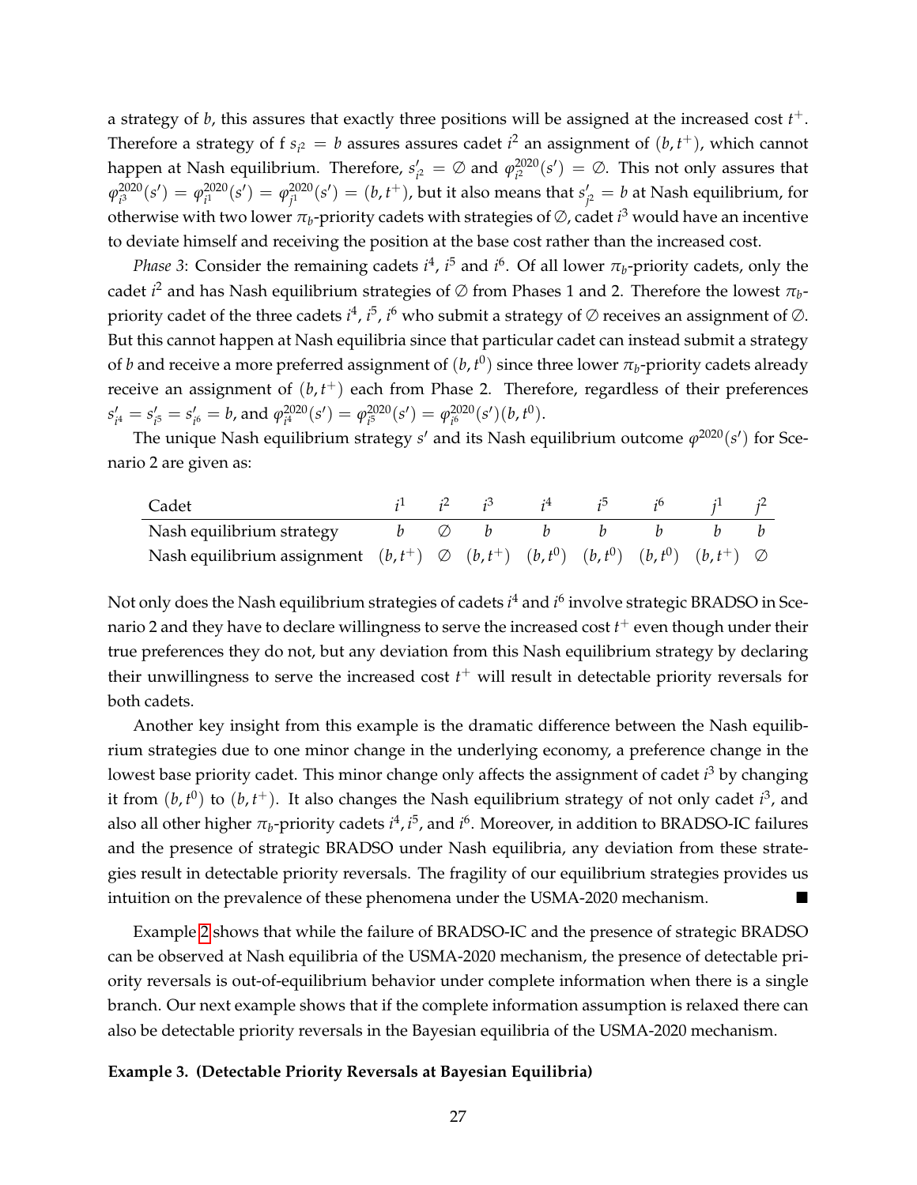a strategy of $b$, this assures that exactly three positions will be assigned at the increased cost $t^+$. Therefore a strategy of f $s_{i^2} = b$ assures assures cadet $i^2$ an assignment of $(b, t^+)$, which cannot happen at Nash equilibrium. Therefore, $s'_{i^2} = \emptyset$ and $\varphi^{2020}_{i^2}(s') = \emptyset$. This not only assures that $\varphi^{2020}_{i^3}(s') = \varphi^{2020}_{i^1}(s') = \varphi^{2020}_{j^1}(s') = (b, t^+)$, but it also means that $s'_{j^2} = b$ at Nash equilibrium, for otherwise with two lower $\pi_b$-priority cadets with strategies of $\emptyset$, cadet $i^3$ would have an incentive to deviate himself and receiving the position at the base cost rather than the increased cost.

*Phase 3*: Consider the remaining cadets $i^4$, $i^5$ and $i^6$. Of all lower $\pi_b$-priority cadets, only the cadet $i^2$ and has Nash equilibrium strategies of $\emptyset$ from Phases 1 and 2. Therefore the lowest $\pi_b$-priority cadet of the three cadets $i^4$, $i^5$, $i^6$ who submit a strategy of $\emptyset$ receives an assignment of $\emptyset$. But this cannot happen at Nash equilibria since that particular cadet can instead submit a strategy of $b$ and receive a more preferred assignment of $(b, t^0)$ since three lower $\pi_b$-priority cadets already receive an assignment of $(b, t^+)$ each from Phase 2. Therefore, regardless of their preferences $s'_{i^4} = s'_{i^5} = s'_{i^6} = b$, and $\varphi^{2020}_{i^4}(s') = \varphi^{2020}_{i^5}(s') = \varphi^{2020}_{i^6}(s')(b, t^0)$.

The unique Nash equilibrium strategy $s'$ and its Nash equilibrium outcome $\varphi^{2020}(s')$ for Scenario 2 are given as:

| Cadet | $i^1$ | $i^2$ | $i^3$ | $i^4$ | $i^5$ | $i^6$ | $j^1$ | $j^2$ |
|---|---|---|---|---|---|---|---|---|
| Nash equilibrium strategy | $b$ | $\emptyset$ | $b$ | $b$ | $b$ | $b$ | $b$ | $b$ |
| Nash equilibrium assignment | $(b, t^+)$ | $\emptyset$ | $(b, t^+)$ | $(b, t^0)$ | $(b, t^0)$ | $(b, t^0)$ | $(b, t^+)$ | $\emptyset$ |

Not only does the Nash equilibrium strategies of cadets $i^4$ and $i^6$ involve strategic BRADSO in Scenario 2 and they have to declare willingness to serve the increased cost $t^+$ even though under their true preferences they do not, but any deviation from this Nash equilibrium strategy by declaring their unwillingness to serve the increased cost $t^+$ will result in detectable priority reversals for both cadets.

Another key insight from this example is the dramatic difference between the Nash equilibrium strategies due to one minor change in the underlying economy, a preference change in the lowest base priority cadet. This minor change only affects the assignment of cadet $i^3$ by changing it from $(b, t^0)$ to $(b, t^+)$. It also changes the Nash equilibrium strategy of not only cadet $i^3$, and also all other higher $\pi_b$-priority cadets $i^4, i^5$, and $i^6$. Moreover, in addition to BRADSO-IC failures and the presence of strategic BRADSO under Nash equilibria, any deviation from these strategies result in detectable priority reversals. The fragility of our equilibrium strategies provides us intuition on the prevalence of these phenomena under the USMA-2020 mechanism. ■

Example 2 shows that while the failure of BRADSO-IC and the presence of strategic BRADSO can be observed at Nash equilibria of the USMA-2020 mechanism, the presence of detectable priority reversals is out-of-equilibrium behavior under complete information when there is a single branch. Our next example shows that if the complete information assumption is relaxed there can also be detectable priority reversals in the Bayesian equilibria of the USMA-2020 mechanism.

**Example 3. (Detectable Priority Reversals at Bayesian Equilibria)**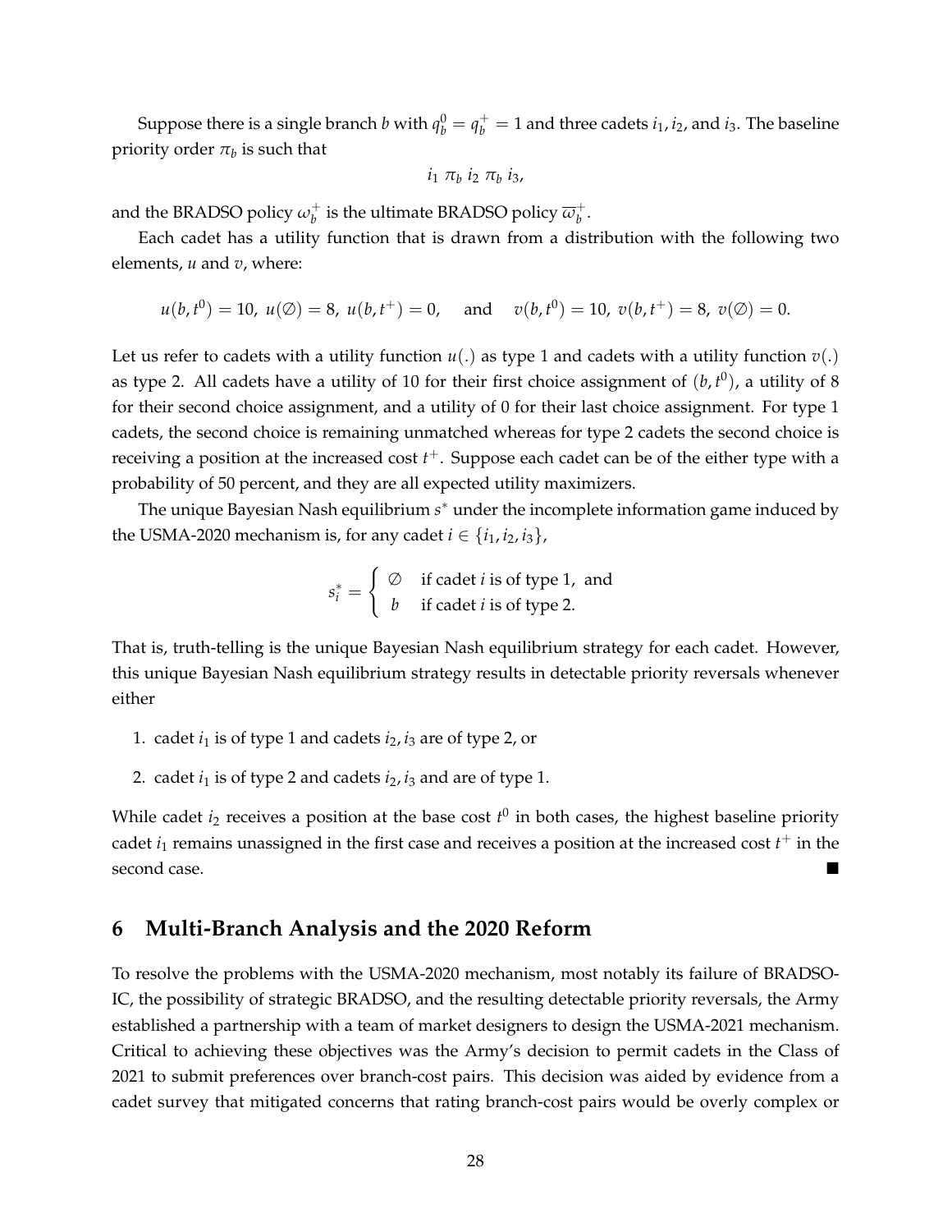Suppose there is a single branch $b$ with $q_b^0 = q_b^+ = 1$ and three cadets $i_1, i_2$, and $i_3$. The baseline priority order $\pi_b$ is such that

$$i_1 \; \pi_b \; i_2 \; \pi_b \; i_3,$$

and the BRADSO policy $\omega_b^+$ is the ultimate BRADSO policy $\overline{\omega}_b^+$.

Each cadet has a utility function that is drawn from a distribution with the following two elements, $u$ and $v$, where:

$$u(b, t^0) = 10, \; u(\emptyset) = 8, \; u(b, t^+) = 0, \quad \text{and} \quad v(b, t^0) = 10, \; v(b, t^+) = 8, \; v(\emptyset) = 0.$$

Let us refer to cadets with a utility function $u(.)$ as type 1 and cadets with a utility function $v(.)$ as type 2. All cadets have a utility of 10 for their first choice assignment of $(b, t^0)$, a utility of 8 for their second choice assignment, and a utility of 0 for their last choice assignment. For type 1 cadets, the second choice is remaining unmatched whereas for type 2 cadets the second choice is receiving a position at the increased cost $t^+$. Suppose each cadet can be of the either type with a probability of 50 percent, and they are all expected utility maximizers.

The unique Bayesian Nash equilibrium $s^*$ under the incomplete information game induced by the USMA-2020 mechanism is, for any cadet $i \in \{i_1, i_2, i_3\}$,

$$s_i^* = \begin{cases} \emptyset & \text{if cadet } i \text{ is of type 1, and} \\ b & \text{if cadet } i \text{ is of type 2.} \end{cases}$$

That is, truth-telling is the unique Bayesian Nash equilibrium strategy for each cadet. However, this unique Bayesian Nash equilibrium strategy results in detectable priority reversals whenever either

1. cadet $i_1$ is of type 1 and cadets $i_2, i_3$ are of type 2, or
2. cadet $i_1$ is of type 2 and cadets $i_2, i_3$ and are of type 1.

While cadet $i_2$ receives a position at the base cost $t^0$ in both cases, the highest baseline priority cadet $i_1$ remains unassigned in the first case and receives a position at the increased cost $t^+$ in the second case. ■

## 6 Multi-Branch Analysis and the 2020 Reform

To resolve the problems with the USMA-2020 mechanism, most notably its failure of BRADSO-IC, the possibility of strategic BRADSO, and the resulting detectable priority reversals, the Army established a partnership with a team of market designers to design the USMA-2021 mechanism. Critical to achieving these objectives was the Army's decision to permit cadets in the Class of 2021 to submit preferences over branch-cost pairs. This decision was aided by evidence from a cadet survey that mitigated concerns that rating branch-cost pairs would be overly complex or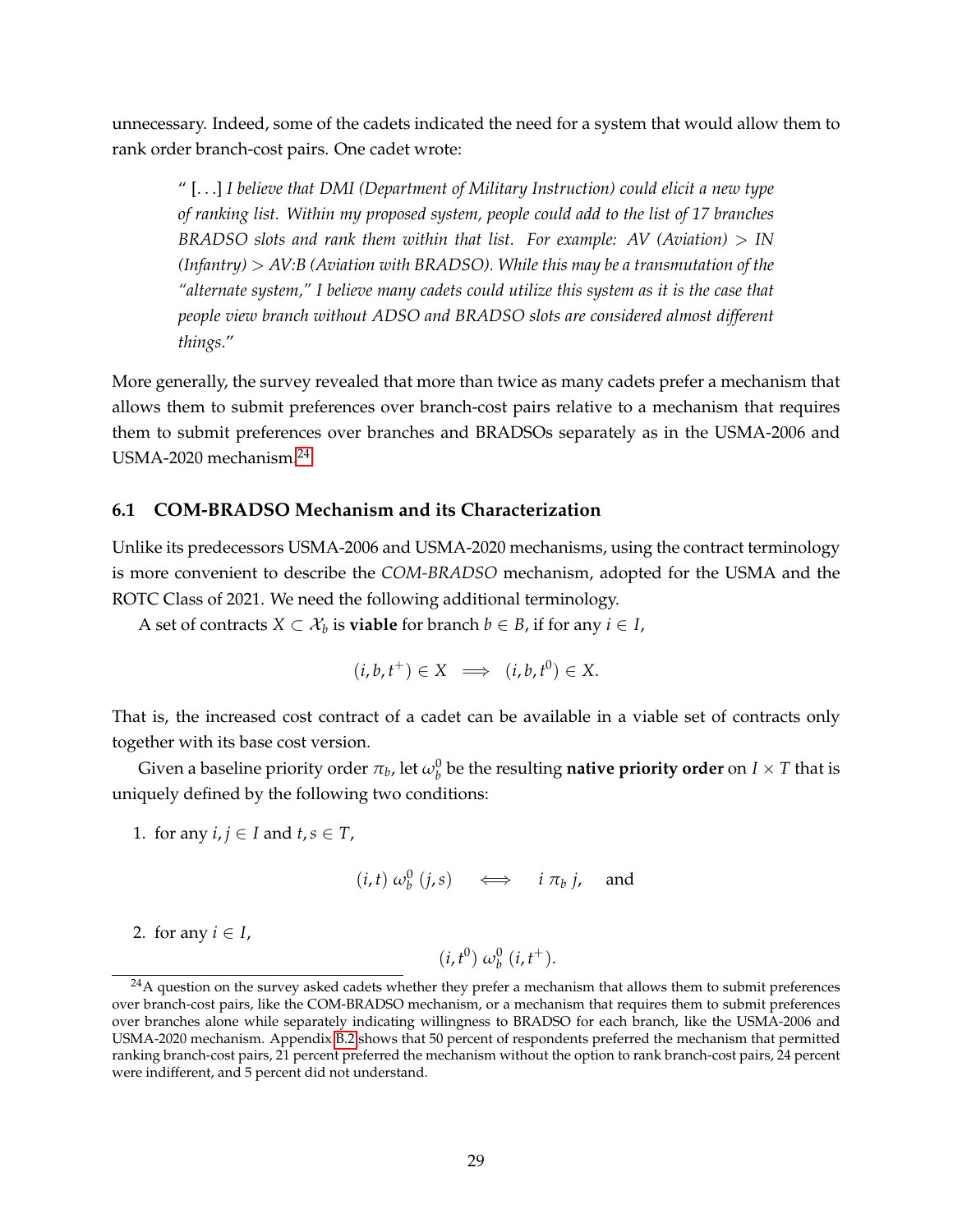unnecessary. Indeed, some of the cadets indicated the need for a system that would allow them to rank order branch-cost pairs. One cadet wrote:

> " [...] *I believe that DMI (Department of Military Instruction) could elicit a new type of ranking list. Within my proposed system, people could add to the list of 17 branches BRADSO slots and rank them within that list. For example: AV (Aviation) > IN (Infantry) > AV:B (Aviation with BRADSO). While this may be a transmutation of the "alternate system," I believe many cadets could utilize this system as it is the case that people view branch without ADSO and BRADSO slots are considered almost different things*."

More generally, the survey revealed that more than twice as many cadets prefer a mechanism that allows them to submit preferences over branch-cost pairs relative to a mechanism that requires them to submit preferences over branches and BRADSOs separately as in the USMA-2006 and USMA-2020 mechanism.[24]

### 6.1 COM-BRADSO Mechanism and its Characterization

Unlike its predecessors USMA-2006 and USMA-2020 mechanisms, using the contract terminology is more convenient to describe the *COM-BRADSO* mechanism, adopted for the USMA and the ROTC Class of 2021. We need the following additional terminology.

A set of contracts $X \subset \mathcal{X}_b$ is **viable** for branch $b \in B$, if for any $i \in I$,

$$(i, b, t^+) \in X \implies (i, b, t^0) \in X.$$

That is, the increased cost contract of a cadet can be available in a viable set of contracts only together with its base cost version.

Given a baseline priority order $\pi_b$, let $\omega_b^0$ be the resulting **native priority order** on $I \times T$ that is uniquely defined by the following two conditions:

1. for any $i, j \in I$ and $t, s \in T$,

$$(i, t) \ \omega_b^0 \ (j, s) \quad \iff \quad i \ \pi_b \ j, \quad \text{and}$$

2. for any $i \in I$,

$$(i, t^0) \ \omega_b^0 \ (i, t^+).$$

[24] A question on the survey asked cadets whether they prefer a mechanism that allows them to submit preferences over branch-cost pairs, like the COM-BRADSO mechanism, or a mechanism that requires them to submit preferences over branches alone while separately indicating willingness to BRADSO for each branch, like the USMA-2006 and USMA-2020 mechanism. Appendix B.2 shows that 50 percent of respondents preferred the mechanism that permitted ranking branch-cost pairs, 21 percent preferred the mechanism without the option to rank branch-cost pairs, 24 percent were indifferent, and 5 percent did not understand.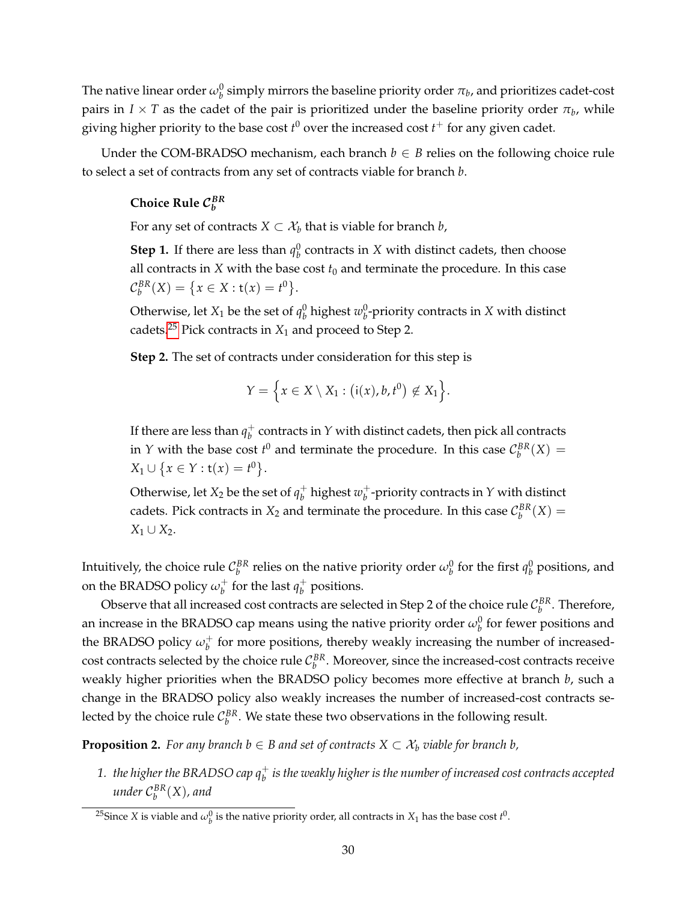The native linear order $\omega_b^0$ simply mirrors the baseline priority order $\pi_b$, and prioritizes cadet-cost pairs in $I \times T$ as the cadet of the pair is prioritized under the baseline priority order $\pi_b$, while giving higher priority to the base cost $t^0$ over the increased cost $t^+$ for any given cadet.

Under the COM-BRADSO mechanism, each branch $b \in B$ relies on the following choice rule to select a set of contracts from any set of contracts viable for branch $b$.

> **Choice Rule $\mathcal{C}_b^{BR}$**
>
> For any set of contracts $X \subset \mathcal{X}_b$ that is viable for branch $b$,
>
> **Step 1.** If there are less than $q_b^0$ contracts in $X$ with distinct cadets, then choose all contracts in $X$ with the base cost $t_0$ and terminate the procedure. In this case $\mathcal{C}_b^{BR}(X) = \{x \in X : \mathsf{t}(x) = t^0\}$.
>
> Otherwise, let $X_1$ be the set of $q_b^0$ highest $w_b^0$-priority contracts in $X$ with distinct cadets.[25] Pick contracts in $X_1$ and proceed to Step 2.
>
> **Step 2.** The set of contracts under consideration for this step is
>
> $$Y = \Big\{x \in X \setminus X_1 : \big(\mathsf{i}(x), b, t^0\big) \notin X_1\Big\}.$$
>
> If there are less than $q_b^+$ contracts in $Y$ with distinct cadets, then pick all contracts in $Y$ with the base cost $t^0$ and terminate the procedure. In this case $\mathcal{C}_b^{BR}(X) = X_1 \cup \{x \in Y : \mathsf{t}(x) = t^0\}$.
>
> Otherwise, let $X_2$ be the set of $q_b^+$ highest $w_b^+$-priority contracts in $Y$ with distinct cadets. Pick contracts in $X_2$ and terminate the procedure. In this case $\mathcal{C}_b^{BR}(X) = X_1 \cup X_2$.

Intuitively, the choice rule $\mathcal{C}_b^{BR}$ relies on the native priority order $\omega_b^0$ for the first $q_b^0$ positions, and on the BRADSO policy $\omega_b^+$ for the last $q_b^+$ positions.

Observe that all increased cost contracts are selected in Step 2 of the choice rule $\mathcal{C}_b^{BR}$. Therefore, an increase in the BRADSO cap means using the native priority order $\omega_b^0$ for fewer positions and the BRADSO policy $\omega_b^+$ for more positions, thereby weakly increasing the number of increased-cost contracts selected by the choice rule $\mathcal{C}_b^{BR}$. Moreover, since the increased-cost contracts receive weakly higher priorities when the BRADSO policy becomes more effective at branch $b$, such a change in the BRADSO policy also weakly increases the number of increased-cost contracts selected by the choice rule $\mathcal{C}_b^{BR}$. We state these two observations in the following result.

**Proposition 2.** *For any branch $b \in B$ and set of contracts $X \subset \mathcal{X}_b$ viable for branch $b$,*

1. *the higher the BRADSO cap $q_b^+$ is the weakly higher is the number of increased cost contracts accepted under $\mathcal{C}_b^{BR}(X)$, and*

[25] Since $X$ is viable and $\omega_b^0$ is the native priority order, all contracts in $X_1$ has the base cost $t^0$.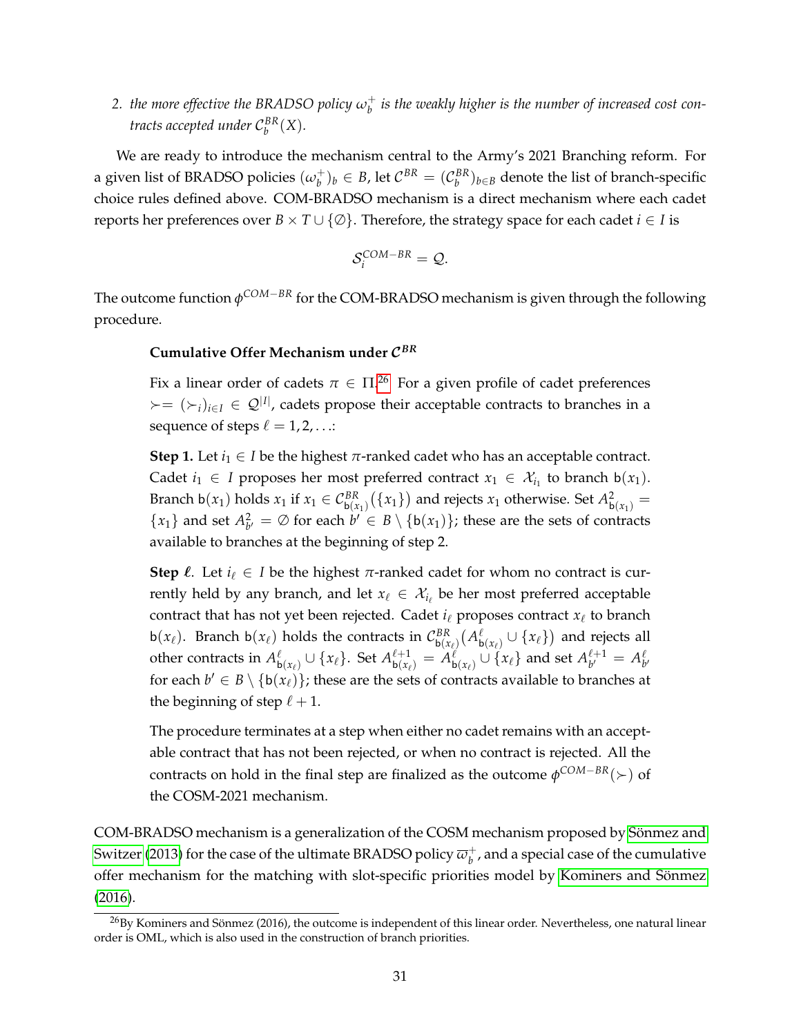2. *the more effective the BRADSO policy $\omega_b^+$ is the weakly higher is the number of increased cost contracts accepted under $\mathcal{C}_b^{BR}(X)$.*

We are ready to introduce the mechanism central to the Army's 2021 Branching reform. For a given list of BRADSO policies $(\omega_b^+)_b \in B$, let $\mathcal{C}^{BR} = (\mathcal{C}_b^{BR})_{b \in B}$ denote the list of branch-specific choice rules defined above. COM-BRADSO mechanism is a direct mechanism where each cadet reports her preferences over $B \times T \cup \{\emptyset\}$. Therefore, the strategy space for each cadet $i \in I$ is

$$\mathcal{S}_i^{COM-BR} = \mathcal{Q}.$$

The outcome function $\phi^{COM-BR}$ for the COM-BRADSO mechanism is given through the following procedure.

**Cumulative Offer Mechanism under $\mathcal{C}^{BR}$**

Fix a linear order of cadets $\pi \in \Pi$.[26] For a given profile of cadet preferences $\succ = (\succ_i)_{i \in I} \in \mathcal{Q}^{|I|}$, cadets propose their acceptable contracts to branches in a sequence of steps $\ell = 1, 2, \ldots$:

**Step 1.** Let $i_1 \in I$ be the highest $\pi$-ranked cadet who has an acceptable contract. Cadet $i_1 \in I$ proposes her most preferred contract $x_1 \in \mathcal{X}_{i_1}$ to branch $\mathsf{b}(x_1)$. Branch $\mathsf{b}(x_1)$ holds $x_1$ if $x_1 \in \mathcal{C}_{\mathsf{b}(x_1)}^{BR}(\{x_1\})$ and rejects $x_1$ otherwise. Set $A_{\mathsf{b}(x_1)}^2 = \{x_1\}$ and set $A_{b'}^2 = \emptyset$ for each $b' \in B \setminus \{\mathsf{b}(x_1)\}$; these are the sets of contracts available to branches at the beginning of step 2.

**Step $\boldsymbol{\ell}$.** Let $i_\ell \in I$ be the highest $\pi$-ranked cadet for whom no contract is currently held by any branch, and let $x_\ell \in \mathcal{X}_{i_\ell}$ be her most preferred acceptable contract that has not yet been rejected. Cadet $i_\ell$ proposes contract $x_\ell$ to branch $\mathsf{b}(x_\ell)$. Branch $\mathsf{b}(x_\ell)$ holds the contracts in $\mathcal{C}_{\mathsf{b}(x_\ell)}^{BR}(A_{\mathsf{b}(x_\ell)}^\ell \cup \{x_\ell\})$ and rejects all other contracts in $A_{\mathsf{b}(x_\ell)}^\ell \cup \{x_\ell\}$. Set $A_{\mathsf{b}(x_\ell)}^{\ell+1} = A_{\mathsf{b}(x_\ell)}^\ell \cup \{x_\ell\}$ and set $A_{b'}^{\ell+1} = A_{b'}^\ell$ for each $b' \in B \setminus \{\mathsf{b}(x_\ell)\}$; these are the sets of contracts available to branches at the beginning of step $\ell + 1$.

The procedure terminates at a step when either no cadet remains with an acceptable contract that has not been rejected, or when no contract is rejected. All the contracts on hold in the final step are finalized as the outcome $\phi^{COM-BR}(\succ)$ of the COSM-2021 mechanism.

COM-BRADSO mechanism is a generalization of the COSM mechanism proposed by Sönmez and Switzer (2013) for the case of the ultimate BRADSO policy $\overline{\omega}_b^+$, and a special case of the cumulative offer mechanism for the matching with slot-specific priorities model by Kominers and Sönmez (2016).

[26] By Kominers and Sönmez (2016), the outcome is independent of this linear order. Nevertheless, one natural linear order is OML, which is also used in the construction of branch priorities.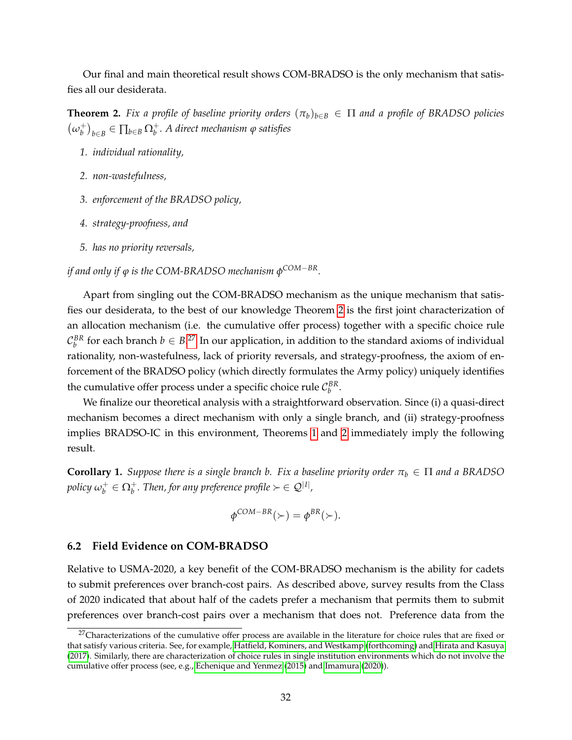Our final and main theoretical result shows COM-BRADSO is the only mechanism that satisfies all our desiderata.

**Theorem 2.** *Fix a profile of baseline priority orders $(\pi_b)_{b\in B} \in \Pi$ and a profile of BRADSO policies $(\omega_b^+)_{b\in B} \in \prod_{b\in B} \Omega_b^+$. A direct mechanism $\varphi$ satisfies*

1. *individual rationality,*
2. *non-wastefulness,*
3. *enforcement of the BRADSO policy,*
4. *strategy-proofness, and*
5. *has no priority reversals,*

*if and only if $\varphi$ is the COM-BRADSO mechanism $\phi^{COM-BR}$.*

Apart from singling out the COM-BRADSO mechanism as the unique mechanism that satisfies our desiderata, to the best of our knowledge Theorem 2 is the first joint characterization of an allocation mechanism (i.e. the cumulative offer process) together with a specific choice rule $\mathcal{C}_b^{BR}$ for each branch $b \in B$.[27] In our application, in addition to the standard axioms of individual rationality, non-wastefulness, lack of priority reversals, and strategy-proofness, the axiom of enforcement of the BRADSO policy (which directly formulates the Army policy) uniquely identifies the cumulative offer process under a specific choice rule $\mathcal{C}_b^{BR}$.

We finalize our theoretical analysis with a straightforward observation. Since (i) a quasi-direct mechanism becomes a direct mechanism with only a single branch, and (ii) strategy-proofness implies BRADSO-IC in this environment, Theorems 1 and 2 immediately imply the following result.

**Corollary 1.** *Suppose there is a single branch $b$. Fix a baseline priority order $\pi_b \in \Pi$ and a BRADSO policy $\omega_b^+ \in \Omega_b^+$. Then, for any preference profile $\succ \in \mathcal{Q}^{|I|}$,*

$$\phi^{COM-BR}(\succ) = \phi^{BR}(\succ).$$

## 6.2 Field Evidence on COM-BRADSO

Relative to USMA-2020, a key benefit of the COM-BRADSO mechanism is the ability for cadets to submit preferences over branch-cost pairs. As described above, survey results from the Class of 2020 indicated that about half of the cadets prefer a mechanism that permits them to submit preferences over branch-cost pairs over a mechanism that does not. Preference data from the

[27] Characterizations of the cumulative offer process are available in the literature for choice rules that are fixed or that satisfy various criteria. See, for example, Hatfield, Kominers, and Westkamp (forthcoming) and Hirata and Kasuya (2017). Similarly, there are characterization of choice rules in single institution environments which do not involve the cumulative offer process (see, e.g., Echenique and Yenmez (2015) and Imamura (2020)).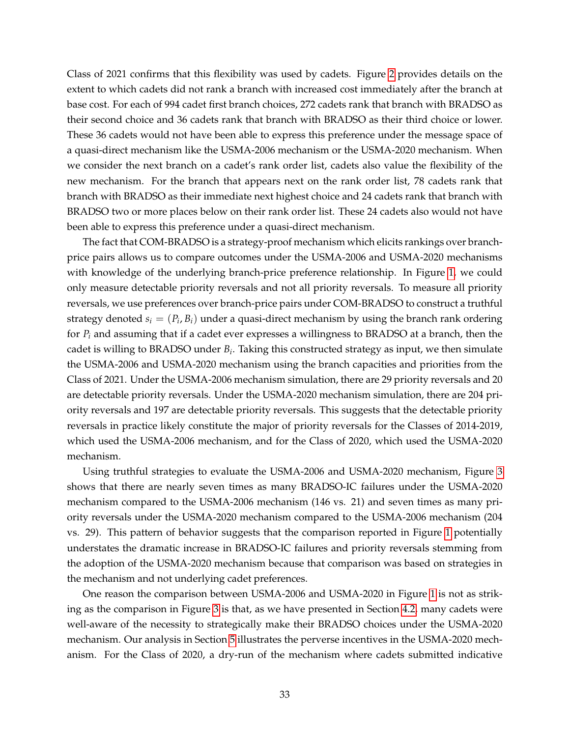Class of 2021 confirms that this flexibility was used by cadets. Figure 2 provides details on the extent to which cadets did not rank a branch with increased cost immediately after the branch at base cost. For each of 994 cadet first branch choices, 272 cadets rank that branch with BRADSO as their second choice and 36 cadets rank that branch with BRADSO as their third choice or lower. These 36 cadets would not have been able to express this preference under the message space of a quasi-direct mechanism like the USMA-2006 mechanism or the USMA-2020 mechanism. When we consider the next branch on a cadet's rank order list, cadets also value the flexibility of the new mechanism. For the branch that appears next on the rank order list, 78 cadets rank that branch with BRADSO as their immediate next highest choice and 24 cadets rank that branch with BRADSO two or more places below on their rank order list. These 24 cadets also would not have been able to express this preference under a quasi-direct mechanism.

The fact that COM-BRADSO is a strategy-proof mechanism which elicits rankings over branch-price pairs allows us to compare outcomes under the USMA-2006 and USMA-2020 mechanisms with knowledge of the underlying branch-price preference relationship. In Figure 1, we could only measure detectable priority reversals and not all priority reversals. To measure all priority reversals, we use preferences over branch-price pairs under COM-BRADSO to construct a truthful strategy denoted $s_i = (P_i, B_i)$ under a quasi-direct mechanism by using the branch rank ordering for $P_i$ and assuming that if a cadet ever expresses a willingness to BRADSO at a branch, then the cadet is willing to BRADSO under $B_i$. Taking this constructed strategy as input, we then simulate the USMA-2006 and USMA-2020 mechanism using the branch capacities and priorities from the Class of 2021. Under the USMA-2006 mechanism simulation, there are 29 priority reversals and 20 are detectable priority reversals. Under the USMA-2020 mechanism simulation, there are 204 priority reversals and 197 are detectable priority reversals. This suggests that the detectable priority reversals in practice likely constitute the major of priority reversals for the Classes of 2014-2019, which used the USMA-2006 mechanism, and for the Class of 2020, which used the USMA-2020 mechanism.

Using truthful strategies to evaluate the USMA-2006 and USMA-2020 mechanism, Figure 3 shows that there are nearly seven times as many BRADSO-IC failures under the USMA-2020 mechanism compared to the USMA-2006 mechanism (146 vs. 21) and seven times as many priority reversals under the USMA-2020 mechanism compared to the USMA-2006 mechanism (204 vs. 29). This pattern of behavior suggests that the comparison reported in Figure 1 potentially understates the dramatic increase in BRADSO-IC failures and priority reversals stemming from the adoption of the USMA-2020 mechanism because that comparison was based on strategies in the mechanism and not underlying cadet preferences.

One reason the comparison between USMA-2006 and USMA-2020 in Figure 1 is not as striking as the comparison in Figure 3 is that, as we have presented in Section 4.2, many cadets were well-aware of the necessity to strategically make their BRADSO choices under the USMA-2020 mechanism. Our analysis in Section 5 illustrates the perverse incentives in the USMA-2020 mechanism. For the Class of 2020, a dry-run of the mechanism where cadets submitted indicative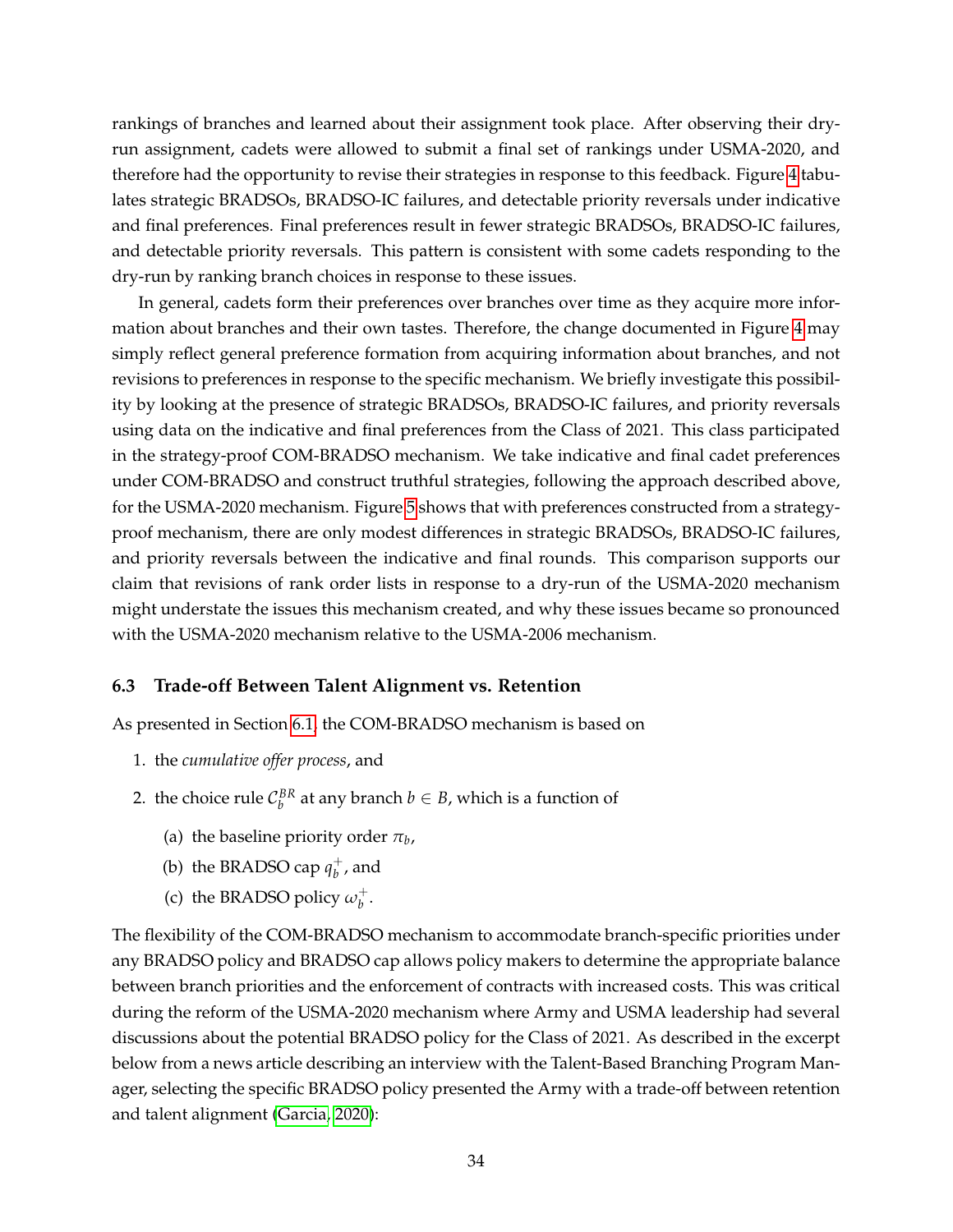rankings of branches and learned about their assignment took place. After observing their dry-run assignment, cadets were allowed to submit a final set of rankings under USMA-2020, and therefore had the opportunity to revise their strategies in response to this feedback. Figure 4 tabulates strategic BRADSOs, BRADSO-IC failures, and detectable priority reversals under indicative and final preferences. Final preferences result in fewer strategic BRADSOs, BRADSO-IC failures, and detectable priority reversals. This pattern is consistent with some cadets responding to the dry-run by ranking branch choices in response to these issues.

In general, cadets form their preferences over branches over time as they acquire more information about branches and their own tastes. Therefore, the change documented in Figure 4 may simply reflect general preference formation from acquiring information about branches, and not revisions to preferences in response to the specific mechanism. We briefly investigate this possibility by looking at the presence of strategic BRADSOs, BRADSO-IC failures, and priority reversals using data on the indicative and final preferences from the Class of 2021. This class participated in the strategy-proof COM-BRADSO mechanism. We take indicative and final cadet preferences under COM-BRADSO and construct truthful strategies, following the approach described above, for the USMA-2020 mechanism. Figure 5 shows that with preferences constructed from a strategy-proof mechanism, there are only modest differences in strategic BRADSOs, BRADSO-IC failures, and priority reversals between the indicative and final rounds. This comparison supports our claim that revisions of rank order lists in response to a dry-run of the USMA-2020 mechanism might understate the issues this mechanism created, and why these issues became so pronounced with the USMA-2020 mechanism relative to the USMA-2006 mechanism.

### 6.3 Trade-off Between Talent Alignment vs. Retention

As presented in Section 6.1, the COM-BRADSO mechanism is based on

1. the *cumulative offer process*, and
2. the choice rule $\mathcal{C}_b^{BR}$ at any branch $b \in B$, which is a function of
   (a) the baseline priority order $\pi_b$,
   (b) the BRADSO cap $q_b^+$, and
   (c) the BRADSO policy $\omega_b^+$.

The flexibility of the COM-BRADSO mechanism to accommodate branch-specific priorities under any BRADSO policy and BRADSO cap allows policy makers to determine the appropriate balance between branch priorities and the enforcement of contracts with increased costs. This was critical during the reform of the USMA-2020 mechanism where Army and USMA leadership had several discussions about the potential BRADSO policy for the Class of 2021. As described in the excerpt below from a news article describing an interview with the Talent-Based Branching Program Manager, selecting the specific BRADSO policy presented the Army with a trade-off between retention and talent alignment (Garcia, 2020):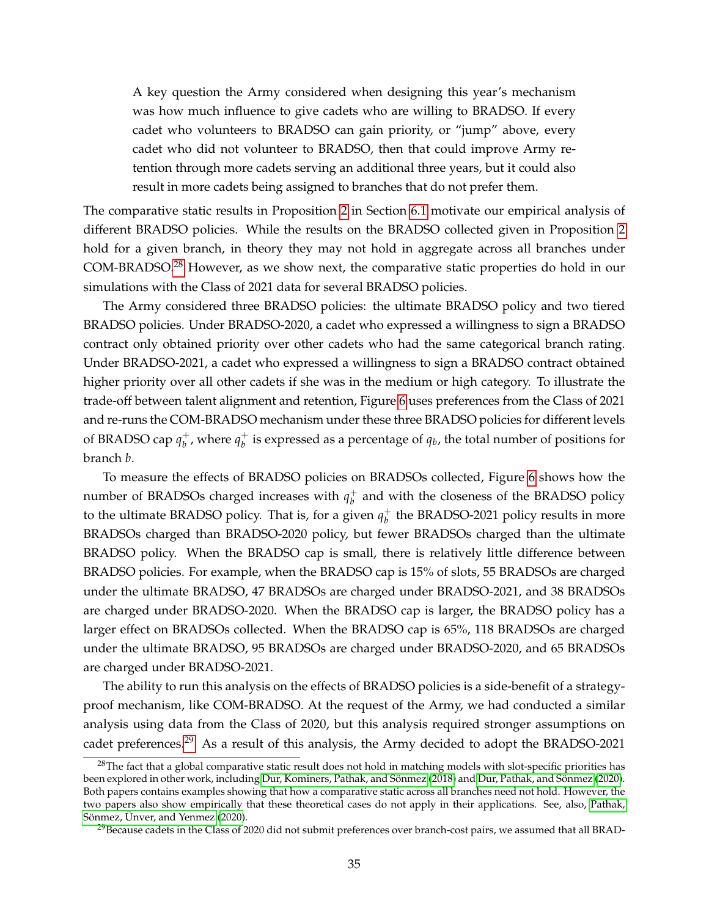> A key question the Army considered when designing this year's mechanism was how much influence to give cadets who are willing to BRADSO. If every cadet who volunteers to BRADSO can gain priority, or "jump" above, every cadet who did not volunteer to BRADSO, then that could improve Army retention through more cadets serving an additional three years, but it could also result in more cadets being assigned to branches that do not prefer them.

The comparative static results in Proposition 2 in Section 6.1 motivate our empirical analysis of different BRADSO policies. While the results on the BRADSO collected given in Proposition 2 hold for a given branch, in theory they may not hold in aggregate across all branches under COM-BRADSO.[28] However, as we show next, the comparative static properties do hold in our simulations with the Class of 2021 data for several BRADSO policies.

The Army considered three BRADSO policies: the ultimate BRADSO policy and two tiered BRADSO policies. Under BRADSO-2020, a cadet who expressed a willingness to sign a BRADSO contract only obtained priority over other cadets who had the same categorical branch rating. Under BRADSO-2021, a cadet who expressed a willingness to sign a BRADSO contract obtained higher priority over all other cadets if she was in the medium or high category. To illustrate the trade-off between talent alignment and retention, Figure 6 uses preferences from the Class of 2021 and re-runs the COM-BRADSO mechanism under these three BRADSO policies for different levels of BRADSO cap $q_b^+$, where $q_b^+$ is expressed as a percentage of $q_b$, the total number of positions for branch $b$.

To measure the effects of BRADSO policies on BRADSOs collected, Figure 6 shows how the number of BRADSOs charged increases with $q_b^+$ and with the closeness of the BRADSO policy to the ultimate BRADSO policy. That is, for a given $q_b^+$ the BRADSO-2021 policy results in more BRADSOs charged than BRADSO-2020 policy, but fewer BRADSOs charged than the ultimate BRADSO policy. When the BRADSO cap is small, there is relatively little difference between BRADSO policies. For example, when the BRADSO cap is 15% of slots, 55 BRADSOs are charged under the ultimate BRADSO, 47 BRADSOs are charged under BRADSO-2021, and 38 BRADSOs are charged under BRADSO-2020. When the BRADSO cap is larger, the BRADSO policy has a larger effect on BRADSOs collected. When the BRADSO cap is 65%, 118 BRADSOs are charged under the ultimate BRADSO, 95 BRADSOs are charged under BRADSO-2020, and 65 BRADSOs are charged under BRADSO-2021.

The ability to run this analysis on the effects of BRADSO policies is a side-benefit of a strategy-proof mechanism, like COM-BRADSO. At the request of the Army, we had conducted a similar analysis using data from the Class of 2020, but this analysis required stronger assumptions on cadet preferences.[29] As a result of this analysis, the Army decided to adopt the BRADSO-2021

---

[28] The fact that a global comparative static result does not hold in matching models with slot-specific priorities has been explored in other work, including Dur, Kominers, Pathak, and Sönmez (2018) and Dur, Pathak, and Sönmez (2020). Both papers contains examples showing that how a comparative static across all branches need not hold. However, the two papers also show empirically that these theoretical cases do not apply in their applications. See, also, Pathak, Sönmez, Ünver, and Yenmez (2020).

[29] Because cadets in the Class of 2020 did not submit preferences over branch-cost pairs, we assumed that all BRAD-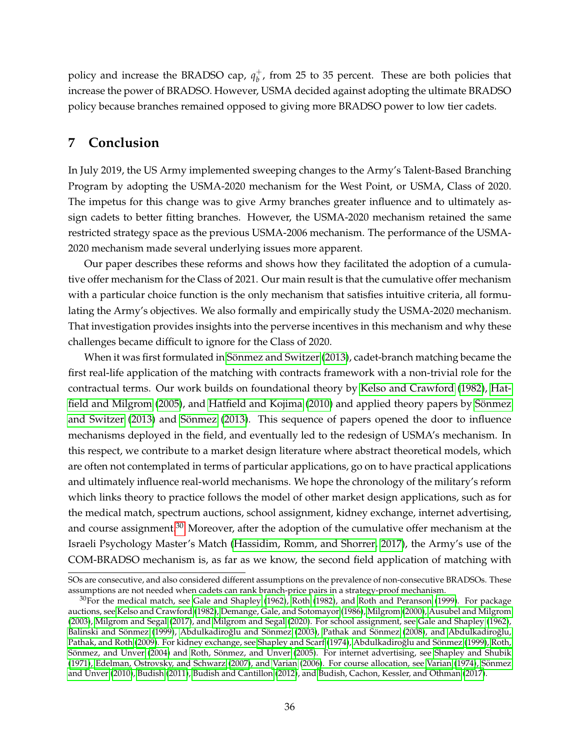policy and increase the BRADSO cap, $q_b^+$, from 25 to 35 percent. These are both policies that increase the power of BRADSO. However, USMA decided against adopting the ultimate BRADSO policy because branches remained opposed to giving more BRADSO power to low tier cadets.

## 7 Conclusion

In July 2019, the US Army implemented sweeping changes to the Army's Talent-Based Branching Program by adopting the USMA-2020 mechanism for the West Point, or USMA, Class of 2020. The impetus for this change was to give Army branches greater influence and to ultimately assign cadets to better fitting branches. However, the USMA-2020 mechanism retained the same restricted strategy space as the previous USMA-2006 mechanism. The performance of the USMA-2020 mechanism made several underlying issues more apparent.

Our paper describes these reforms and shows how they facilitated the adoption of a cumulative offer mechanism for the Class of 2021. Our main result is that the cumulative offer mechanism with a particular choice function is the only mechanism that satisfies intuitive criteria, all formulating the Army's objectives. We also formally and empirically study the USMA-2020 mechanism. That investigation provides insights into the perverse incentives in this mechanism and why these challenges became difficult to ignore for the Class of 2020.

When it was first formulated in Sönmez and Switzer (2013), cadet-branch matching became the first real-life application of the matching with contracts framework with a non-trivial role for the contractual terms. Our work builds on foundational theory by Kelso and Crawford (1982), Hatfield and Milgrom (2005), and Hatfield and Kojima (2010) and applied theory papers by Sönmez and Switzer (2013) and Sönmez (2013). This sequence of papers opened the door to influence mechanisms deployed in the field, and eventually led to the redesign of USMA's mechanism. In this respect, we contribute to a market design literature where abstract theoretical models, which are often not contemplated in terms of particular applications, go on to have practical applications and ultimately influence real-world mechanisms. We hope the chronology of the military's reform which links theory to practice follows the model of other market design applications, such as for the medical match, spectrum auctions, school assignment, kidney exchange, internet advertising, and course assignment.[30] Moreover, after the adoption of the cumulative offer mechanism at the Israeli Psychology Master's Match (Hassidim, Romm, and Shorrer, 2017), the Army's use of the COM-BRADSO mechanism is, as far as we know, the second field application of matching with

SOs are consecutive, and also considered different assumptions on the prevalence of non-consecutive BRADSOs. These assumptions are not needed when cadets can rank branch-price pairs in a strategy-proof mechanism.

[30]For the medical match, see Gale and Shapley (1962), Roth (1982), and Roth and Peranson (1999). For package auctions, see Kelso and Crawford (1982), Demange, Gale, and Sotomayor (1986), Milgrom (2000), Ausubel and Milgrom (2003), Milgrom and Segal (2017), and Milgrom and Segal (2020). For school assignment, see Gale and Shapley (1962), Balinski and Sönmez (1999), Abdulkadiroğlu and Sönmez (2003), Pathak and Sönmez (2008), and Abdulkadiroğlu, Pathak, and Roth (2009). For kidney exchange, see Shapley and Scarf (1974), Abdulkadiroğlu and Sönmez (1999), Roth, Sönmez, and Unver (2004) and Roth, Sönmez, and Unver (2005). For internet advertising, see Shapley and Shubik (1971), Edelman, Ostrovsky, and Schwarz (2007), and Varian (2006). For course allocation, see Varian (1974), Sönmez and Unver (2010), Budish (2011), Budish and Cantillon (2012), and Budish, Cachon, Kessler, and Othman (2017).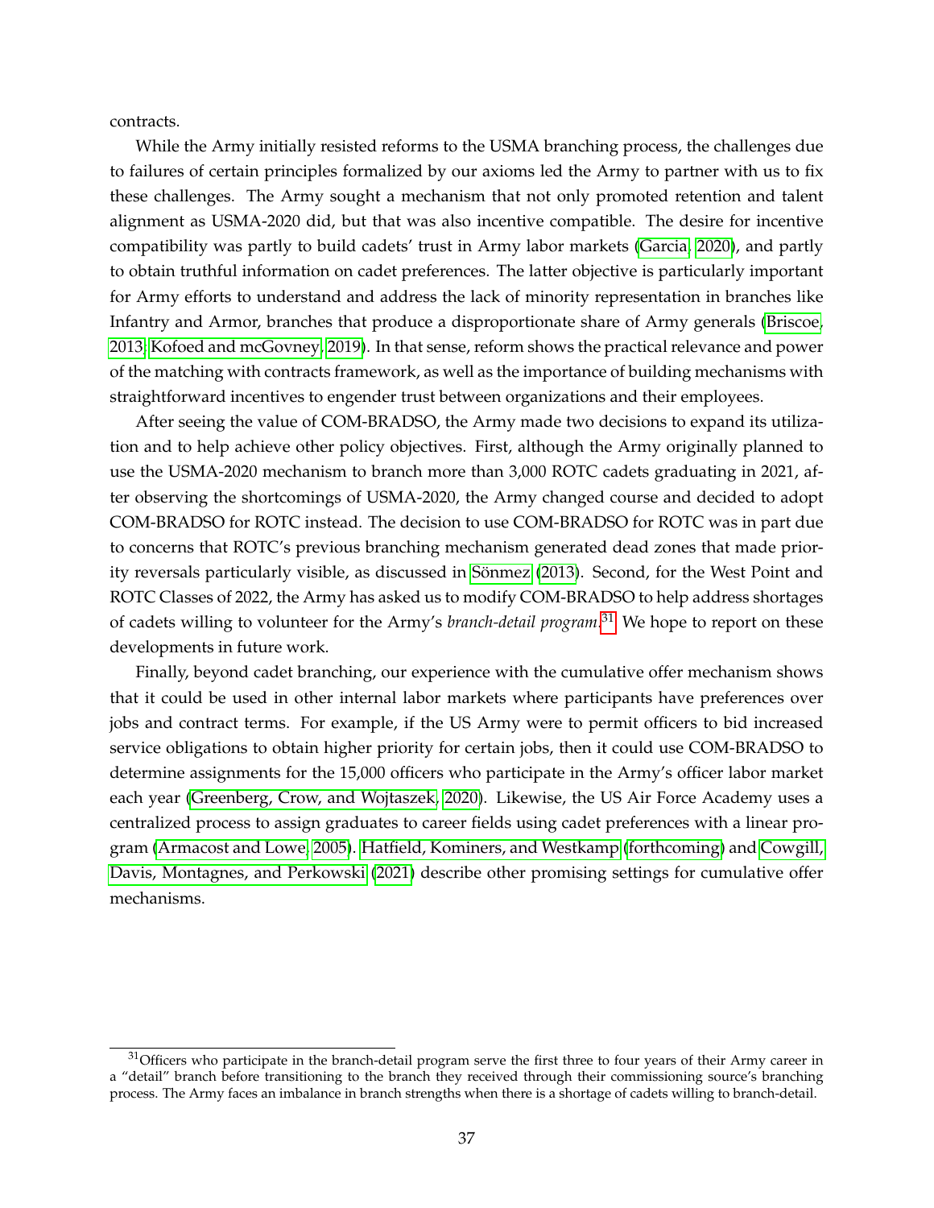contracts.

While the Army initially resisted reforms to the USMA branching process, the challenges due to failures of certain principles formalized by our axioms led the Army to partner with us to fix these challenges. The Army sought a mechanism that not only promoted retention and talent alignment as USMA-2020 did, but that was also incentive compatible. The desire for incentive compatibility was partly to build cadets' trust in Army labor markets (Garcia, 2020), and partly to obtain truthful information on cadet preferences. The latter objective is particularly important for Army efforts to understand and address the lack of minority representation in branches like Infantry and Armor, branches that produce a disproportionate share of Army generals (Briscoe, 2013; Kofoed and mcGovney, 2019). In that sense, reform shows the practical relevance and power of the matching with contracts framework, as well as the importance of building mechanisms with straightforward incentives to engender trust between organizations and their employees.

After seeing the value of COM-BRADSO, the Army made two decisions to expand its utilization and to help achieve other policy objectives. First, although the Army originally planned to use the USMA-2020 mechanism to branch more than 3,000 ROTC cadets graduating in 2021, after observing the shortcomings of USMA-2020, the Army changed course and decided to adopt COM-BRADSO for ROTC instead. The decision to use COM-BRADSO for ROTC was in part due to concerns that ROTC's previous branching mechanism generated dead zones that made priority reversals particularly visible, as discussed in Sönmez (2013). Second, for the West Point and ROTC Classes of 2022, the Army has asked us to modify COM-BRADSO to help address shortages of cadets willing to volunteer for the Army's *branch-detail program*.[31] We hope to report on these developments in future work.

Finally, beyond cadet branching, our experience with the cumulative offer mechanism shows that it could be used in other internal labor markets where participants have preferences over jobs and contract terms. For example, if the US Army were to permit officers to bid increased service obligations to obtain higher priority for certain jobs, then it could use COM-BRADSO to determine assignments for the 15,000 officers who participate in the Army's officer labor market each year (Greenberg, Crow, and Wojtaszek, 2020). Likewise, the US Air Force Academy uses a centralized process to assign graduates to career fields using cadet preferences with a linear program (Armacost and Lowe, 2005). Hatfield, Kominers, and Westkamp (forthcoming) and Cowgill, Davis, Montagnes, and Perkowski (2021) describe other promising settings for cumulative offer mechanisms.

[31] Officers who participate in the branch-detail program serve the first three to four years of their Army career in a "detail" branch before transitioning to the branch they received through their commissioning source's branching process. The Army faces an imbalance in branch strengths when there is a shortage of cadets willing to branch-detail.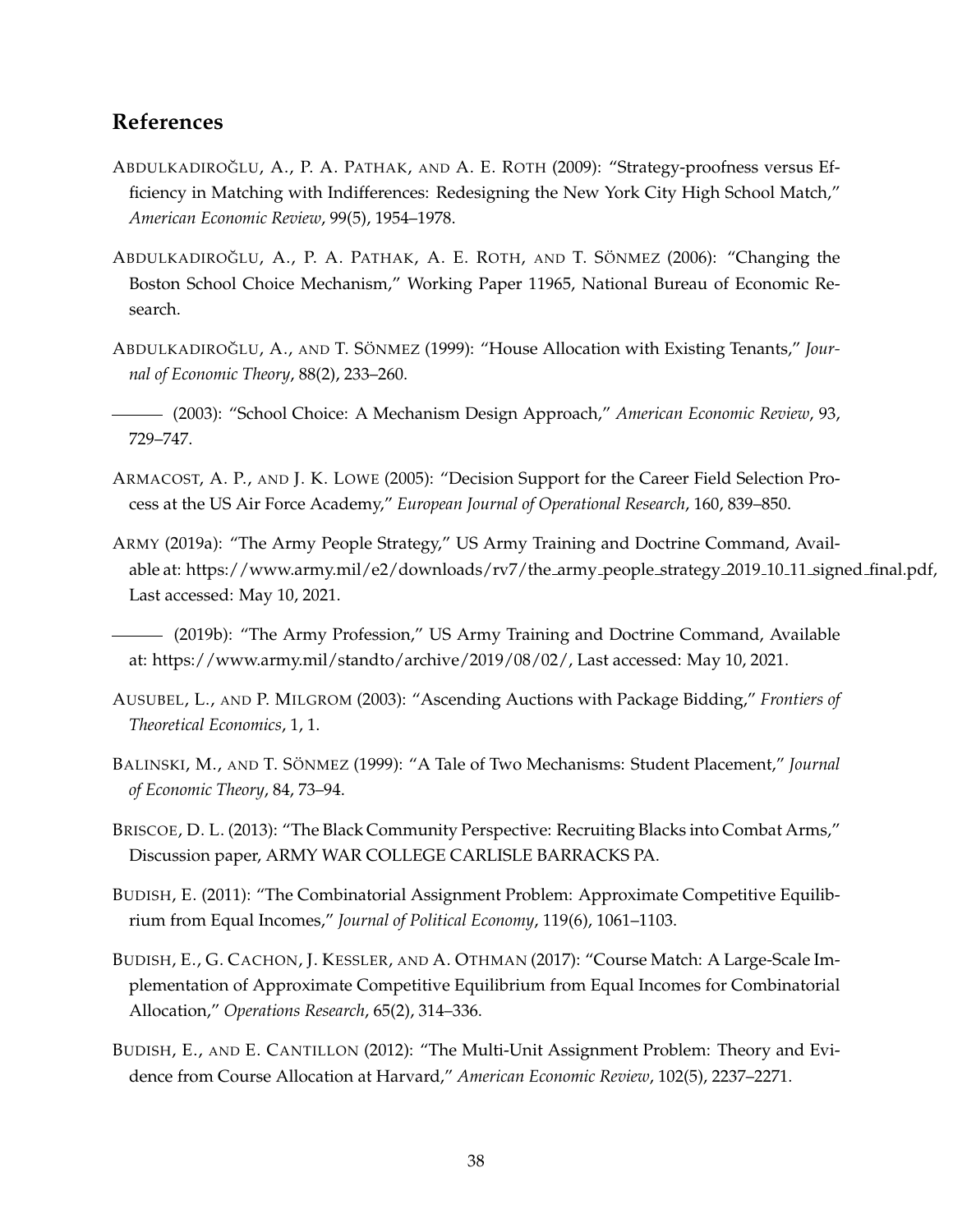## References

Abdulkadiroğlu, A., P. A. Pathak, and A. E. Roth (2009): "Strategy-proofness versus Efficiency in Matching with Indifferences: Redesigning the New York City High School Match," *American Economic Review*, 99(5), 1954–1978.

Abdulkadiroğlu, A., P. A. Pathak, A. E. Roth, and T. Sönmez (2006): "Changing the Boston School Choice Mechanism," Working Paper 11965, National Bureau of Economic Research.

Abdulkadiroğlu, A., and T. Sönmez (1999): "House Allocation with Existing Tenants," *Journal of Economic Theory*, 88(2), 233–260.

——— (2003): "School Choice: A Mechanism Design Approach," *American Economic Review*, 93, 729–747.

Armacost, A. P., and J. K. Lowe (2005): "Decision Support for the Career Field Selection Process at the US Air Force Academy," *European Journal of Operational Research*, 160, 839–850.

Army (2019a): "The Army People Strategy," US Army Training and Doctrine Command, Available at: https://www.army.mil/e2/downloads/rv7/the_army_people_strategy_2019_10_11_signed_final.pdf, Last accessed: May 10, 2021.

——— (2019b): "The Army Profession," US Army Training and Doctrine Command, Available at: https://www.army.mil/standto/archive/2019/08/02/, Last accessed: May 10, 2021.

Ausubel, L., and P. Milgrom (2003): "Ascending Auctions with Package Bidding," *Frontiers of Theoretical Economics*, 1, 1.

Balinski, M., and T. Sönmez (1999): "A Tale of Two Mechanisms: Student Placement," *Journal of Economic Theory*, 84, 73–94.

Briscoe, D. L. (2013): "The Black Community Perspective: Recruiting Blacks into Combat Arms," Discussion paper, ARMY WAR COLLEGE CARLISLE BARRACKS PA.

Budish, E. (2011): "The Combinatorial Assignment Problem: Approximate Competitive Equilibrium from Equal Incomes," *Journal of Political Economy*, 119(6), 1061–1103.

Budish, E., G. Cachon, J. Kessler, and A. Othman (2017): "Course Match: A Large-Scale Implementation of Approximate Competitive Equilibrium from Equal Incomes for Combinatorial Allocation," *Operations Research*, 65(2), 314–336.

Budish, E., and E. Cantillon (2012): "The Multi-Unit Assignment Problem: Theory and Evidence from Course Allocation at Harvard," *American Economic Review*, 102(5), 2237–2271.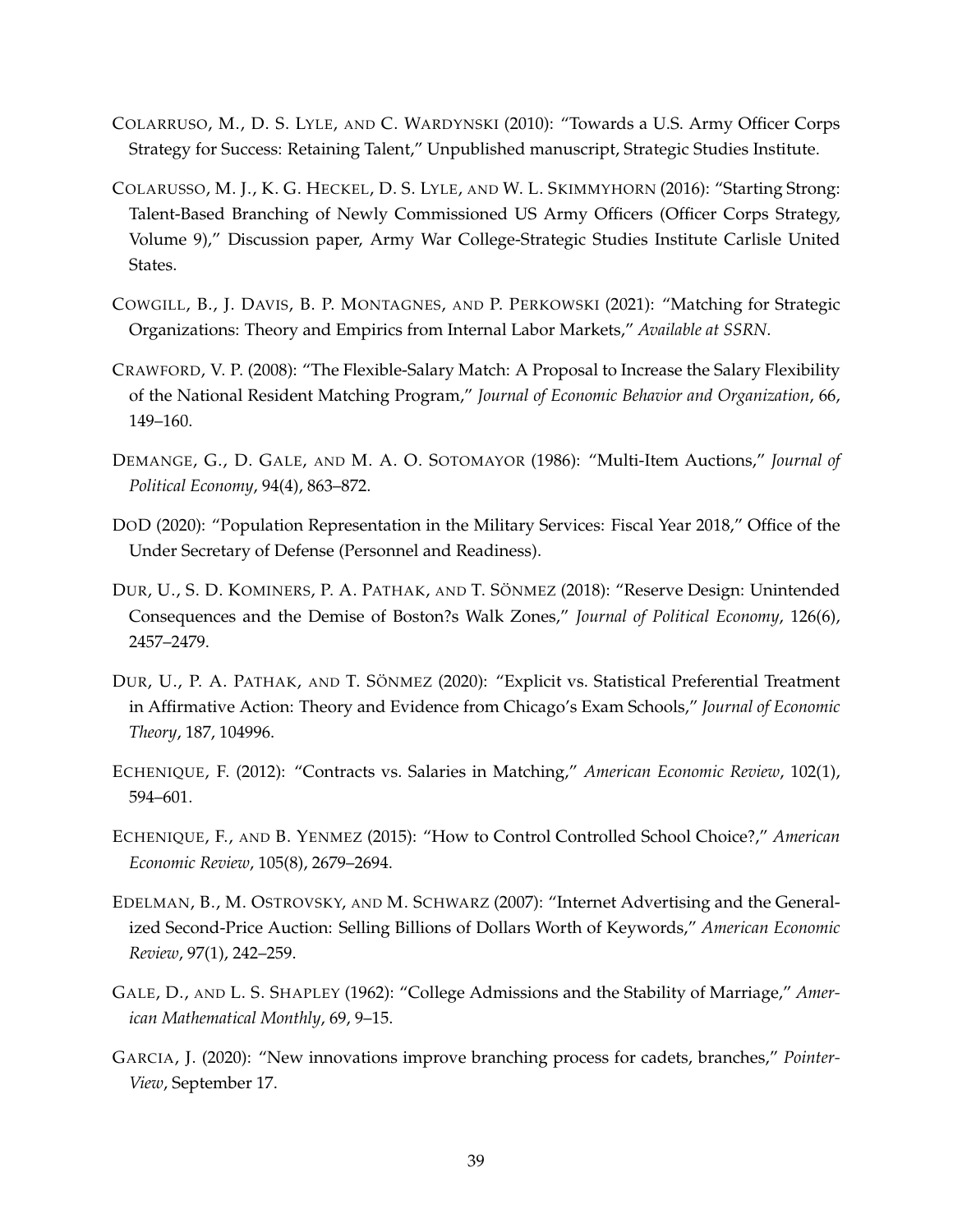COLARRUSO, M., D. S. LYLE, AND C. WARDYNSKI (2010): "Towards a U.S. Army Officer Corps Strategy for Success: Retaining Talent," Unpublished manuscript, Strategic Studies Institute.

COLARUSSO, M. J., K. G. HECKEL, D. S. LYLE, AND W. L. SKIMMYHORN (2016): "Starting Strong: Talent-Based Branching of Newly Commissioned US Army Officers (Officer Corps Strategy, Volume 9)," Discussion paper, Army War College-Strategic Studies Institute Carlisle United States.

COWGILL, B., J. DAVIS, B. P. MONTAGNES, AND P. PERKOWSKI (2021): "Matching for Strategic Organizations: Theory and Empirics from Internal Labor Markets," *Available at SSRN*.

CRAWFORD, V. P. (2008): "The Flexible-Salary Match: A Proposal to Increase the Salary Flexibility of the National Resident Matching Program," *Journal of Economic Behavior and Organization*, 66, 149–160.

DEMANGE, G., D. GALE, AND M. A. O. SOTOMAYOR (1986): "Multi-Item Auctions," *Journal of Political Economy*, 94(4), 863–872.

DOD (2020): "Population Representation in the Military Services: Fiscal Year 2018," Office of the Under Secretary of Defense (Personnel and Readiness).

DUR, U., S. D. KOMINERS, P. A. PATHAK, AND T. SÖNMEZ (2018): "Reserve Design: Unintended Consequences and the Demise of Boston?s Walk Zones," *Journal of Political Economy*, 126(6), 2457–2479.

DUR, U., P. A. PATHAK, AND T. SÖNMEZ (2020): "Explicit vs. Statistical Preferential Treatment in Affirmative Action: Theory and Evidence from Chicago's Exam Schools," *Journal of Economic Theory*, 187, 104996.

ECHENIQUE, F. (2012): "Contracts vs. Salaries in Matching," *American Economic Review*, 102(1), 594–601.

ECHENIQUE, F., AND B. YENMEZ (2015): "How to Control Controlled School Choice?," *American Economic Review*, 105(8), 2679–2694.

EDELMAN, B., M. OSTROVSKY, AND M. SCHWARZ (2007): "Internet Advertising and the Generalized Second-Price Auction: Selling Billions of Dollars Worth of Keywords," *American Economic Review*, 97(1), 242–259.

GALE, D., AND L. S. SHAPLEY (1962): "College Admissions and the Stability of Marriage," *American Mathematical Monthly*, 69, 9–15.

GARCIA, J. (2020): "New innovations improve branching process for cadets, branches," *Pointer-View*, September 17.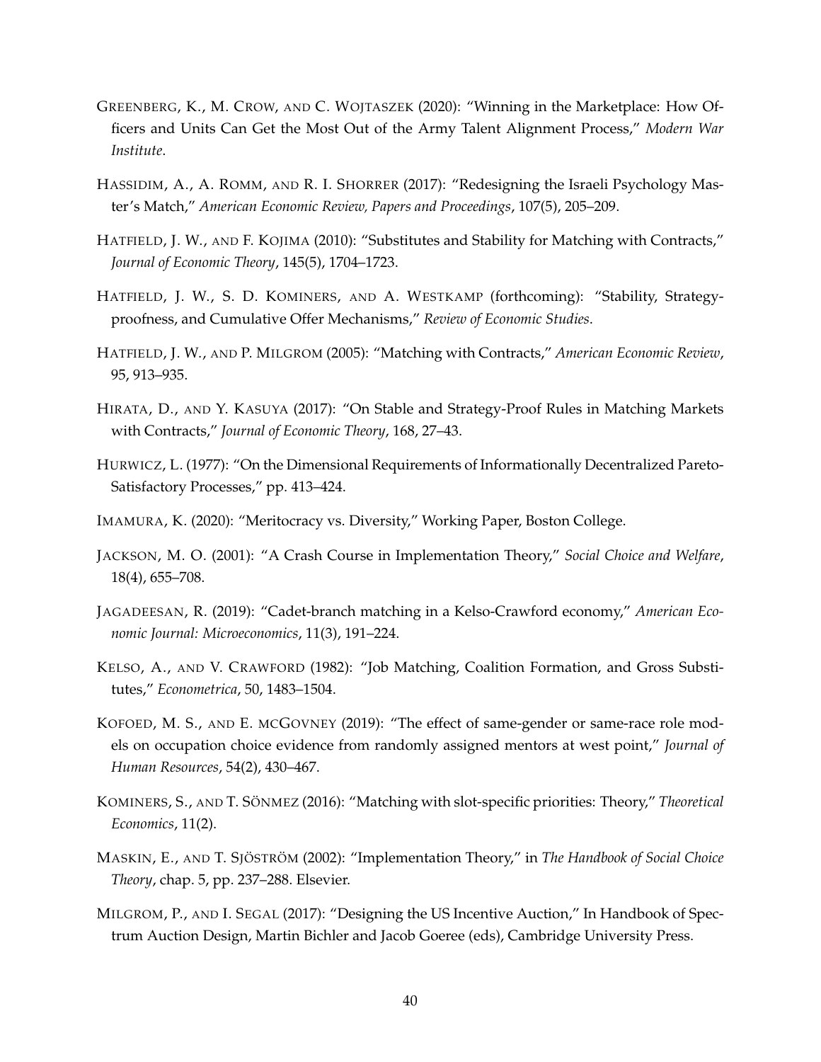GREENBERG, K., M. CROW, AND C. WOJTASZEK (2020): "Winning in the Marketplace: How Officers and Units Can Get the Most Out of the Army Talent Alignment Process," *Modern War Institute*.

HASSIDIM, A., A. ROMM, AND R. I. SHORRER (2017): "Redesigning the Israeli Psychology Master's Match," *American Economic Review, Papers and Proceedings*, 107(5), 205–209.

HATFIELD, J. W., AND F. KOJIMA (2010): "Substitutes and Stability for Matching with Contracts," *Journal of Economic Theory*, 145(5), 1704–1723.

HATFIELD, J. W., S. D. KOMINERS, AND A. WESTKAMP (forthcoming): "Stability, Strategy-proofness, and Cumulative Offer Mechanisms," *Review of Economic Studies*.

HATFIELD, J. W., AND P. MILGROM (2005): "Matching with Contracts," *American Economic Review*, 95, 913–935.

HIRATA, D., AND Y. KASUYA (2017): "On Stable and Strategy-Proof Rules in Matching Markets with Contracts," *Journal of Economic Theory*, 168, 27–43.

HURWICZ, L. (1977): "On the Dimensional Requirements of Informationally Decentralized Pareto-Satisfactory Processes," pp. 413–424.

IMAMURA, K. (2020): "Meritocracy vs. Diversity," Working Paper, Boston College.

JACKSON, M. O. (2001): "A Crash Course in Implementation Theory," *Social Choice and Welfare*, 18(4), 655–708.

JAGADEESAN, R. (2019): "Cadet-branch matching in a Kelso-Crawford economy," *American Economic Journal: Microeconomics*, 11(3), 191–224.

KELSO, A., AND V. CRAWFORD (1982): "Job Matching, Coalition Formation, and Gross Substitutes," *Econometrica*, 50, 1483–1504.

KOFOED, M. S., AND E. MCGOVNEY (2019): "The effect of same-gender or same-race role models on occupation choice evidence from randomly assigned mentors at west point," *Journal of Human Resources*, 54(2), 430–467.

KOMINERS, S., AND T. SÖNMEZ (2016): "Matching with slot-specific priorities: Theory," *Theoretical Economics*, 11(2).

MASKIN, E., AND T. SJÖSTRÖM (2002): "Implementation Theory," in *The Handbook of Social Choice Theory*, chap. 5, pp. 237–288. Elsevier.

MILGROM, P., AND I. SEGAL (2017): "Designing the US Incentive Auction," In Handbook of Spectrum Auction Design, Martin Bichler and Jacob Goeree (eds), Cambridge University Press.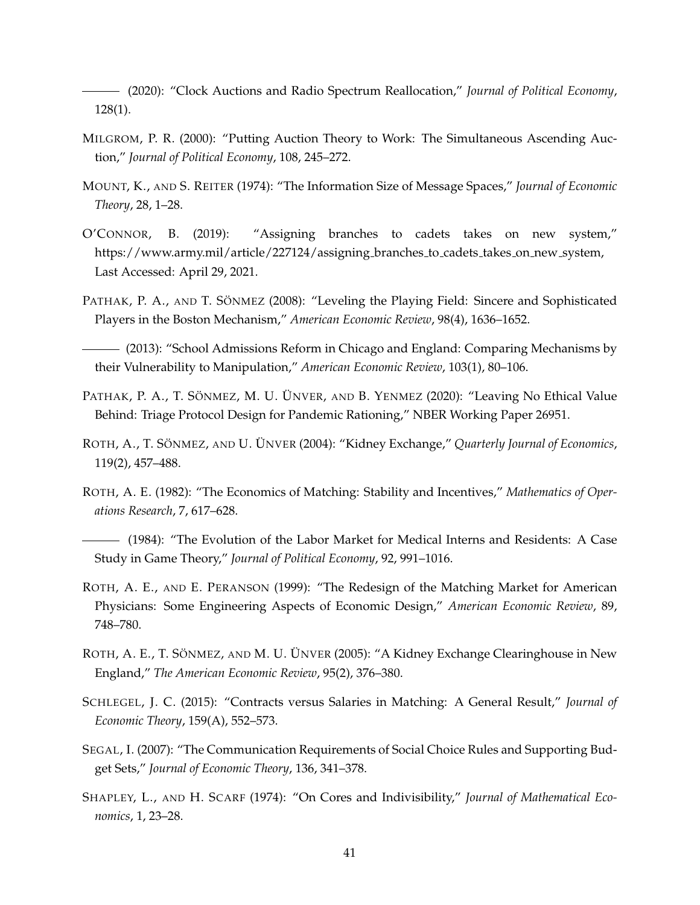——— (2020): "Clock Auctions and Radio Spectrum Reallocation," *Journal of Political Economy*, 128(1).

MILGROM, P. R. (2000): "Putting Auction Theory to Work: The Simultaneous Ascending Auction," *Journal of Political Economy*, 108, 245–272.

MOUNT, K., AND S. REITER (1974): "The Information Size of Message Spaces," *Journal of Economic Theory*, 28, 1–28.

O'CONNOR, B. (2019): "Assigning branches to cadets takes on new system," https://www.army.mil/article/227124/assigning_branches_to_cadets_takes_on_new_system, Last Accessed: April 29, 2021.

PATHAK, P. A., AND T. SÖNMEZ (2008): "Leveling the Playing Field: Sincere and Sophisticated Players in the Boston Mechanism," *American Economic Review*, 98(4), 1636–1652.

——— (2013): "School Admissions Reform in Chicago and England: Comparing Mechanisms by their Vulnerability to Manipulation," *American Economic Review*, 103(1), 80–106.

PATHAK, P. A., T. SÖNMEZ, M. U. ÜNVER, AND B. YENMEZ (2020): "Leaving No Ethical Value Behind: Triage Protocol Design for Pandemic Rationing," NBER Working Paper 26951.

ROTH, A., T. SÖNMEZ, AND U. ÜNVER (2004): "Kidney Exchange," *Quarterly Journal of Economics*, 119(2), 457–488.

ROTH, A. E. (1982): "The Economics of Matching: Stability and Incentives," *Mathematics of Operations Research*, 7, 617–628.

——— (1984): "The Evolution of the Labor Market for Medical Interns and Residents: A Case Study in Game Theory," *Journal of Political Economy*, 92, 991–1016.

ROTH, A. E., AND E. PERANSON (1999): "The Redesign of the Matching Market for American Physicians: Some Engineering Aspects of Economic Design," *American Economic Review*, 89, 748–780.

ROTH, A. E., T. SÖNMEZ, AND M. U. ÜNVER (2005): "A Kidney Exchange Clearinghouse in New England," *The American Economic Review*, 95(2), 376–380.

SCHLEGEL, J. C. (2015): "Contracts versus Salaries in Matching: A General Result," *Journal of Economic Theory*, 159(A), 552–573.

SEGAL, I. (2007): "The Communication Requirements of Social Choice Rules and Supporting Budget Sets," *Journal of Economic Theory*, 136, 341–378.

SHAPLEY, L., AND H. SCARF (1974): "On Cores and Indivisibility," *Journal of Mathematical Economics*, 1, 23–28.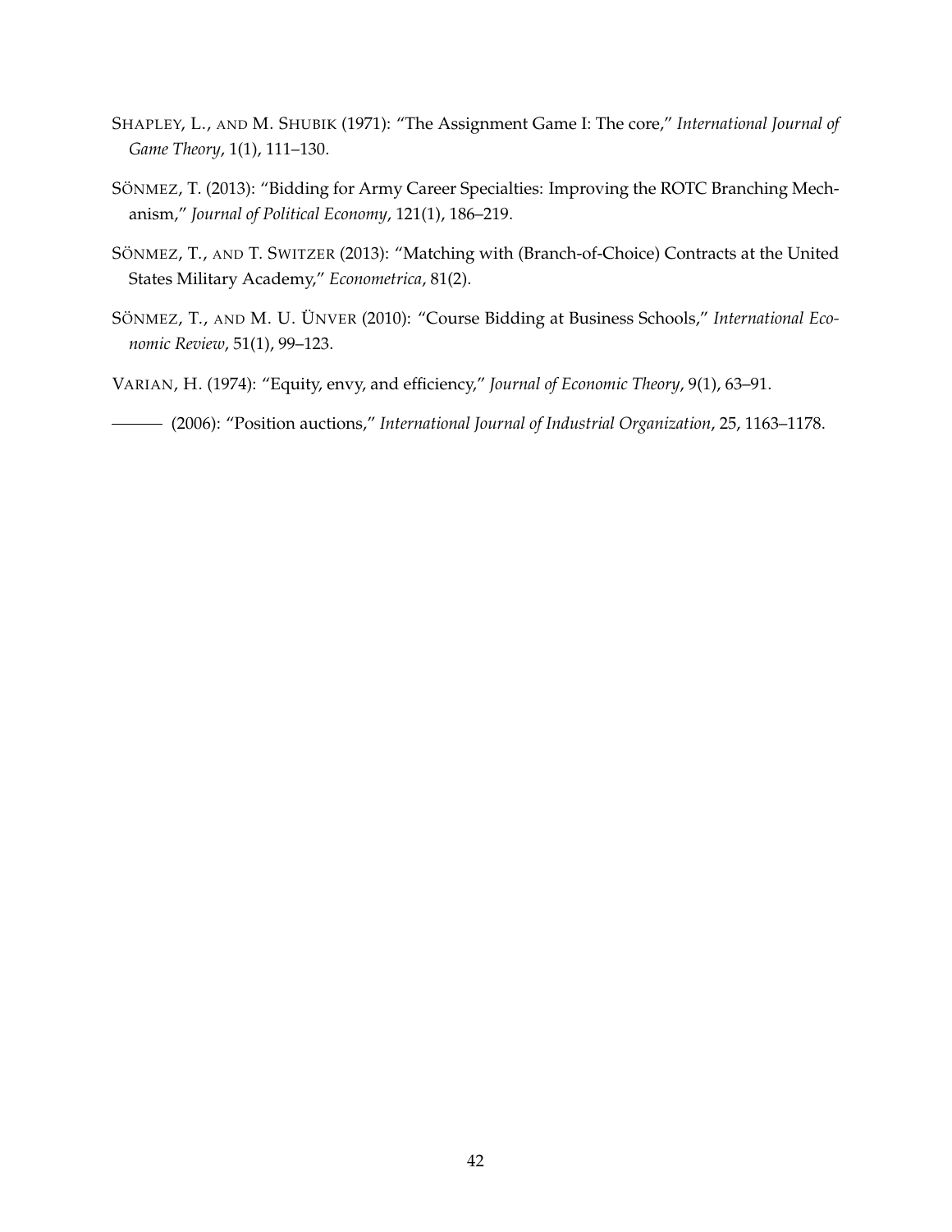SHAPLEY, L., AND M. SHUBIK (1971): "The Assignment Game I: The core," *International Journal of Game Theory*, 1(1), 111–130.

SÖNMEZ, T. (2013): "Bidding for Army Career Specialties: Improving the ROTC Branching Mechanism," *Journal of Political Economy*, 121(1), 186–219.

SÖNMEZ, T., AND T. SWITZER (2013): "Matching with (Branch-of-Choice) Contracts at the United States Military Academy," *Econometrica*, 81(2).

SÖNMEZ, T., AND M. U. ÜNVER (2010): "Course Bidding at Business Schools," *International Economic Review*, 51(1), 99–123.

VARIAN, H. (1974): "Equity, envy, and efficiency," *Journal of Economic Theory*, 9(1), 63–91.

——— (2006): "Position auctions," *International Journal of Industrial Organization*, 25, 1163–1178.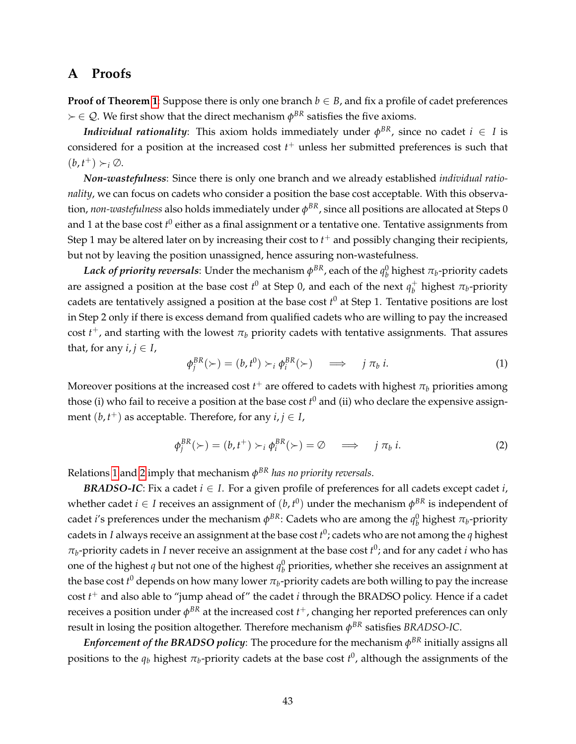# A Proofs

**Proof of Theorem 1**: Suppose there is only one branch $b \in B$, and fix a profile of cadet preferences $\succ \in \mathcal{Q}$. We first show that the direct mechanism $\phi^{BR}$ satisfies the five axioms.

***Individual rationality***: This axiom holds immediately under $\phi^{BR}$, since no cadet $i \in I$ is considered for a position at the increased cost $t^+$ unless her submitted preferences is such that $(b, t^+) \succ_i \emptyset$.

***Non-wastefulness***: Since there is only one branch and we already established *individual rationality*, we can focus on cadets who consider a position the base cost acceptable. With this observation, *non-wastefulness* also holds immediately under $\phi^{BR}$, since all positions are allocated at Steps 0 and 1 at the base cost $t^0$ either as a final assignment or a tentative one. Tentative assignments from Step 1 may be altered later on by increasing their cost to $t^+$ and possibly changing their recipients, but not by leaving the position unassigned, hence assuring non-wastefulness.

***Lack of priority reversals***: Under the mechanism $\phi^{BR}$, each of the $q_b^0$ highest $\pi_b$-priority cadets are assigned a position at the base cost $t^0$ at Step 0, and each of the next $q_b^+$ highest $\pi_b$-priority cadets are tentatively assigned a position at the base cost $t^0$ at Step 1. Tentative positions are lost in Step 2 only if there is excess demand from qualified cadets who are willing to pay the increased cost $t^+$, and starting with the lowest $\pi_b$ priority cadets with tentative assignments. That assures that, for any $i, j \in I$,

$$\phi_j^{BR}(\succ) = (b, t^0) \succ_i \phi_i^{BR}(\succ) \quad \Longrightarrow \quad j \ \pi_b \ i. \tag{1}$$

Moreover positions at the increased cost $t^+$ are offered to cadets with highest $\pi_b$ priorities among those (i) who fail to receive a position at the base cost $t^0$ and (ii) who declare the expensive assignment $(b, t^+)$ as acceptable. Therefore, for any $i, j \in I$,

$$\phi_j^{BR}(\succ) = (b, t^+) \succ_i \phi_i^{BR}(\succ) = \emptyset \quad \Longrightarrow \quad j \ \pi_b \ i. \tag{2}$$

Relations 1 and 2 imply that mechanism $\phi^{BR}$ *has no priority reversals*.

***BRADSO-IC***: Fix a cadet $i \in I$. For a given profile of preferences for all cadets except cadet $i$, whether cadet $i \in I$ receives an assignment of $(b, t^0)$ under the mechanism $\phi^{BR}$ is independent of cadet $i$'s preferences under the mechanism $\phi^{BR}$: Cadets who are among the $q_b^0$ highest $\pi_b$-priority cadets in $I$ always receive an assignment at the base cost $t^0$; cadets who are not among the $q$ highest $\pi_b$-priority cadets in $I$ never receive an assignment at the base cost $t^0$; and for any cadet $i$ who has one of the highest $q$ but not one of the highest $q_b^0$ priorities, whether she receives an assignment at the base cost $t^0$ depends on how many lower $\pi_b$-priority cadets are both willing to pay the increase cost $t^+$ and also able to "jump ahead of" the cadet $i$ through the BRADSO policy. Hence if a cadet receives a position under $\phi^{BR}$ at the increased cost $t^+$, changing her reported preferences can only result in losing the position altogether. Therefore mechanism $\phi^{BR}$ satisfies *BRADSO-IC*.

***Enforcement of the BRADSO policy***: The procedure for the mechanism $\phi^{BR}$ initially assigns all positions to the $q_b$ highest $\pi_b$-priority cadets at the base cost $t^0$, although the assignments of the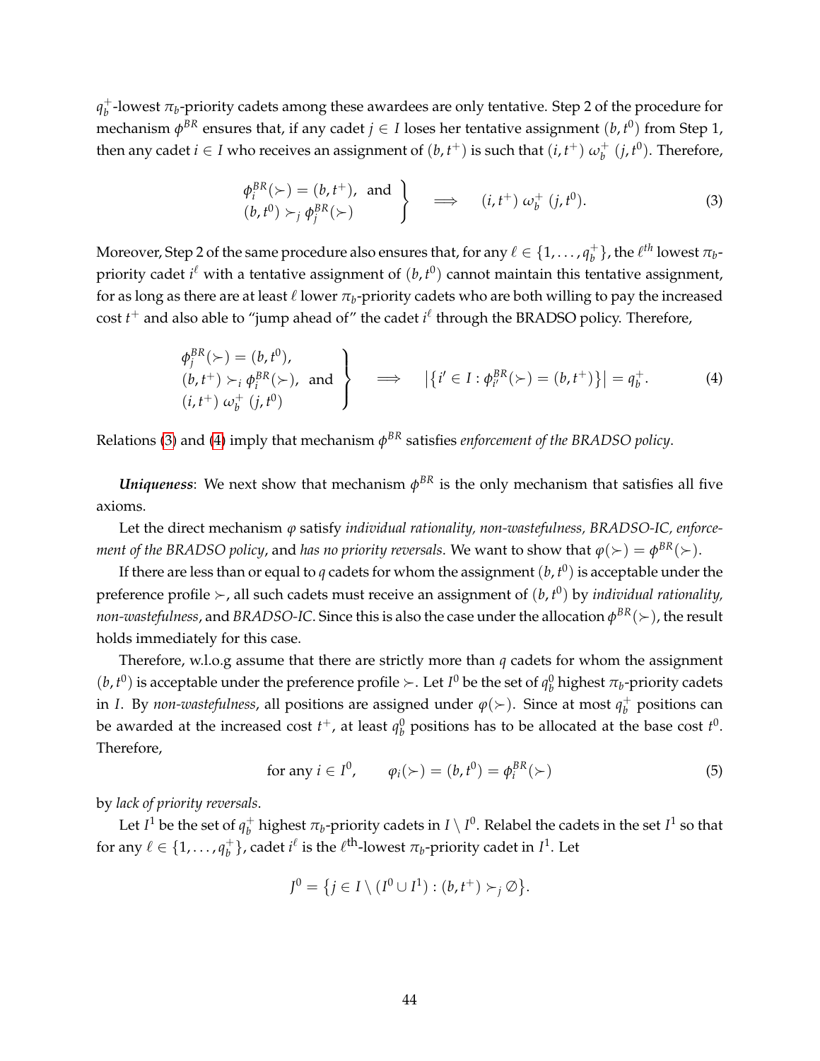$q_b^+$-lowest $\pi_b$-priority cadets among these awardees are only tentative. Step 2 of the procedure for mechanism $\phi^{BR}$ ensures that, if any cadet $j \in I$ loses her tentative assignment $(b, t^0)$ from Step 1, then any cadet $i \in I$ who receives an assignment of $(b, t^+)$ is such that $(i, t^+) \; \omega_b^+ \; (j, t^0)$. Therefore,

$$\left.\begin{array}{l} \phi_i^{BR}(\succ) = (b, t^+), \text{ and} \\ (b, t^0) \succ_j \phi_j^{BR}(\succ) \end{array}\right\} \quad \Longrightarrow \quad (i, t^+) \; \omega_b^+ \; (j, t^0). \tag{3}$$

Moreover, Step 2 of the same procedure also ensures that, for any $\ell \in \{1, \ldots, q_b^+\}$, the $\ell^{th}$ lowest $\pi_b$-priority cadet $i^\ell$ with a tentative assignment of $(b, t^0)$ cannot maintain this tentative assignment, for as long as there are at least $\ell$ lower $\pi_b$-priority cadets who are both willing to pay the increased cost $t^+$ and also able to "jump ahead of" the cadet $i^\ell$ through the BRADSO policy. Therefore,

$$\left.\begin{array}{l} \phi_j^{BR}(\succ) = (b, t^0), \\ (b, t^+) \succ_i \phi_i^{BR}(\succ), \text{ and} \\ (i, t^+) \; \omega_b^+ \; (j, t^0) \end{array}\right\} \quad \Longrightarrow \quad \left|\{i' \in I : \phi_{i'}^{BR}(\succ) = (b, t^+)\}\right| = q_b^+. \tag{4}$$

Relations (3) and (4) imply that mechanism $\phi^{BR}$ satisfies *enforcement of the BRADSO policy*.

***Uniqueness***: We next show that mechanism $\phi^{BR}$ is the only mechanism that satisfies all five axioms.

Let the direct mechanism $\varphi$ satisfy *individual rationality, non-wastefulness, BRADSO-IC, enforcement of the BRADSO policy*, and *has no priority reversals*. We want to show that $\varphi(\succ) = \phi^{BR}(\succ)$.

If there are less than or equal to $q$ cadets for whom the assignment $(b, t^0)$ is acceptable under the preference profile $\succ$, all such cadets must receive an assignment of $(b, t^0)$ by *individual rationality, non-wastefulness*, and *BRADSO-IC*. Since this is also the case under the allocation $\phi^{BR}(\succ)$, the result holds immediately for this case.

Therefore, w.l.o.g assume that there are strictly more than $q$ cadets for whom the assignment $(b, t^0)$ is acceptable under the preference profile $\succ$. Let $I^0$ be the set of $q_b^0$ highest $\pi_b$-priority cadets in $I$. By *non-wastefulness*, all positions are assigned under $\varphi(\succ)$. Since at most $q_b^+$ positions can be awarded at the increased cost $t^+$, at least $q_b^0$ positions has to be allocated at the base cost $t^0$. Therefore,

$$\text{for any } i \in I^0, \qquad \varphi_i(\succ) = (b, t^0) = \phi_i^{BR}(\succ) \tag{5}$$

by *lack of priority reversals*.

Let $I^1$ be the set of $q_b^+$ highest $\pi_b$-priority cadets in $I \setminus I^0$. Relabel the cadets in the set $I^1$ so that for any $\ell \in \{1, \ldots, q_b^+\}$, cadet $i^\ell$ is the $\ell^{\text{th}}$-lowest $\pi_b$-priority cadet in $I^1$. Let

$$J^0 = \{j \in I \setminus (I^0 \cup I^1) : (b, t^+) \succ_j \emptyset\}.$$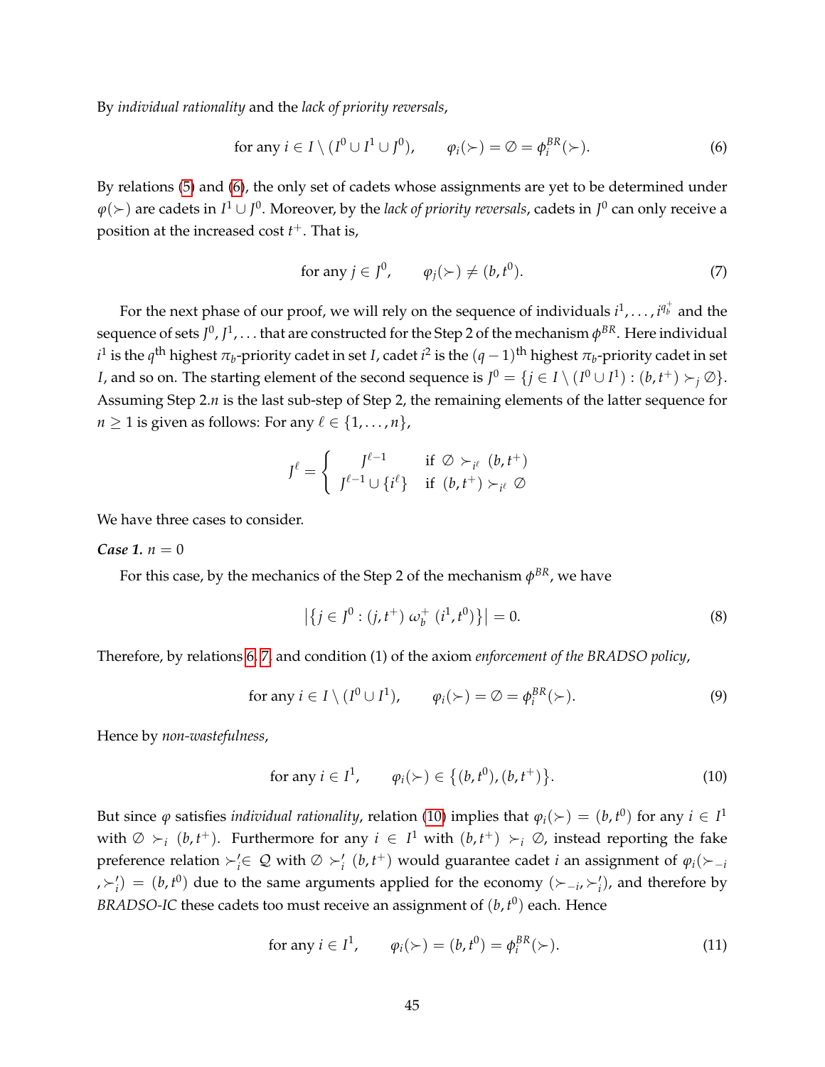By *individual rationality* and the *lack of priority reversals*,

$$\text{for any } i \in I \setminus (I^0 \cup I^1 \cup J^0), \qquad \varphi_i(\succ) = \emptyset = \phi_i^{BR}(\succ). \tag{6}$$

By relations (5) and (6), the only set of cadets whose assignments are yet to be determined under $\varphi(\succ)$ are cadets in $I^1 \cup J^0$. Moreover, by the *lack of priority reversals*, cadets in $J^0$ can only receive a position at the increased cost $t^+$. That is,

$$\text{for any } j \in J^0, \qquad \varphi_j(\succ) \neq (b, t^0). \tag{7}$$

For the next phase of our proof, we will rely on the sequence of individuals $i^1, \ldots, i^{q_b^+}$ and the sequence of sets $J^0, J^1, \ldots$ that are constructed for the Step 2 of the mechanism $\phi^{BR}$. Here individual $i^1$ is the $q^{\text{th}}$ highest $\pi_b$-priority cadet in set $I$, cadet $i^2$ is the $(q-1)^{\text{th}}$ highest $\pi_b$-priority cadet in set $I$, and so on. The starting element of the second sequence is $J^0 = \{j \in I \setminus (I^0 \cup I^1) : (b, t^+) \succ_j \emptyset\}$. Assuming Step 2.$n$ is the last sub-step of Step 2, the remaining elements of the latter sequence for $n \geq 1$ is given as follows: For any $\ell \in \{1, \ldots, n\}$,

$$J^\ell = \begin{cases} J^{\ell-1} & \text{if } \emptyset \succ_{i^\ell} (b, t^+) \\ J^{\ell-1} \cup \{i^\ell\} & \text{if } (b, t^+) \succ_{i^\ell} \emptyset \end{cases}$$

We have three cases to consider.

***Case 1.*** $n = 0$

For this case, by the mechanics of the Step 2 of the mechanism $\phi^{BR}$, we have

$$\left|\left\{j \in J^0 : (j, t^+) \ \omega_b^+ \ (i^1, t^0)\right\}\right| = 0. \tag{8}$$

Therefore, by relations 6, 7, and condition (1) of the axiom *enforcement of the BRADSO policy*,

$$\text{for any } i \in I \setminus (I^0 \cup I^1), \qquad \varphi_i(\succ) = \emptyset = \phi_i^{BR}(\succ). \tag{9}$$

Hence by *non-wastefulness*,

$$\text{for any } i \in I^1, \qquad \varphi_i(\succ) \in \left\{(b, t^0), (b, t^+)\right\}. \tag{10}$$

But since $\varphi$ satisfies *individual rationality*, relation (10) implies that $\varphi_i(\succ) = (b, t^0)$ for any $i \in I^1$ with $\emptyset \succ_i (b, t^+)$. Furthermore for any $i \in I^1$ with $(b, t^+) \succ_i \emptyset$, instead reporting the fake preference relation $\succ_i' \in \mathcal{Q}$ with $\emptyset \succ_i' (b, t^+)$ would guarantee cadet $i$ an assignment of $\varphi_i(\succ_{-i}, \succ_i') = (b, t^0)$ due to the same arguments applied for the economy $(\succ_{-i}, \succ_i')$, and therefore by *BRADSO-IC* these cadets too must receive an assignment of $(b, t^0)$ each. Hence

$$\text{for any } i \in I^1, \qquad \varphi_i(\succ) = (b, t^0) = \phi_i^{BR}(\succ). \tag{11}$$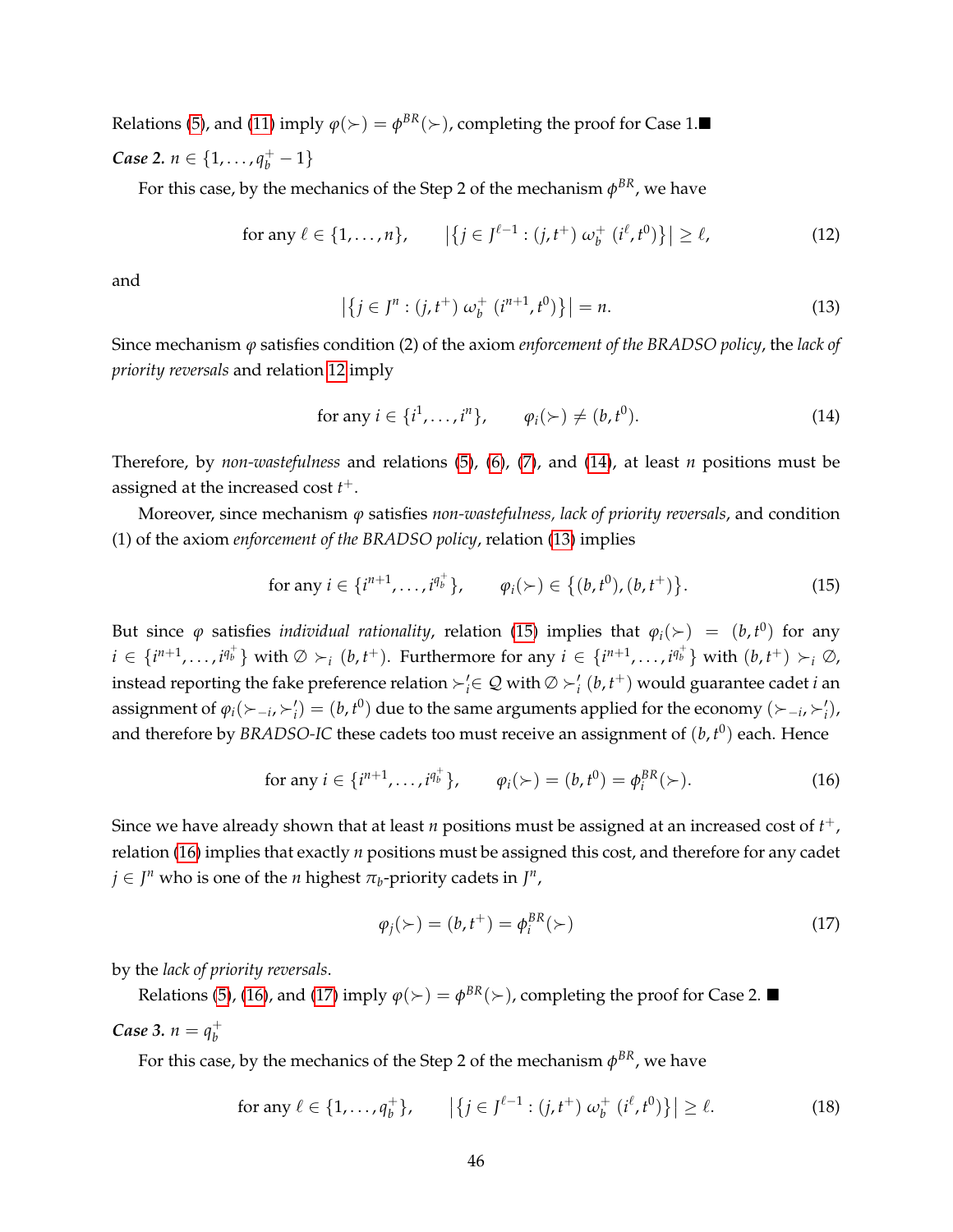Relations (5), and (11) imply $\varphi(\succ) = \phi^{BR}(\succ)$, completing the proof for Case 1.■

***Case 2.*** $n \in \{1, \ldots, q_b^+ - 1\}$

For this case, by the mechanics of the Step 2 of the mechanism $\phi^{BR}$, we have

$$\text{for any } \ell \in \{1, \ldots, n\}, \qquad \left|\{j \in J^{\ell-1} : (j, t^+) \ \omega_b^+ \ (i^\ell, t^0)\}\right| \geq \ell, \tag{12}$$

and

$$\left|\{j \in J^n : (j, t^+) \ \omega_b^+ \ (i^{n+1}, t^0)\}\right| = n. \tag{13}$$

Since mechanism $\varphi$ satisfies condition (2) of the axiom *enforcement of the BRADSO policy*, the *lack of priority reversals* and relation 12 imply

$$\text{for any } i \in \{i^1, \ldots, i^n\}, \qquad \varphi_i(\succ) \neq (b, t^0). \tag{14}$$

Therefore, by *non-wastefulness* and relations (5), (6), (7), and (14), at least $n$ positions must be assigned at the increased cost $t^+$.

Moreover, since mechanism $\varphi$ satisfies *non-wastefulness, lack of priority reversals*, and condition (1) of the axiom *enforcement of the BRADSO policy*, relation (13) implies

$$\text{for any } i \in \{i^{n+1}, \ldots, i^{q_b^+}\}, \qquad \varphi_i(\succ) \in \{(b, t^0), (b, t^+)\}. \tag{15}$$

But since $\varphi$ satisfies *individual rationality*, relation (15) implies that $\varphi_i(\succ) = (b, t^0)$ for any $i \in \{i^{n+1}, \ldots, i^{q_b^+}\}$ with $\emptyset \succ_i (b, t^+)$. Furthermore for any $i \in \{i^{n+1}, \ldots, i^{q_b^+}\}$ with $(b, t^+) \succ_i \emptyset$, instead reporting the fake preference relation $\succ'_i \in \mathcal{Q}$ with $\emptyset \succ'_i (b, t^+)$ would guarantee cadet $i$ an assignment of $\varphi_i(\succ_{-i}, \succ'_i) = (b, t^0)$ due to the same arguments applied for the economy $(\succ_{-i}, \succ'_i)$, and therefore by *BRADSO-IC* these cadets too must receive an assignment of $(b, t^0)$ each. Hence

$$\text{for any } i \in \{i^{n+1}, \ldots, i^{q_b^+}\}, \qquad \varphi_i(\succ) = (b, t^0) = \phi_i^{BR}(\succ). \tag{16}$$

Since we have already shown that at least $n$ positions must be assigned at an increased cost of $t^+$, relation (16) implies that exactly $n$ positions must be assigned this cost, and therefore for any cadet $j \in J^n$ who is one of the $n$ highest $\pi_b$-priority cadets in $J^n$,

$$\varphi_j(\succ) = (b, t^+) = \phi_i^{BR}(\succ) \tag{17}$$

by the *lack of priority reversals*.

Relations (5), (16), and (17) imply $\varphi(\succ) = \phi^{BR}(\succ)$, completing the proof for Case 2. ■

***Case 3.*** $n = q_b^+$

For this case, by the mechanics of the Step 2 of the mechanism $\phi^{BR}$, we have

$$\text{for any } \ell \in \{1, \ldots, q_b^+\}, \qquad \left|\{j \in J^{\ell-1} : (j, t^+) \ \omega_b^+ \ (i^\ell, t^0)\}\right| \geq \ell. \tag{18}$$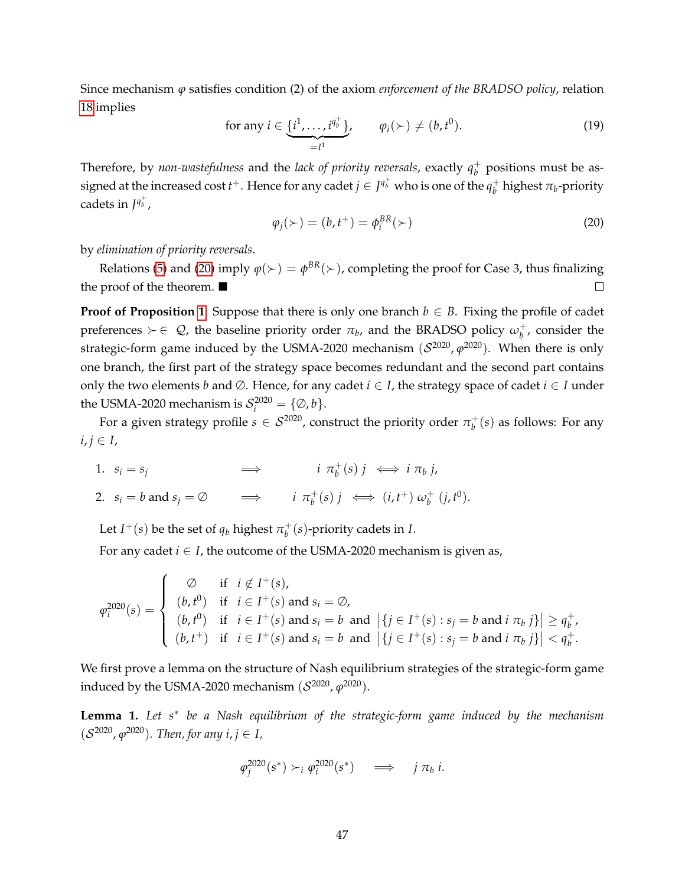Since mechanism $\varphi$ satisfies condition (2) of the axiom *enforcement of the BRADSO policy*, relation 18 implies

$$\text{for any } i \in \underbrace{\{i^1, \ldots, i^{q_b^+}\}}_{=I^1}, \qquad \varphi_i(\succ) \neq (b, t^0). \tag{19}$$

Therefore, by *non-wastefulness* and the *lack of priority reversals*, exactly $q_b^+$ positions must be assigned at the increased cost $t^+$. Hence for any cadet $j \in J^{q_b^+}$ who is one of the $q_b^+$ highest $\pi_b$-priority cadets in $J^{q_b^+}$,

$$\varphi_j(\succ) = (b, t^+) = \phi_i^{BR}(\succ) \tag{20}$$

by *elimination of priority reversals*.

Relations (5) and (20) imply $\varphi(\succ) = \phi^{BR}(\succ)$, completing the proof for Case 3, thus finalizing the proof of the theorem. ■ □

**Proof of Proposition 1** Suppose that there is only one branch $b \in B$. Fixing the profile of cadet preferences $\succ \in \mathcal{Q}$, the baseline priority order $\pi_b$, and the BRADSO policy $\omega_b^+$, consider the strategic-form game induced by the USMA-2020 mechanism $(\mathcal{S}^{2020}, \varphi^{2020})$. When there is only one branch, the first part of the strategy space becomes redundant and the second part contains only the two elements $b$ and $\emptyset$. Hence, for any cadet $i \in I$, the strategy space of cadet $i \in I$ under the USMA-2020 mechanism is $\mathcal{S}_i^{2020} = \{\emptyset, b\}$.

For a given strategy profile $s \in \mathcal{S}^{2020}$, construct the priority order $\pi_b^+(s)$ as follows: For any $i, j \in I$,

1. $s_i = s_j \qquad \Longrightarrow \qquad i \ \pi_b^+(s)\ j \iff i\ \pi_b\ j,$
2. $s_i = b$ and $s_j = \emptyset \qquad \Longrightarrow \qquad i\ \pi_b^+(s)\ j \iff (i, t^+)\ \omega_b^+\ (j, t^0).$

Let $I^+(s)$ be the set of $q_b$ highest $\pi_b^+(s)$-priority cadets in $I$.

For any cadet $i \in I$, the outcome of the USMA-2020 mechanism is given as,

$$\varphi_i^{2020}(s) = \begin{cases} \emptyset & \text{if } \ i \notin I^+(s), \\ (b, t^0) & \text{if } \ i \in I^+(s) \text{ and } s_i = \emptyset, \\ (b, t^0) & \text{if } \ i \in I^+(s) \text{ and } s_i = b \ \text{ and } \ \left|\{j \in I^+(s) : s_j = b \text{ and } i\ \pi_b\ j\}\right| \geq q_b^+, \\ (b, t^+) & \text{if } \ i \in I^+(s) \text{ and } s_i = b \ \text{ and } \ \left|\{j \in I^+(s) : s_j = b \text{ and } i\ \pi_b\ j\}\right| < q_b^+. \end{cases}$$

We first prove a lemma on the structure of Nash equilibrium strategies of the strategic-form game induced by the USMA-2020 mechanism $(\mathcal{S}^{2020}, \varphi^{2020})$.

**Lemma 1.** *Let $s^*$ be a Nash equilibrium of the strategic-form game induced by the mechanism $(\mathcal{S}^{2020}, \varphi^{2020})$. Then, for any $i, j \in I$,*

$$\varphi_j^{2020}(s^*) \succ_i \varphi_i^{2020}(s^*) \quad \Longrightarrow \quad j\ \pi_b\ i.$$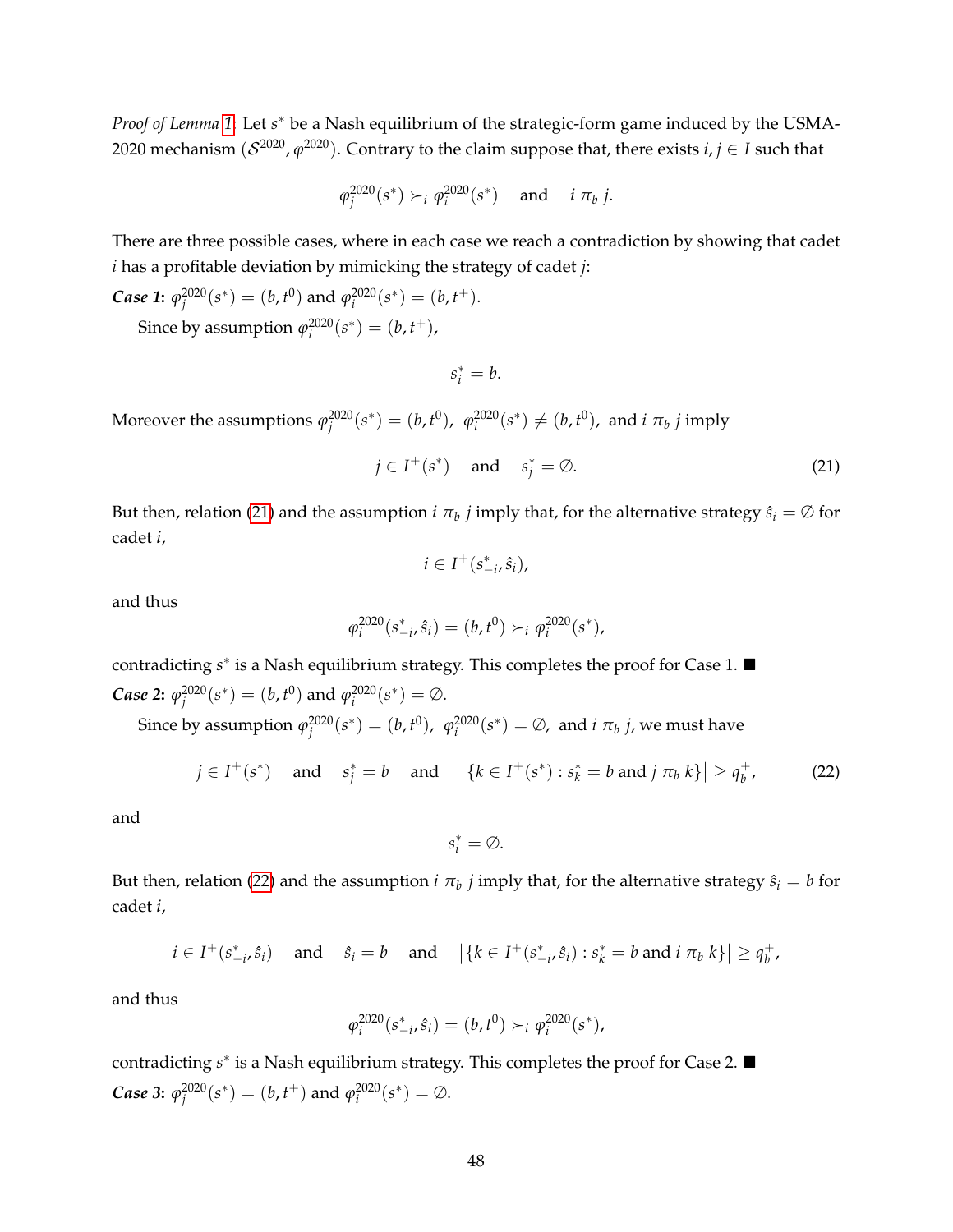*Proof of Lemma 1:* Let $s^*$ be a Nash equilibrium of the strategic-form game induced by the USMA-2020 mechanism $(\mathcal{S}^{2020}, \varphi^{2020})$. Contrary to the claim suppose that, there exists $i, j \in I$ such that

$$\varphi_j^{2020}(s^*) \succ_i \varphi_i^{2020}(s^*) \quad \text{and} \quad i \;\pi_b\; j.$$

There are three possible cases, where in each case we reach a contradiction by showing that cadet $i$ has a profitable deviation by mimicking the strategy of cadet $j$:

***Case 1:*** $\varphi_j^{2020}(s^*) = (b, t^0)$ and $\varphi_i^{2020}(s^*) = (b, t^+)$.

Since by assumption $\varphi_i^{2020}(s^*) = (b, t^+)$,

$$s_i^* = b.$$

Moreover the assumptions $\varphi_j^{2020}(s^*) = (b, t^0)$, $\varphi_i^{2020}(s^*) \neq (b, t^0)$, and $i \;\pi_b\; j$ imply

$$j \in I^+(s^*) \quad \text{and} \quad s_j^* = \emptyset. \tag{21}$$

But then, relation (21) and the assumption $i \;\pi_b\; j$ imply that, for the alternative strategy $\hat{s}_i = \emptyset$ for cadet $i$,

$$i \in I^+(s_{-i}^*, \hat{s}_i),$$

and thus

$$\varphi_i^{2020}(s_{-i}^*, \hat{s}_i) = (b, t^0) \succ_i \varphi_i^{2020}(s^*),$$

contradicting $s^*$ is a Nash equilibrium strategy. This completes the proof for Case 1. ■

***Case 2:*** $\varphi_j^{2020}(s^*) = (b, t^0)$ and $\varphi_i^{2020}(s^*) = \emptyset$.

Since by assumption $\varphi_j^{2020}(s^*) = (b, t^0)$, $\varphi_i^{2020}(s^*) = \emptyset$, and $i \;\pi_b\; j$, we must have

$$j \in I^+(s^*) \quad \text{and} \quad s_j^* = b \quad \text{and} \quad \big|\{k \in I^+(s^*) : s_k^* = b \text{ and } j \;\pi_b\; k\}\big| \geq q_b^+, \tag{22}$$

and

$$s_i^* = \emptyset.$$

But then, relation (22) and the assumption $i \;\pi_b\; j$ imply that, for the alternative strategy $\hat{s}_i = b$ for cadet $i$,

$$i \in I^+(s_{-i}^*, \hat{s}_i) \quad \text{and} \quad \hat{s}_i = b \quad \text{and} \quad \big|\{k \in I^+(s_{-i}^*, \hat{s}_i) : s_k^* = b \text{ and } i \;\pi_b\; k\}\big| \geq q_b^+,$$

and thus

$$\varphi_i^{2020}(s_{-i}^*, \hat{s}_i) = (b, t^0) \succ_i \varphi_i^{2020}(s^*),$$

contradicting $s^*$ is a Nash equilibrium strategy. This completes the proof for Case 2. ■

***Case 3:*** $\varphi_j^{2020}(s^*) = (b, t^+)$ and $\varphi_i^{2020}(s^*) = \emptyset$.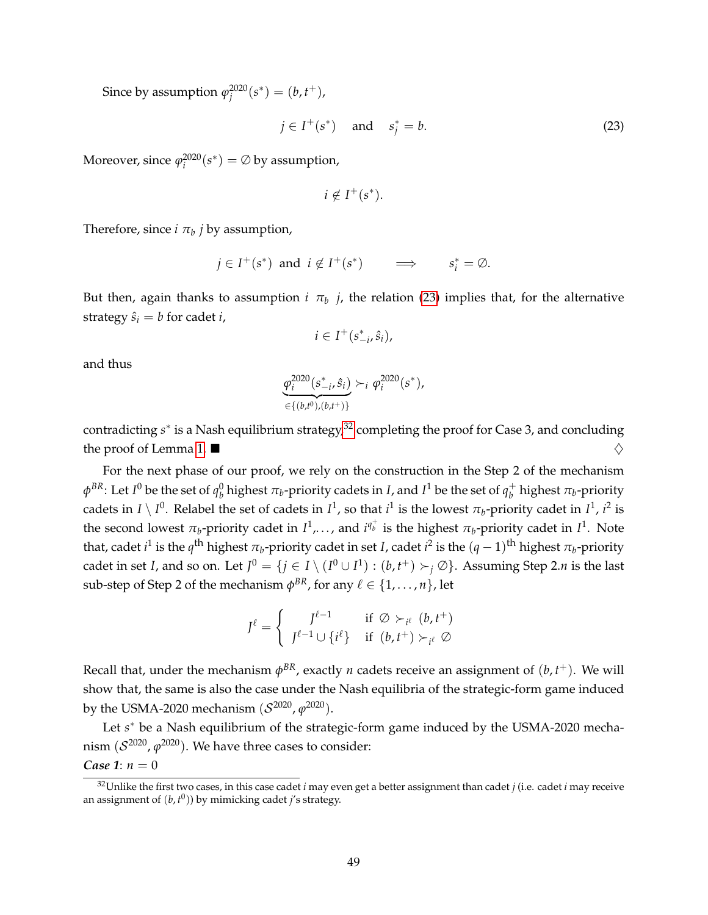Since by assumption $\varphi_j^{2020}(s^*) = (b, t^+)$,

$$j \in I^+(s^*) \quad \text{and} \quad s_j^* = b. \tag{23}$$

Moreover, since $\varphi_i^{2020}(s^*) = \emptyset$ by assumption,

$$i \notin I^+(s^*).$$

Therefore, since $i \; \pi_b \; j$ by assumption,

$$j \in I^+(s^*) \text{ and } i \notin I^+(s^*) \qquad \Longrightarrow \qquad s_i^* = \emptyset.$$

But then, again thanks to assumption $i \; \pi_b \; j$, the relation (23) implies that, for the alternative strategy $\hat{s}_i = b$ for cadet $i$,

$$i \in I^+(s_{-i}^*, \hat{s}_i),$$

and thus

$$\underbrace{\varphi_i^{2020}(s_{-i}^*, \hat{s}_i)}_{\in\{(b,t^0),(b,t^+)\}} \succ_i \varphi_i^{2020}(s^*),$$

contradicting $s^*$ is a Nash equilibrium strategy,[32] completing the proof for Case 3, and concluding the proof of Lemma 1. ■ $\diamondsuit$

For the next phase of our proof, we rely on the construction in the Step 2 of the mechanism $\phi^{BR}$: Let $I^0$ be the set of $q_b^0$ highest $\pi_b$-priority cadets in $I$, and $I^1$ be the set of $q_b^+$ highest $\pi_b$-priority cadets in $I \setminus I^0$. Relabel the set of cadets in $I^1$, so that $i^1$ is the lowest $\pi_b$-priority cadet in $I^1$, $i^2$ is the second lowest $\pi_b$-priority cadet in $I^1$,..., and $i^{q_b^+}$ is the highest $\pi_b$-priority cadet in $I^1$. Note that, cadet $i^1$ is the $q^{\text{th}}$ highest $\pi_b$-priority cadet in set $I$, cadet $i^2$ is the $(q-1)^{\text{th}}$ highest $\pi_b$-priority cadet in set $I$, and so on. Let $J^0 = \{j \in I \setminus (I^0 \cup I^1) : (b, t^+) \succ_j \emptyset\}$. Assuming Step 2.$n$ is the last sub-step of Step 2 of the mechanism $\phi^{BR}$, for any $\ell \in \{1, \ldots, n\}$, let

$$J^\ell = \begin{cases} J^{\ell-1} & \text{if } \emptyset \succ_{i^\ell} (b, t^+) \\ J^{\ell-1} \cup \{i^\ell\} & \text{if } (b, t^+) \succ_{i^\ell} \emptyset \end{cases}$$

Recall that, under the mechanism $\phi^{BR}$, exactly $n$ cadets receive an assignment of $(b, t^+)$. We will show that, the same is also the case under the Nash equilibria of the strategic-form game induced by the USMA-2020 mechanism $(\mathcal{S}^{2020}, \varphi^{2020})$.

Let $s^*$ be a Nash equilibrium of the strategic-form game induced by the USMA-2020 mechanism $(\mathcal{S}^{2020}, \varphi^{2020})$. We have three cases to consider:

***Case 1***: $n = 0$

[32] Unlike the first two cases, in this case cadet $i$ may even get a better assignment than cadet $j$ (i.e. cadet $i$ may receive an assignment of $(b, t^0)$) by mimicking cadet $j$'s strategy.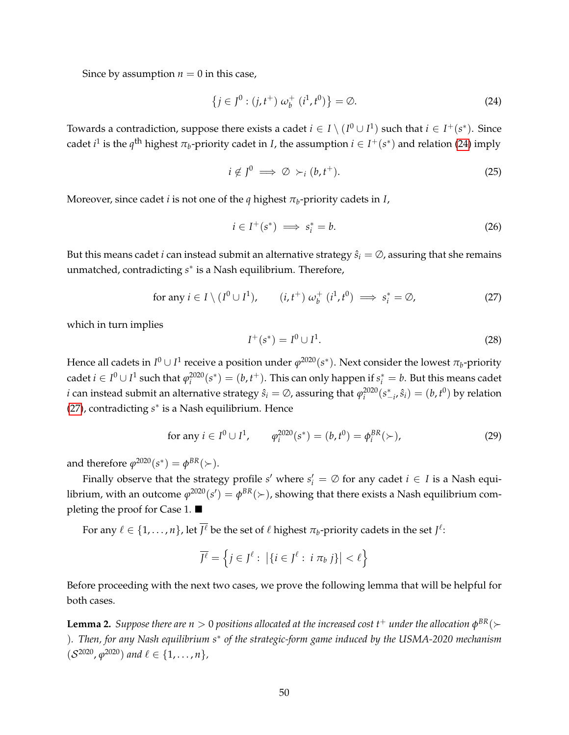Since by assumption $n = 0$ in this case,

$$\left\{ j \in J^0 : (j, t^+) \; \omega_b^+ \; (i^1, t^0) \right\} = \emptyset. \tag{24}$$

Towards a contradiction, suppose there exists a cadet $i \in I \setminus (I^0 \cup I^1)$ such that $i \in I^+(s^*)$. Since cadet $i^1$ is the $q^{\text{th}}$ highest $\pi_b$-priority cadet in $I$, the assumption $i \in I^+(s^*)$ and relation (24) imply

$$i \notin J^0 \implies \emptyset \succ_i (b, t^+). \tag{25}$$

Moreover, since cadet $i$ is not one of the $q$ highest $\pi_b$-priority cadets in $I$,

$$i \in I^+(s^*) \implies s_i^* = b. \tag{26}$$

But this means cadet $i$ can instead submit an alternative strategy $\hat{s}_i = \emptyset$, assuring that she remains unmatched, contradicting $s^*$ is a Nash equilibrium. Therefore,

$$\text{for any } i \in I \setminus (I^0 \cup I^1), \qquad (i, t^+) \; \omega_b^+ \; (i^1, t^0) \implies s_i^* = \emptyset, \tag{27}$$

which in turn implies

$$I^+(s^*) = I^0 \cup I^1. \tag{28}$$

Hence all cadets in $I^0 \cup I^1$ receive a position under $\varphi^{2020}(s^*)$. Next consider the lowest $\pi_b$-priority cadet $i \in I^0 \cup I^1$ such that $\varphi_i^{2020}(s^*) = (b, t^+)$. This can only happen if $s_i^* = b$. But this means cadet $i$ can instead submit an alternative strategy $\hat{s}_i = \emptyset$, assuring that $\varphi_i^{2020}(s_{-i}^*, \hat{s}_i) = (b, t^0)$ by relation (27), contradicting $s^*$ is a Nash equilibrium. Hence

$$\text{for any } i \in I^0 \cup I^1, \qquad \varphi_i^{2020}(s^*) = (b, t^0) = \phi_i^{BR}(\succ), \tag{29}$$

and therefore $\varphi^{2020}(s^*) = \phi^{BR}(\succ)$.

Finally observe that the strategy profile $s'$ where $s_i' = \emptyset$ for any cadet $i \in I$ is a Nash equilibrium, with an outcome $\varphi^{2020}(s') = \phi^{BR}(\succ)$, showing that there exists a Nash equilibrium completing the proof for Case 1. ■

For any $\ell \in \{1, \ldots, n\}$, let $\overline{J^\ell}$ be the set of $\ell$ highest $\pi_b$-priority cadets in the set $J^\ell$:

$$\overline{J^\ell} = \left\{ j \in J^\ell : \; \left| \{ i \in J^\ell : \; i \; \pi_b \; j \} \right| < \ell \right\}$$

Before proceeding with the next two cases, we prove the following lemma that will be helpful for both cases.

**Lemma 2.** *Suppose there are $n > 0$ positions allocated at the increased cost $t^+$ under the allocation $\phi^{BR}(\succ)$. Then, for any Nash equilibrium $s^*$ of the strategic-form game induced by the USMA-2020 mechanism $(\mathcal{S}^{2020}, \varphi^{2020})$ and $\ell \in \{1, \ldots, n\}$,*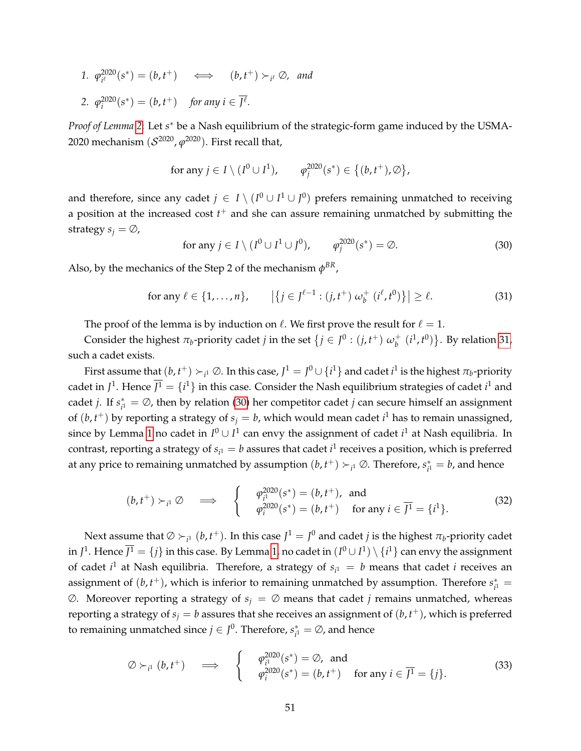1. $\varphi^{2020}_{i^\ell}(s^*) = (b, t^+) \iff (b, t^+) \succ_{i^\ell} \emptyset$, *and*

2. $\varphi^{2020}_{i}(s^*) = (b, t^+)$ *for any* $i \in \overline{J^\ell}$.

*Proof of Lemma 2:* Let $s^*$ be a Nash equilibrium of the strategic-form game induced by the USMA-2020 mechanism $(\mathcal{S}^{2020}, \varphi^{2020})$. First recall that,

$$\text{for any } j \in I \setminus (I^0 \cup I^1), \qquad \varphi^{2020}_j(s^*) \in \{(b, t^+), \emptyset\},$$

and therefore, since any cadet $j \in I \setminus (I^0 \cup I^1 \cup J^0)$ prefers remaining unmatched to receiving a position at the increased cost $t^+$ and she can assure remaining unmatched by submitting the strategy $s_j = \emptyset$,

$$\text{for any } j \in I \setminus (I^0 \cup I^1 \cup J^0), \qquad \varphi^{2020}_j(s^*) = \emptyset. \tag{30}$$

Also, by the mechanics of the Step 2 of the mechanism $\phi^{BR}$,

$$\text{for any } \ell \in \{1, \ldots, n\}, \qquad \left|\{j \in J^{\ell-1} : (j, t^+)\ \omega_b^+\ (i^\ell, t^0)\}\right| \geq \ell. \tag{31}$$

The proof of the lemma is by induction on $\ell$. We first prove the result for $\ell = 1$.

Consider the highest $\pi_b$-priority cadet $j$ in the set $\{j \in J^0 : (j, t^+)\ \omega_b^+\ (i^1, t^0)\}$. By relation 31, such a cadet exists.

First assume that $(b, t^+) \succ_{i^1} \emptyset$. In this case, $J^1 = J^0 \cup \{i^1\}$ and cadet $i^1$ is the highest $\pi_b$-priority cadet in $J^1$. Hence $\overline{J^1} = \{i^1\}$ in this case. Consider the Nash equilibrium strategies of cadet $i^1$ and cadet $j$. If $s^*_{i^1} = \emptyset$, then by relation (30) her competitor cadet $j$ can secure himself an assignment of $(b, t^+)$ by reporting a strategy of $s_j = b$, which would mean cadet $i^1$ has to remain unassigned, since by Lemma 1 no cadet in $I^0 \cup I^1$ can envy the assignment of cadet $i^1$ at Nash equilibria. In contrast, reporting a strategy of $s_{i^1} = b$ assures that cadet $i^1$ receives a position, which is preferred at any price to remaining unmatched by assumption $(b, t^+) \succ_{i^1} \emptyset$. Therefore, $s^*_{i^1} = b$, and hence

$$(b, t^+) \succ_{i^1} \emptyset \quad \Longrightarrow \quad \begin{cases} \varphi^{2020}_{i^1}(s^*) = (b, t^+), \text{ and} \\ \varphi^{2020}_{i}(s^*) = (b, t^+) \quad \text{for any } i \in \overline{J^1} = \{i^1\}. \end{cases} \tag{32}$$

Next assume that $\emptyset \succ_{i^1} (b, t^+)$. In this case $J^1 = J^0$ and cadet $j$ is the highest $\pi_b$-priority cadet in $J^1$. Hence $\overline{J^1} = \{j\}$ in this case. By Lemma 1, no cadet in $(I^0 \cup I^1) \setminus \{i^1\}$ can envy the assignment of cadet $i^1$ at Nash equilibria. Therefore, a strategy of $s_{i^1} = b$ means that cadet $i$ receives an assignment of $(b, t^+)$, which is inferior to remaining unmatched by assumption. Therefore $s^*_{i^1} = \emptyset$. Moreover reporting a strategy of $s_j = \emptyset$ means that cadet $j$ remains unmatched, whereas reporting a strategy of $s_j = b$ assures that she receives an assignment of $(b, t^+)$, which is preferred to remaining unmatched since $j \in J^0$. Therefore, $s^*_{i^1} = \emptyset$, and hence

$$\emptyset \succ_{i^1} (b, t^+) \quad \Longrightarrow \quad \begin{cases} \varphi^{2020}_{i^1}(s^*) = \emptyset, \text{ and} \\ \varphi^{2020}_{i}(s^*) = (b, t^+) \quad \text{for any } i \in \overline{J^1} = \{j\}. \end{cases} \tag{33}$$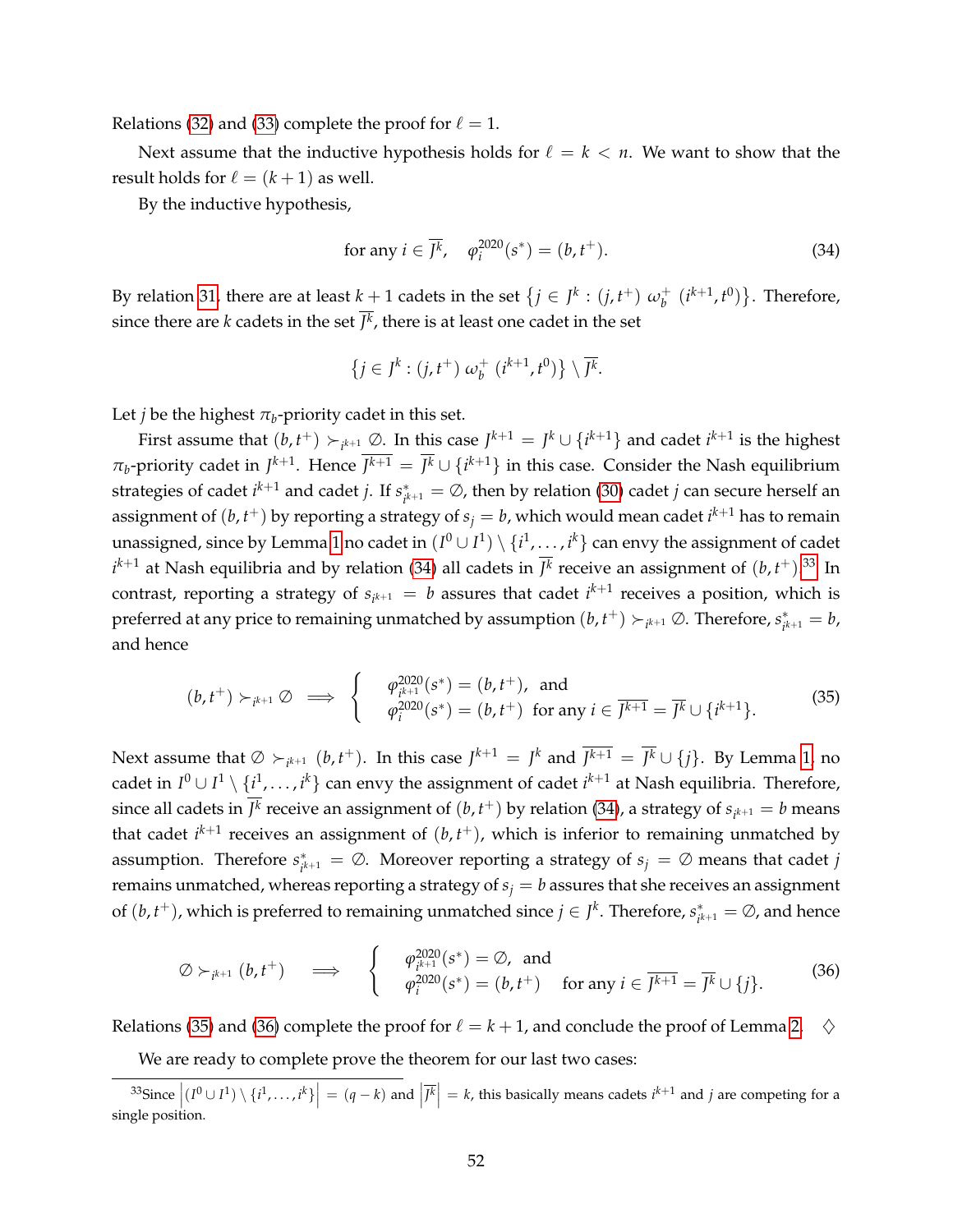Relations (32) and (33) complete the proof for $\ell = 1$.

Next assume that the inductive hypothesis holds for $\ell = k < n$. We want to show that the result holds for $\ell = (k+1)$ as well.

By the inductive hypothesis,

$$\text{for any } i \in \overline{J^k}, \quad \varphi_i^{2020}(s^*) = (b, t^+). \tag{34}$$

By relation 31, there are at least $k+1$ cadets in the set $\{j \in J^k : (j, t^+) \ \omega_b^+ \ (i^{k+1}, t^0)\}$. Therefore, since there are $k$ cadets in the set $\overline{J^k}$, there is at least one cadet in the set

$$\{j \in J^k : (j, t^+) \ \omega_b^+ \ (i^{k+1}, t^0)\} \setminus \overline{J^k}.$$

Let $j$ be the highest $\pi_b$-priority cadet in this set.

First assume that $(b, t^+) \succ_{i^{k+1}} \emptyset$. In this case $J^{k+1} = J^k \cup \{i^{k+1}\}$ and cadet $i^{k+1}$ is the highest $\pi_b$-priority cadet in $J^{k+1}$. Hence $\overline{J^{k+1}} = \overline{J^k} \cup \{i^{k+1}\}$ in this case. Consider the Nash equilibrium strategies of cadet $i^{k+1}$ and cadet $j$. If $s^*_{i^{k+1}} = \emptyset$, then by relation (30) cadet $j$ can secure herself an assignment of $(b, t^+)$ by reporting a strategy of $s_j = b$, which would mean cadet $i^{k+1}$ has to remain unassigned, since by Lemma 1 no cadet in $(I^0 \cup I^1) \setminus \{i^1, \ldots, i^k\}$ can envy the assignment of cadet $i^{k+1}$ at Nash equilibria and by relation (34) all cadets in $\overline{J^k}$ receive an assignment of $(b, t^+)$.[33] In contrast, reporting a strategy of $s_{i^{k+1}} = b$ assures that cadet $i^{k+1}$ receives a position, which is preferred at any price to remaining unmatched by assumption $(b, t^+) \succ_{i^{k+1}} \emptyset$. Therefore, $s^*_{i^{k+1}} = b$, and hence

$$(b, t^+) \succ_{i^{k+1}} \emptyset \implies \begin{cases} \varphi_{i^{k+1}}^{2020}(s^*) = (b, t^+), \text{ and} \\ \varphi_i^{2020}(s^*) = (b, t^+) \ \text{ for any } i \in \overline{J^{k+1}} = \overline{J^k} \cup \{i^{k+1}\}. \end{cases} \tag{35}$$

Next assume that $\emptyset \succ_{i^{k+1}} (b, t^+)$. In this case $J^{k+1} = J^k$ and $\overline{J^{k+1}} = \overline{J^k} \cup \{j\}$. By Lemma 1, no cadet in $I^0 \cup I^1 \setminus \{i^1, \ldots, i^k\}$ can envy the assignment of cadet $i^{k+1}$ at Nash equilibria. Therefore, since all cadets in $\overline{J^k}$ receive an assignment of $(b, t^+)$ by relation (34), a strategy of $s_{i^{k+1}} = b$ means that cadet $i^{k+1}$ receives an assignment of $(b, t^+)$, which is inferior to remaining unmatched by assumption. Therefore $s^*_{i^{k+1}} = \emptyset$. Moreover reporting a strategy of $s_j = \emptyset$ means that cadet $j$ remains unmatched, whereas reporting a strategy of $s_j = b$ assures that she receives an assignment of $(b, t^+)$, which is preferred to remaining unmatched since $j \in J^k$. Therefore, $s^*_{i^{k+1}} = \emptyset$, and hence

$$\emptyset \succ_{i^{k+1}} (b, t^+) \quad \implies \quad \begin{cases} \varphi_{i^{k+1}}^{2020}(s^*) = \emptyset, \text{ and} \\ \varphi_i^{2020}(s^*) = (b, t^+) \quad \text{for any } i \in \overline{J^{k+1}} = \overline{J^k} \cup \{j\}. \end{cases} \tag{36}$$

Relations (35) and (36) complete the proof for $\ell = k+1$, and conclude the proof of Lemma 2. $\diamondsuit$

We are ready to complete prove the theorem for our last two cases:

---

[33] Since $\left|(I^0 \cup I^1) \setminus \{i^1, \ldots, i^k\}\right| = (q-k)$ and $\left|\overline{J^k}\right| = k$, this basically means cadets $i^{k+1}$ and $j$ are competing for a single position.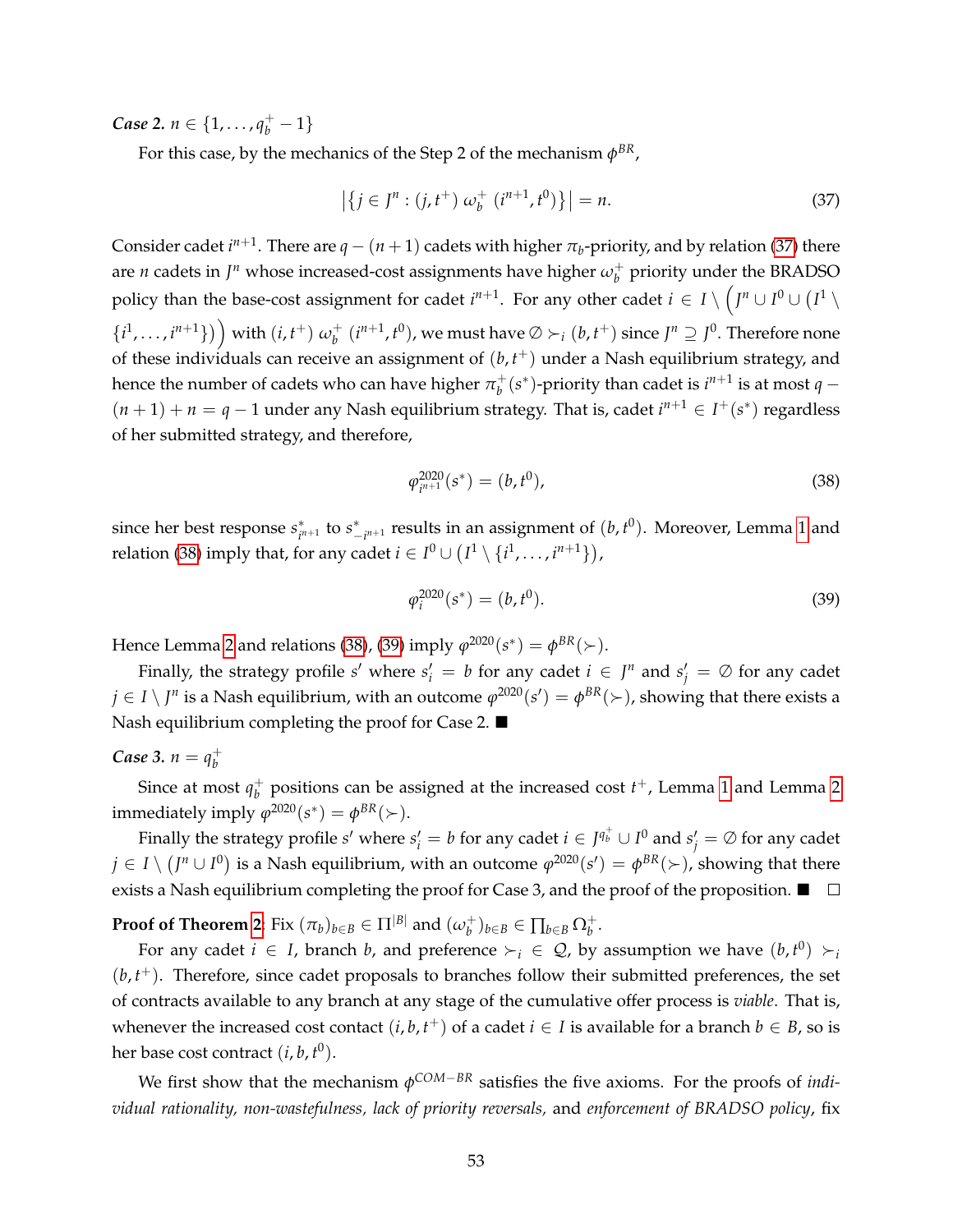***Case 2.*** $n \in \{1, \ldots, q_b^+ - 1\}$

For this case, by the mechanics of the Step 2 of the mechanism $\phi^{BR}$,

$$\left|\{j \in J^n : (j, t^+)\ \omega_b^+\ (i^{n+1}, t^0)\}\right| = n. \tag{37}$$

Consider cadet $i^{n+1}$. There are $q - (n+1)$ cadets with higher $\pi_b$-priority, and by relation (37) there are $n$ cadets in $J^n$ whose increased-cost assignments have higher $\omega_b^+$ priority under the BRADSO policy than the base-cost assignment for cadet $i^{n+1}$. For any other cadet $i \in I \setminus \left(J^n \cup I^0 \cup (I^1 \setminus \{i^1, \ldots, i^{n+1}\})\right)$ with $(i, t^+)\ \omega_b^+\ (i^{n+1}, t^0)$, we must have $\emptyset \succ_i (b, t^+)$ since $J^n \supseteq J^0$. Therefore none of these individuals can receive an assignment of $(b, t^+)$ under a Nash equilibrium strategy, and hence the number of cadets who can have higher $\pi_b^+(s^*)$-priority than cadet is $i^{n+1}$ is at most $q - (n+1) + n = q - 1$ under any Nash equilibrium strategy. That is, cadet $i^{n+1} \in I^+(s^*)$ regardless of her submitted strategy, and therefore,

$$\varphi^{2020}_{i^{n+1}}(s^*) = (b, t^0), \tag{38}$$

since her best response $s^*_{i^{n+1}}$ to $s^*_{-i^{n+1}}$ results in an assignment of $(b, t^0)$. Moreover, Lemma 1 and relation (38) imply that, for any cadet $i \in I^0 \cup \left(I^1 \setminus \{i^1, \ldots, i^{n+1}\}\right)$,

$$\varphi^{2020}_i(s^*) = (b, t^0). \tag{39}$$

Hence Lemma 2 and relations (38), (39) imply $\varphi^{2020}(s^*) = \phi^{BR}(\succ)$.

Finally, the strategy profile $s'$ where $s'_i = b$ for any cadet $i \in J^n$ and $s'_j = \emptyset$ for any cadet $j \in I \setminus J^n$ is a Nash equilibrium, with an outcome $\varphi^{2020}(s') = \phi^{BR}(\succ)$, showing that there exists a Nash equilibrium completing the proof for Case 2. ■

***Case 3.*** $n = q_b^+$

Since at most $q_b^+$ positions can be assigned at the increased cost $t^+$, Lemma 1 and Lemma 2 immediately imply $\varphi^{2020}(s^*) = \phi^{BR}(\succ)$.

Finally the strategy profile $s'$ where $s'_i = b$ for any cadet $i \in J^{q_b^+} \cup I^0$ and $s'_j = \emptyset$ for any cadet $j \in I \setminus \left(J^n \cup I^0\right)$ is a Nash equilibrium, with an outcome $\varphi^{2020}(s') = \phi^{BR}(\succ)$, showing that there exists a Nash equilibrium completing the proof for Case 3, and the proof of the proposition. ■ □

**Proof of Theorem 2.** Fix $(\pi_b)_{b \in B} \in \Pi^{|B|}$ and $(\omega_b^+)_{b \in B} \in \prod_{b \in B} \Omega_b^+$.

For any cadet $i \in I$, branch $b$, and preference $\succ_i \in \mathcal{Q}$, by assumption we have $(b, t^0) \succ_i (b, t^+)$. Therefore, since cadet proposals to branches follow their submitted preferences, the set of contracts available to any branch at any stage of the cumulative offer process is *viable*. That is, whenever the increased cost contact $(i, b, t^+)$ of a cadet $i \in I$ is available for a branch $b \in B$, so is her base cost contract $(i, b, t^0)$.

We first show that the mechanism $\phi^{COM-BR}$ satisfies the five axioms. For the proofs of *individual rationality, non-wastefulness, lack of priority reversals,* and *enforcement of BRADSO policy*, fix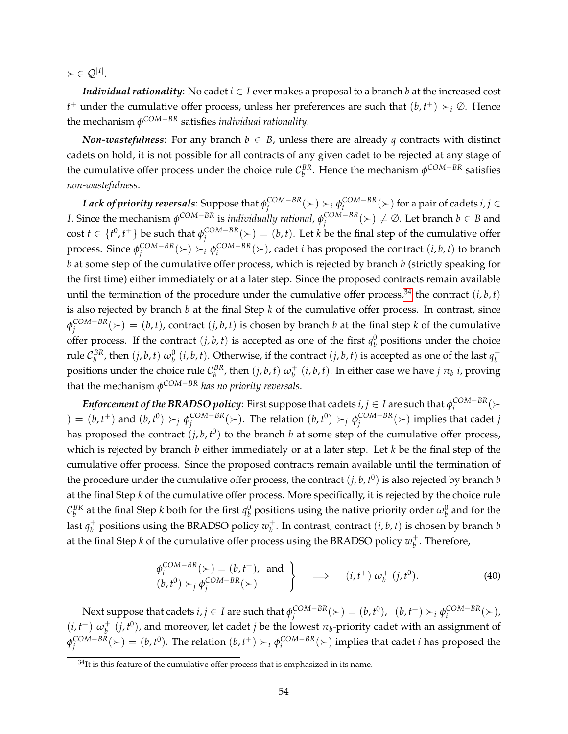$\succ \in \mathcal{Q}^{|I|}$.

***Individual rationality***: No cadet $i \in I$ ever makes a proposal to a branch $b$ at the increased cost $t^+$ under the cumulative offer process, unless her preferences are such that $(b, t^+) \succ_i \emptyset$. Hence the mechanism $\phi^{COM-BR}$ satisfies *individual rationality*.

***Non-wastefulness***: For any branch $b \in B$, unless there are already $q$ contracts with distinct cadets on hold, it is not possible for all contracts of any given cadet to be rejected at any stage of the cumulative offer process under the choice rule $\mathcal{C}_b^{BR}$. Hence the mechanism $\phi^{COM-BR}$ satisfies *non-wastefulness*.

***Lack of priority reversals***: Suppose that $\phi_j^{COM-BR}(\succ) \succ_i \phi_i^{COM-BR}(\succ)$ for a pair of cadets $i, j \in I$. Since the mechanism $\phi^{COM-BR}$ is *individually rational*, $\phi_j^{COM-BR}(\succ) \neq \emptyset$. Let branch $b \in B$ and cost $t \in \{t^0, t^+\}$ be such that $\phi_j^{COM-BR}(\succ) = (b, t)$. Let $k$ be the final step of the cumulative offer process. Since $\phi_j^{COM-BR}(\succ) \succ_i \phi_i^{COM-BR}(\succ)$, cadet $i$ has proposed the contract $(i, b, t)$ to branch $b$ at some step of the cumulative offer process, which is rejected by branch $b$ (strictly speaking for the first time) either immediately or at a later step. Since the proposed contracts remain available until the termination of the procedure under the cumulative offer process,[34] the contract $(i, b, t)$ is also rejected by branch $b$ at the final Step $k$ of the cumulative offer process. In contrast, since $\phi_j^{COM-BR}(\succ) = (b, t)$, contract $(j, b, t)$ is chosen by branch $b$ at the final step $k$ of the cumulative offer process. If the contract $(j, b, t)$ is accepted as one of the first $q_b^0$ positions under the choice rule $\mathcal{C}_b^{BR}$, then $(j, b, t)\ \omega_b^0\ (i, b, t)$. Otherwise, if the contract $(j, b, t)$ is accepted as one of the last $q_b^+$ positions under the choice rule $\mathcal{C}_b^{BR}$, then $(j, b, t)\ \omega_b^+\ (i, b, t)$. In either case we have $j\ \pi_b\ i$, proving that the mechanism $\phi^{COM-BR}$ *has no priority reversals*.

***Enforcement of the BRADSO policy***: First suppose that cadets $i, j \in I$ are such that $\phi_i^{COM-BR}(\succ) = (b, t^+)$ and $(b, t^0) \succ_j \phi_j^{COM-BR}(\succ)$. The relation $(b, t^0) \succ_j \phi_j^{COM-BR}(\succ)$ implies that cadet $j$ has proposed the contract $(j, b, t^0)$ to the branch $b$ at some step of the cumulative offer process, which is rejected by branch $b$ either immediately or at a later step. Let $k$ be the final step of the cumulative offer process. Since the proposed contracts remain available until the termination of the procedure under the cumulative offer process, the contract $(j, b, t^0)$ is also rejected by branch $b$ at the final Step $k$ of the cumulative offer process. More specifically, it is rejected by the choice rule $\mathcal{C}_b^{BR}$ at the final Step $k$ both for the first $q_b^0$ positions using the native priority order $\omega_b^0$ and for the last $q_b^+$ positions using the BRADSO policy $w_b^+$. In contrast, contract $(i, b, t)$ is chosen by branch $b$ at the final Step $k$ of the cumulative offer process using the BRADSO policy $w_b^+$. Therefore,

$$\left.\begin{array}{l} \phi_i^{COM-BR}(\succ) = (b, t^+), \text{ and} \\ (b, t^0) \succ_j \phi_j^{COM-BR}(\succ) \end{array}\right\} \quad \Longrightarrow \quad (i, t^+)\ \omega_b^+\ (j, t^0). \tag{40}$$

Next suppose that cadets $i, j \in I$ are such that $\phi_j^{COM-BR}(\succ) = (b, t^0)$, $(b, t^+) \succ_i \phi_i^{COM-BR}(\succ)$, $(i, t^+)\ \omega_b^+\ (j, t^0)$, and moreover, let cadet $j$ be the lowest $\pi_b$-priority cadet with an assignment of $\phi_j^{COM-BR}(\succ) = (b, t^0)$. The relation $(b, t^+) \succ_i \phi_i^{COM-BR}(\succ)$ implies that cadet $i$ has proposed the

[34] It is this feature of the cumulative offer process that is emphasized in its name.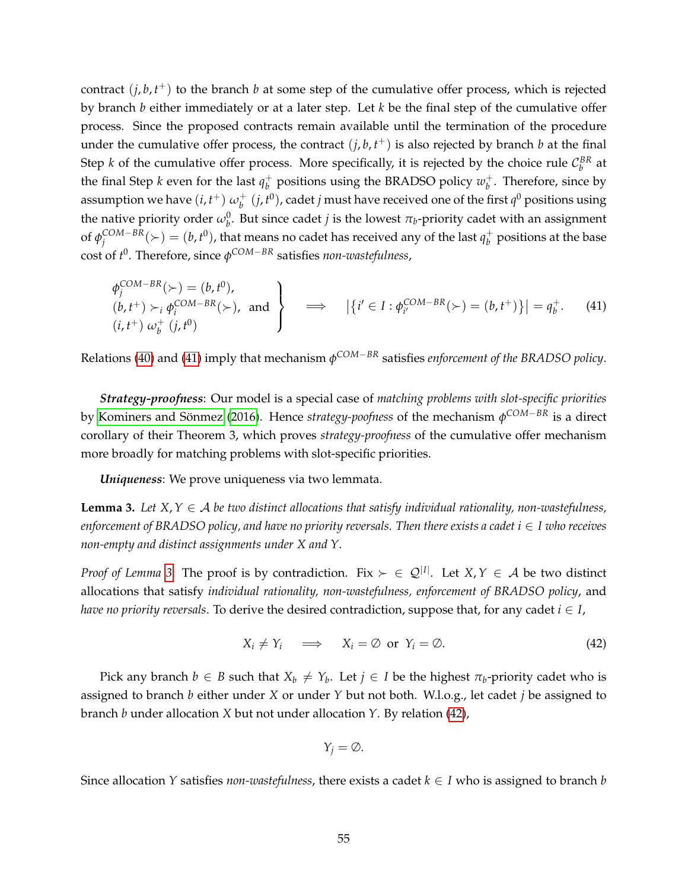contract $(j, b, t^+)$ to the branch $b$ at some step of the cumulative offer process, which is rejected by branch $b$ either immediately or at a later step. Let $k$ be the final step of the cumulative offer process. Since the proposed contracts remain available until the termination of the procedure under the cumulative offer process, the contract $(j, b, t^+)$ is also rejected by branch $b$ at the final Step $k$ of the cumulative offer process. More specifically, it is rejected by the choice rule $\mathcal{C}_b^{BR}$ at the final Step $k$ even for the last $q_b^+$ positions using the BRADSO policy $w_b^+$. Therefore, since by assumption we have $(i, t^+) \; \omega_b^+ \; (j, t^0)$, cadet $j$ must have received one of the first $q^0$ positions using the native priority order $\omega_b^0$. But since cadet $j$ is the lowest $\pi_b$-priority cadet with an assignment of $\phi_j^{COM-BR}(\succ) = (b, t^0)$, that means no cadet has received any of the last $q_b^+$ positions at the base cost of $t^0$. Therefore, since $\phi^{COM-BR}$ satisfies *non-wastefulness*,

$$\left.\begin{array}{l} \phi_j^{COM-BR}(\succ) = (b, t^0), \\ (b, t^+) \succ_i \phi_i^{COM-BR}(\succ), \text{ and} \\ (i, t^+) \; \omega_b^+ \; (j, t^0) \end{array}\right\} \quad \Longrightarrow \quad \left|\{i' \in I : \phi_{i'}^{COM-BR}(\succ) = (b, t^+)\}\right| = q_b^+. \tag{41}$$

Relations (40) and (41) imply that mechanism $\phi^{COM-BR}$ satisfies *enforcement of the BRADSO policy*.

***Strategy-proofness***: Our model is a special case of *matching problems with slot-specific priorities* by Kominers and Sönmez (2016). Hence *strategy-poofness* of the mechanism $\phi^{COM-BR}$ is a direct corollary of their Theorem 3, which proves *strategy-proofness* of the cumulative offer mechanism more broadly for matching problems with slot-specific priorities.

***Uniqueness***: We prove uniqueness via two lemmata.

**Lemma 3.** *Let $X, Y \in \mathcal{A}$ be two distinct allocations that satisfy individual rationality, non-wastefulness, enforcement of BRADSO policy, and have no priority reversals. Then there exists a cadet $i \in I$ who receives non-empty and distinct assignments under $X$ and $Y$.*

*Proof of Lemma 3:* The proof is by contradiction. Fix $\succ \in \mathcal{Q}^{|I|}$. Let $X, Y \in \mathcal{A}$ be two distinct allocations that satisfy *individual rationality, non-wastefulness, enforcement of BRADSO policy*, and *have no priority reversals*. To derive the desired contradiction, suppose that, for any cadet $i \in I$,

$$X_i \neq Y_i \quad \Longrightarrow \quad X_i = \emptyset \text{ or } Y_i = \emptyset. \tag{42}$$

Pick any branch $b \in B$ such that $X_b \neq Y_b$. Let $j \in I$ be the highest $\pi_b$-priority cadet who is assigned to branch $b$ either under $X$ or under $Y$ but not both. W.l.o.g., let cadet $j$ be assigned to branch $b$ under allocation $X$ but not under allocation $Y$. By relation (42),

$$Y_j = \emptyset.$$

Since allocation $Y$ satisfies *non-wastefulness*, there exists a cadet $k \in I$ who is assigned to branch $b$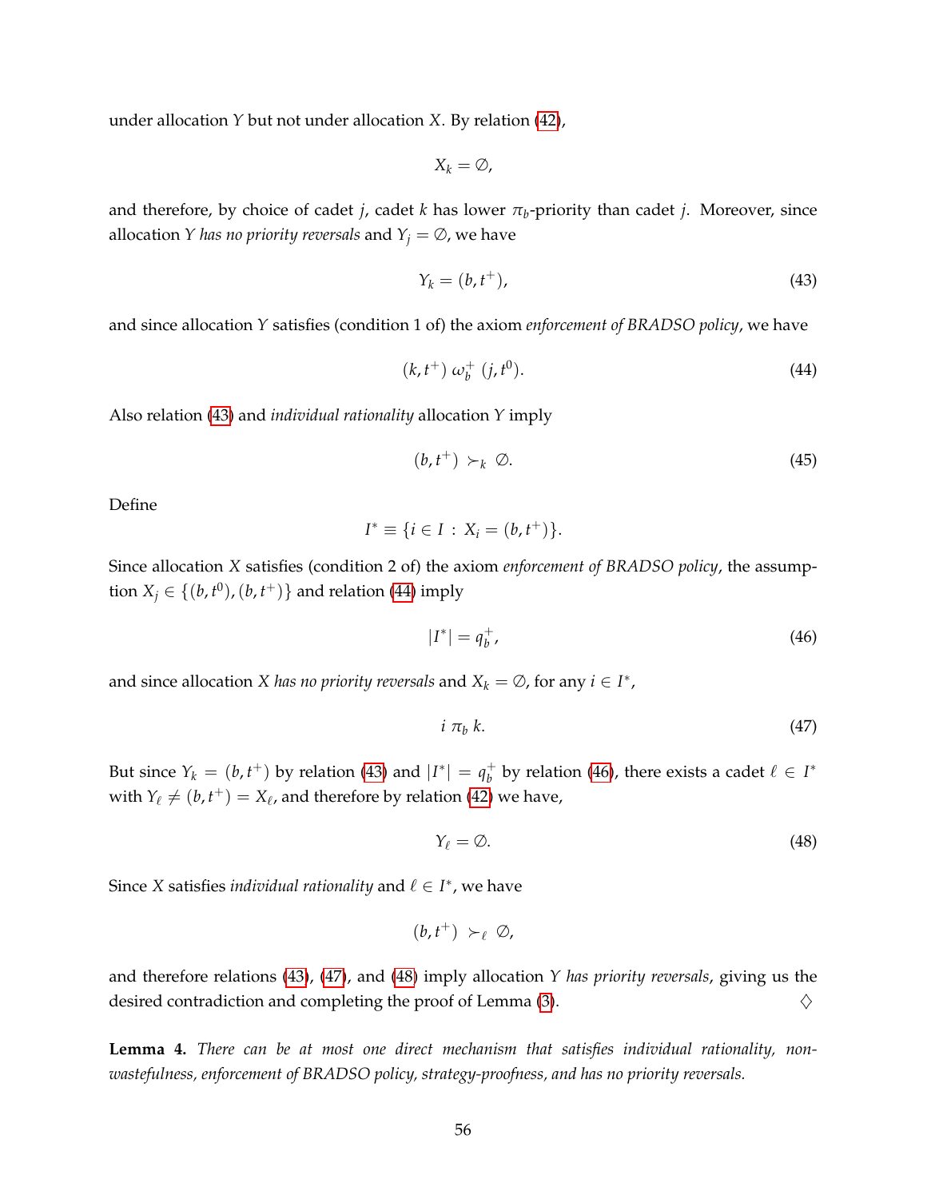under allocation $Y$ but not under allocation $X$. By relation (42),

$$X_k = \emptyset,$$

and therefore, by choice of cadet $j$, cadet $k$ has lower $\pi_b$-priority than cadet $j$. Moreover, since allocation $Y$ *has no priority reversals* and $Y_j = \emptyset$, we have

$$Y_k = (b, t^+), \tag{43}$$

and since allocation $Y$ satisfies (condition 1 of) the axiom *enforcement of BRADSO policy*, we have

$$(k, t^+) \ \omega_b^+ \ (j, t^0). \tag{44}$$

Also relation (43) and *individual rationality* allocation $Y$ imply

$$(b, t^+) \succ_k \emptyset. \tag{45}$$

Define

$$I^* \equiv \{i \in I \, : \, X_i = (b, t^+)\}.$$

Since allocation $X$ satisfies (condition 2 of) the axiom *enforcement of BRADSO policy*, the assumption $X_j \in \{(b, t^0), (b, t^+)\}$ and relation (44) imply

$$|I^*| = q_b^+, \tag{46}$$

and since allocation $X$ *has no priority reversals* and $X_k = \emptyset$, for any $i \in I^*$,

$$i \ \pi_b \ k. \tag{47}$$

But since $Y_k = (b, t^+)$ by relation (43) and $|I^*| = q_b^+$ by relation (46), there exists a cadet $\ell \in I^*$ with $Y_\ell \neq (b, t^+) = X_\ell$, and therefore by relation (42) we have,

$$Y_\ell = \emptyset. \tag{48}$$

Since $X$ satisfies *individual rationality* and $\ell \in I^*$, we have

$$(b, t^+) \succ_\ell \emptyset,$$

and therefore relations (43), (47), and (48) imply allocation $Y$ *has priority reversals*, giving us the desired contradiction and completing the proof of Lemma (3). $\diamondsuit$

**Lemma 4.** *There can be at most one direct mechanism that satisfies individual rationality, non-wastefulness, enforcement of BRADSO policy, strategy-proofness, and has no priority reversals.*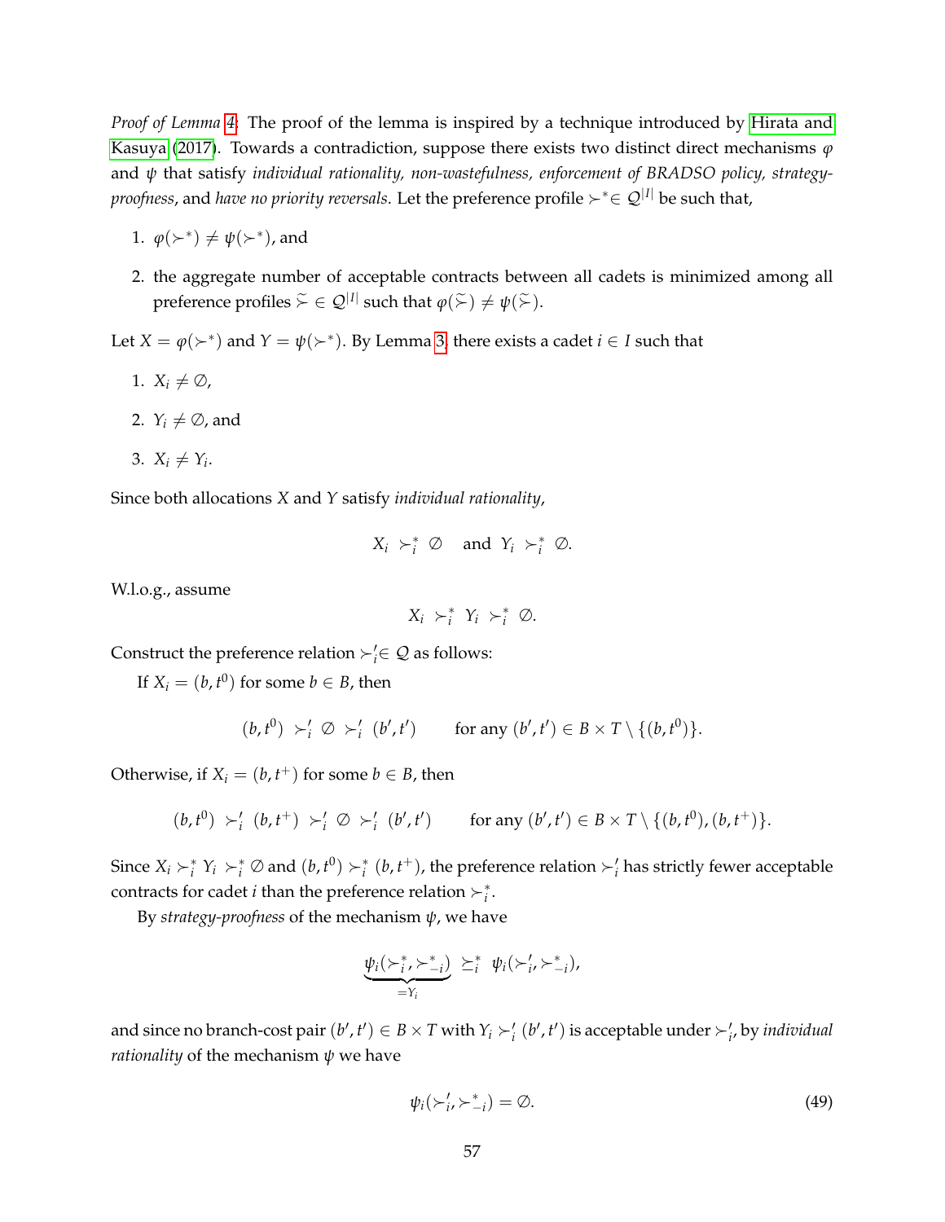*Proof of Lemma 4.* The proof of the lemma is inspired by a technique introduced by Hirata and Kasuya (2017). Towards a contradiction, suppose there exists two distinct direct mechanisms $\varphi$ and $\psi$ that satisfy *individual rationality, non-wastefulness, enforcement of BRADSO policy, strategy-proofness*, and *have no priority reversals*. Let the preference profile $\succ^* \in \mathcal{Q}^{|I|}$ be such that,

1. $\varphi(\succ^*) \neq \psi(\succ^*)$, and
2. the aggregate number of acceptable contracts between all cadets is minimized among all preference profiles $\widetilde{\succ} \in \mathcal{Q}^{|I|}$ such that $\varphi(\widetilde{\succ}) \neq \psi(\widetilde{\succ})$.

Let $X = \varphi(\succ^*)$ and $Y = \psi(\succ^*)$. By Lemma 3, there exists a cadet $i \in I$ such that

1. $X_i \neq \emptyset$,
2. $Y_i \neq \emptyset$, and
3. $X_i \neq Y_i$.

Since both allocations $X$ and $Y$ satisfy *individual rationality*,

$$X_i \succ_i^* \emptyset \quad \text{and} \quad Y_i \succ_i^* \emptyset.$$

W.l.o.g., assume

$$X_i \succ_i^* Y_i \succ_i^* \emptyset.$$

Construct the preference relation $\succ_i' \in \mathcal{Q}$ as follows:

If $X_i = (b, t^0)$ for some $b \in B$, then

$$(b, t^0) \succ_i' \emptyset \succ_i' (b', t') \qquad \text{for any } (b', t') \in B \times T \setminus \{(b, t^0)\}.$$

Otherwise, if $X_i = (b, t^+)$ for some $b \in B$, then

$$(b, t^0) \succ_i' (b, t^+) \succ_i' \emptyset \succ_i' (b', t') \qquad \text{for any } (b', t') \in B \times T \setminus \{(b, t^0), (b, t^+)\}.$$

Since $X_i \succ_i^* Y_i \succ_i^* \emptyset$ and $(b, t^0) \succ_i^* (b, t^+)$, the preference relation $\succ_i'$ has strictly fewer acceptable contracts for cadet $i$ than the preference relation $\succ_i^*$.

By *strategy-proofness* of the mechanism $\psi$, we have

$$\underbrace{\psi_i(\succ_i^*, \succ_{-i}^*)}_{=Y_i} \succeq_i^* \psi_i(\succ_i', \succ_{-i}^*),$$

and since no branch-cost pair $(b', t') \in B \times T$ with $Y_i \succ_i' (b', t')$ is acceptable under $\succ_i'$, by *individual rationality* of the mechanism $\psi$ we have

$$\psi_i(\succ_i', \succ_{-i}^*) = \emptyset. \tag{49}$$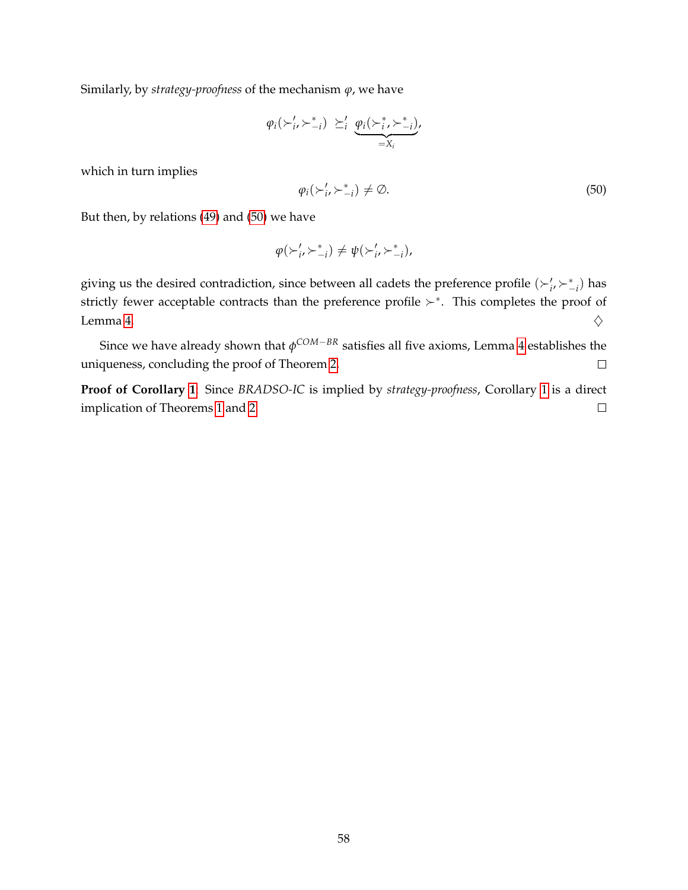Similarly, by *strategy-proofness* of the mechanism $\varphi$, we have

$$\varphi_i(\succ'_i, \succ^*_{-i}) \;\succeq'_i\; \underbrace{\varphi_i(\succ^*_i, \succ^*_{-i})}_{=X_i},$$

which in turn implies

$$\varphi_i(\succ'_i, \succ^*_{-i}) \neq \emptyset. \tag{50}$$

But then, by relations (49) and (50) we have

$$\varphi(\succ'_i, \succ^*_{-i}) \neq \psi(\succ'_i, \succ^*_{-i}),$$

giving us the desired contradiction, since between all cadets the preference profile $(\succ'_i, \succ^*_{-i})$ has strictly fewer acceptable contracts than the preference profile $\succ^*$. This completes the proof of Lemma 4. $\diamondsuit$

Since we have already shown that $\phi^{COM-BR}$ satisfies all five axioms, Lemma 4 establishes the uniqueness, concluding the proof of Theorem 2. $\square$

**Proof of Corollary 1.** Since *BRADSO-IC* is implied by *strategy-proofness*, Corollary 1 is a direct implication of Theorems 1 and 2. $\square$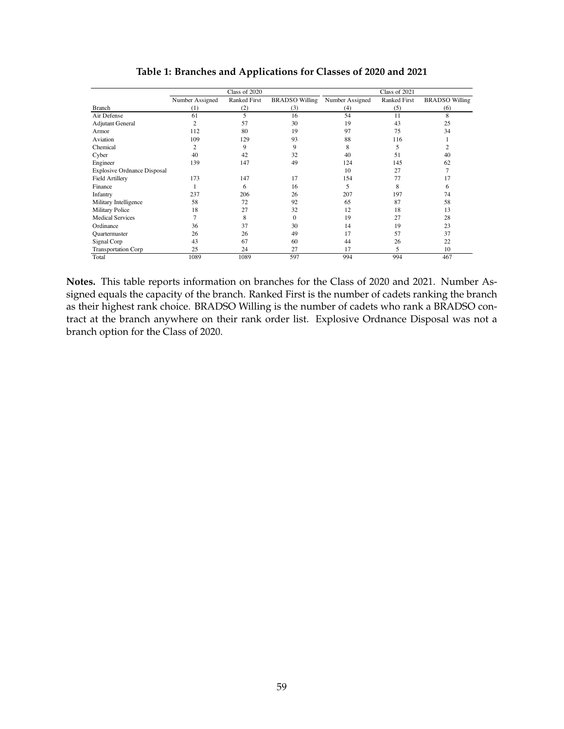**Table 1: Branches and Applications for Classes of 2020 and 2021**

| | Class of 2020 | | | Class of 2021 | | |
|---|---|---|---|---|---|---|
| | Number Assigned | Ranked First | BRADSO Willing | Number Assigned | Ranked First | BRADSO Willing |
| Branch | (1) | (2) | (3) | (4) | (5) | (6) |
| Air Defense | 61 | 5 | 16 | 54 | 11 | 8 |
| Adjutant General | 2 | 57 | 30 | 19 | 43 | 25 |
| Armor | 112 | 80 | 19 | 97 | 75 | 34 |
| Aviation | 109 | 129 | 93 | 88 | 116 | 1 |
| Chemical | 2 | 9 | 9 | 8 | 5 | 2 |
| Cyber | 40 | 42 | 32 | 40 | 51 | 40 |
| Engineer | 139 | 147 | 49 | 124 | 145 | 62 |
| Explosive Ordnance Disposal | | | | 10 | 27 | 7 |
| Field Artillery | 173 | 147 | 17 | 154 | 77 | 17 |
| Finance | 1 | 6 | 16 | 5 | 8 | 6 |
| Infantry | 237 | 206 | 26 | 207 | 197 | 74 |
| Military Intelligence | 58 | 72 | 92 | 65 | 87 | 58 |
| Military Police | 18 | 27 | 32 | 12 | 18 | 13 |
| Medical Services | 7 | 8 | 0 | 19 | 27 | 28 |
| Ordinance | 36 | 37 | 30 | 14 | 19 | 23 |
| Quartermaster | 26 | 26 | 49 | 17 | 57 | 37 |
| Signal Corp | 43 | 67 | 60 | 44 | 26 | 22 |
| Transportation Corp | 25 | 24 | 27 | 17 | 5 | 10 |
| Total | 1089 | 1089 | 597 | 994 | 994 | 467 |

**Notes.** This table reports information on branches for the Class of 2020 and 2021. Number Assigned equals the capacity of the branch. Ranked First is the number of cadets ranking the branch as their highest rank choice. BRADSO Willing is the number of cadets who rank a BRADSO contract at the branch anywhere on their rank order list. Explosive Ordnance Disposal was not a branch option for the Class of 2020.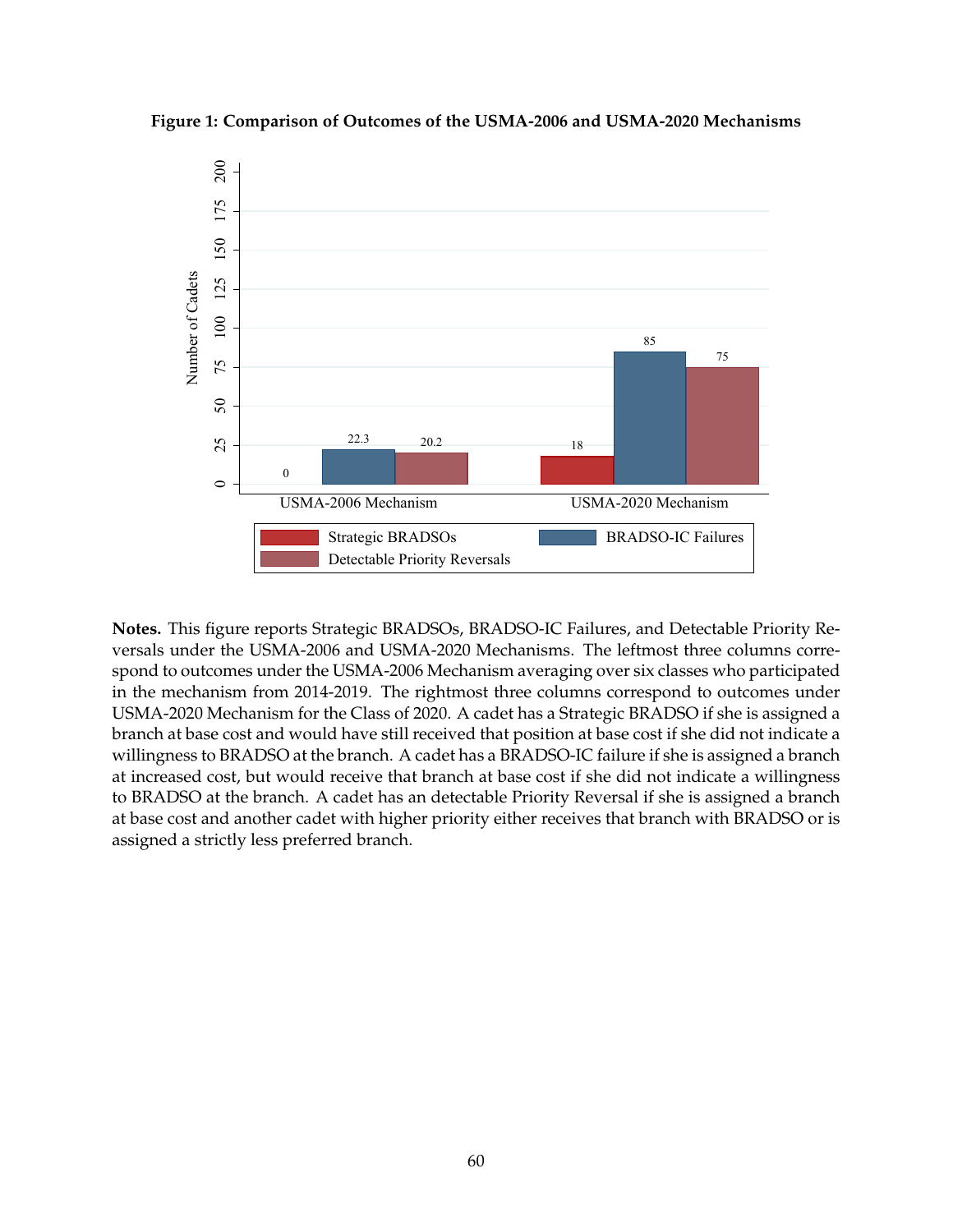**Figure 1: Comparison of Outcomes of the USMA-2006 and USMA-2020 Mechanisms**

| | Strategic BRADSOs | BRADSO-IC Failures | Detectable Priority Reversals |
|---|---|---|---|
| USMA-2006 Mechanism | 0 | 22.3 | 20.2 |
| USMA-2020 Mechanism | 18 | 85 | 75 |

**Notes.** This figure reports Strategic BRADSOs, BRADSO-IC Failures, and Detectable Priority Reversals under the USMA-2006 and USMA-2020 Mechanisms. The leftmost three columns correspond to outcomes under the USMA-2006 Mechanism averaging over six classes who participated in the mechanism from 2014-2019. The rightmost three columns correspond to outcomes under USMA-2020 Mechanism for the Class of 2020. A cadet has a Strategic BRADSO if she is assigned a branch at base cost and would have still received that position at base cost if she did not indicate a willingness to BRADSO at the branch. A cadet has a BRADSO-IC failure if she is assigned a branch at increased cost, but would receive that branch at base cost if she did not indicate a willingness to BRADSO at the branch. A cadet has an detectable Priority Reversal if she is assigned a branch at base cost and another cadet with higher priority either receives that branch with BRADSO or is assigned a strictly less preferred branch.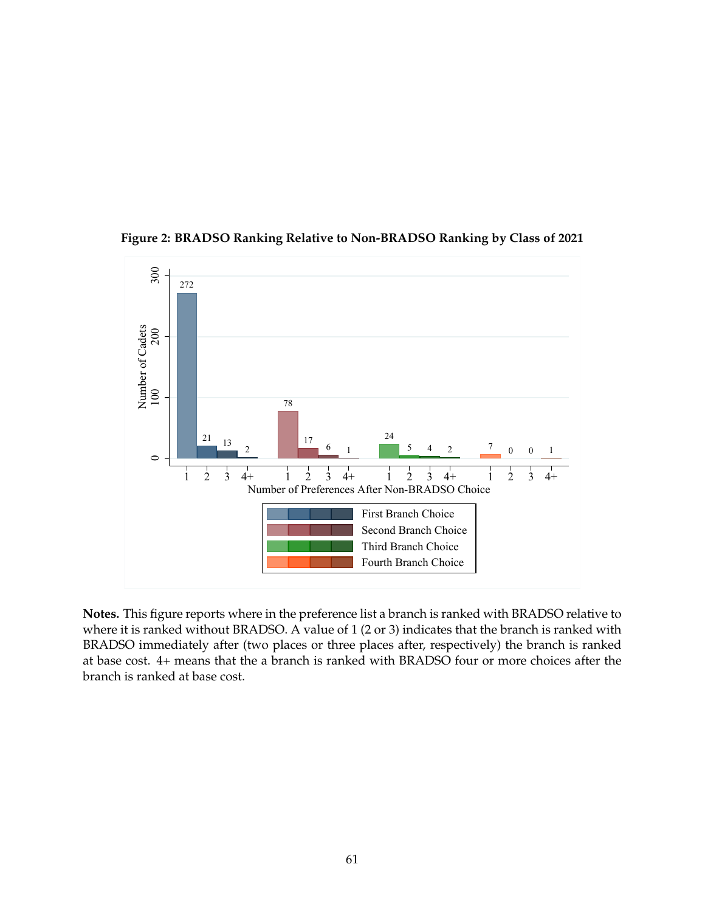**Figure 2: BRADSO Ranking Relative to Non-BRADSO Ranking by Class of 2021**

| Number of Preferences After Non-BRADSO Choice | 1 | 2 | 3 | 4+ |
|---|---|---|---|---|
| First Branch Choice | 272 | 21 | 13 | 2 |
| Second Branch Choice | 78 | 17 | 6 | 1 |
| Third Branch Choice | 24 | 5 | 4 | 2 |
| Fourth Branch Choice | 7 | 0 | 0 | 1 |

**Notes.** This figure reports where in the preference list a branch is ranked with BRADSO relative to where it is ranked without BRADSO. A value of 1 (2 or 3) indicates that the branch is ranked with BRADSO immediately after (two places or three places after, respectively) the branch is ranked at base cost. 4+ means that the a branch is ranked with BRADSO four or more choices after the branch is ranked at base cost.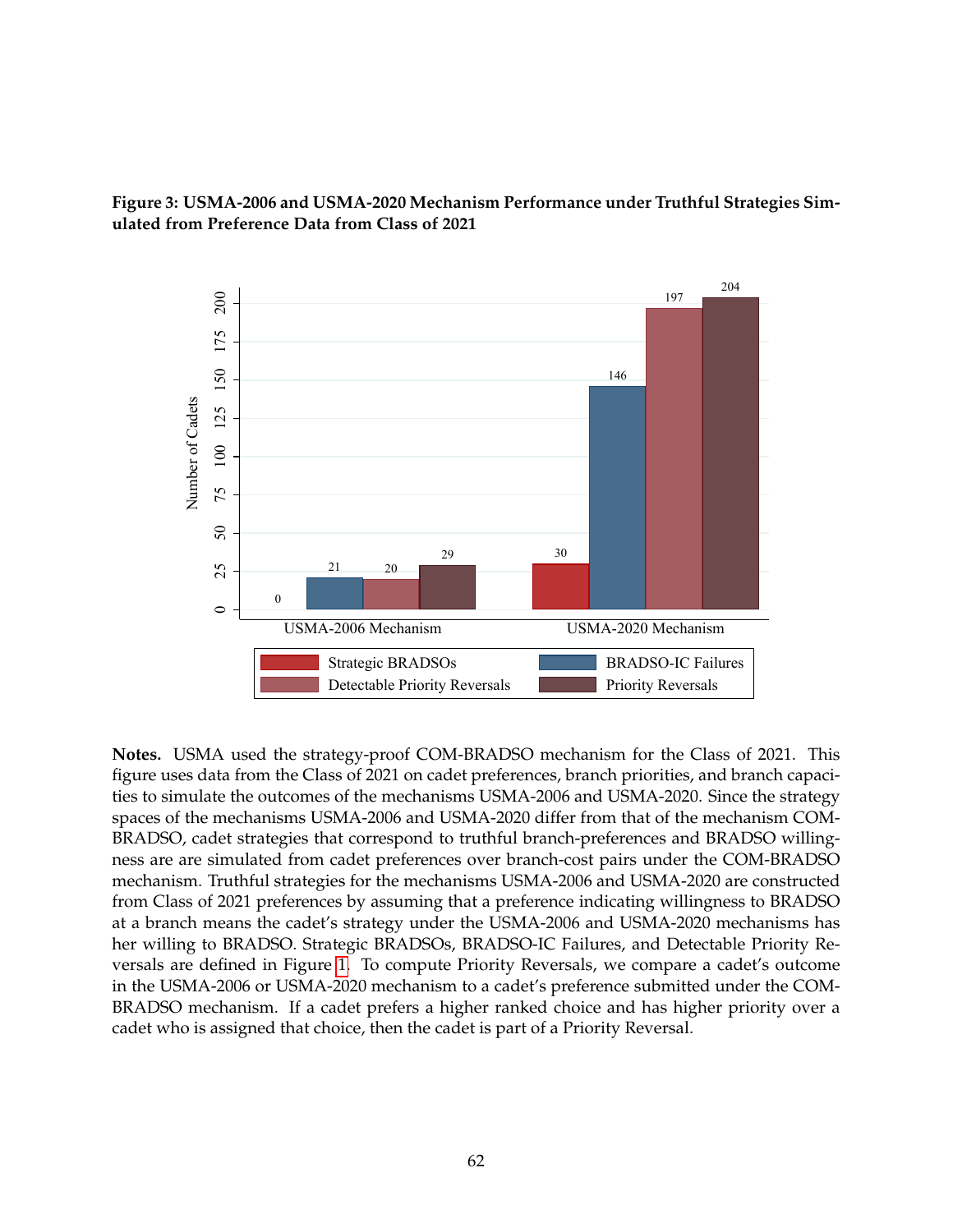**Figure 3: USMA-2006 and USMA-2020 Mechanism Performance under Truthful Strategies Simulated from Preference Data from Class of 2021**

| | Strategic BRADSOs | BRADSO-IC Failures | Detectable Priority Reversals | Priority Reversals |
|---|---|---|---|---|
| USMA-2006 Mechanism | 0 | 21 | 20 | 29 |
| USMA-2020 Mechanism | 30 | 146 | 197 | 204 |

**Notes.** USMA used the strategy-proof COM-BRADSO mechanism for the Class of 2021. This figure uses data from the Class of 2021 on cadet preferences, branch priorities, and branch capacities to simulate the outcomes of the mechanisms USMA-2006 and USMA-2020. Since the strategy spaces of the mechanisms USMA-2006 and USMA-2020 differ from that of the mechanism COM-BRADSO, cadet strategies that correspond to truthful branch-preferences and BRADSO willingness are are simulated from cadet preferences over branch-cost pairs under the COM-BRADSO mechanism. Truthful strategies for the mechanisms USMA-2006 and USMA-2020 are constructed from Class of 2021 preferences by assuming that a preference indicating willingness to BRADSO at a branch means the cadet's strategy under the USMA-2006 and USMA-2020 mechanisms has her willing to BRADSO. Strategic BRADSOs, BRADSO-IC Failures, and Detectable Priority Reversals are defined in Figure 1. To compute Priority Reversals, we compare a cadet's outcome in the USMA-2006 or USMA-2020 mechanism to a cadet's preference submitted under the COM-BRADSO mechanism. If a cadet prefers a higher ranked choice and has higher priority over a cadet who is assigned that choice, then the cadet is part of a Priority Reversal.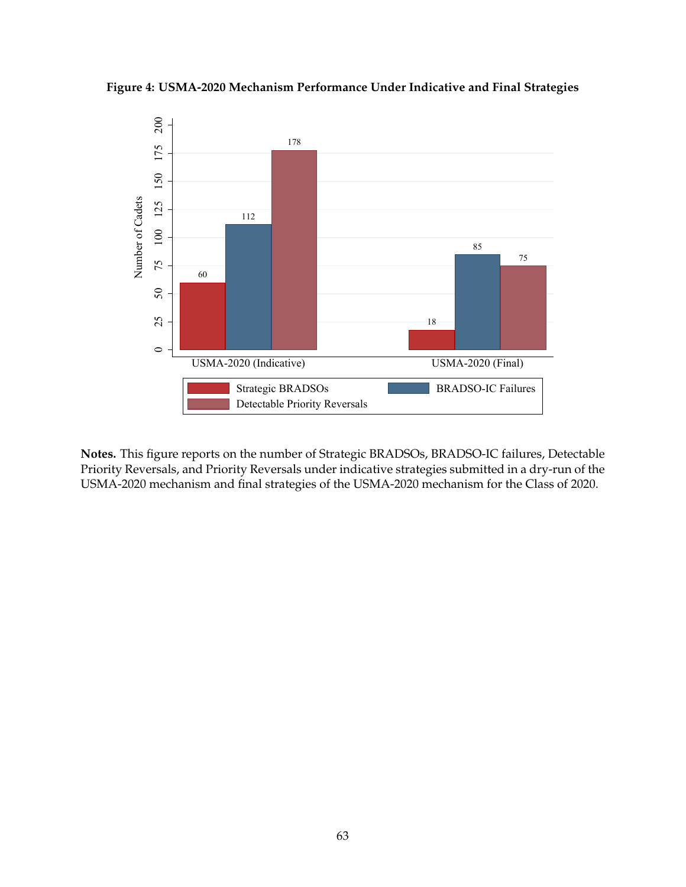**Figure 4: USMA-2020 Mechanism Performance Under Indicative and Final Strategies**

| | Strategic BRADSOs | BRADSO-IC Failures | Detectable Priority Reversals |
|---|---|---|---|
| USMA-2020 (Indicative) | 60 | 112 | 178 |
| USMA-2020 (Final) | 18 | 85 | 75 |

**Notes.** This figure reports on the number of Strategic BRADSOs, BRADSO-IC failures, Detectable Priority Reversals, and Priority Reversals under indicative strategies submitted in a dry-run of the USMA-2020 mechanism and final strategies of the USMA-2020 mechanism for the Class of 2020.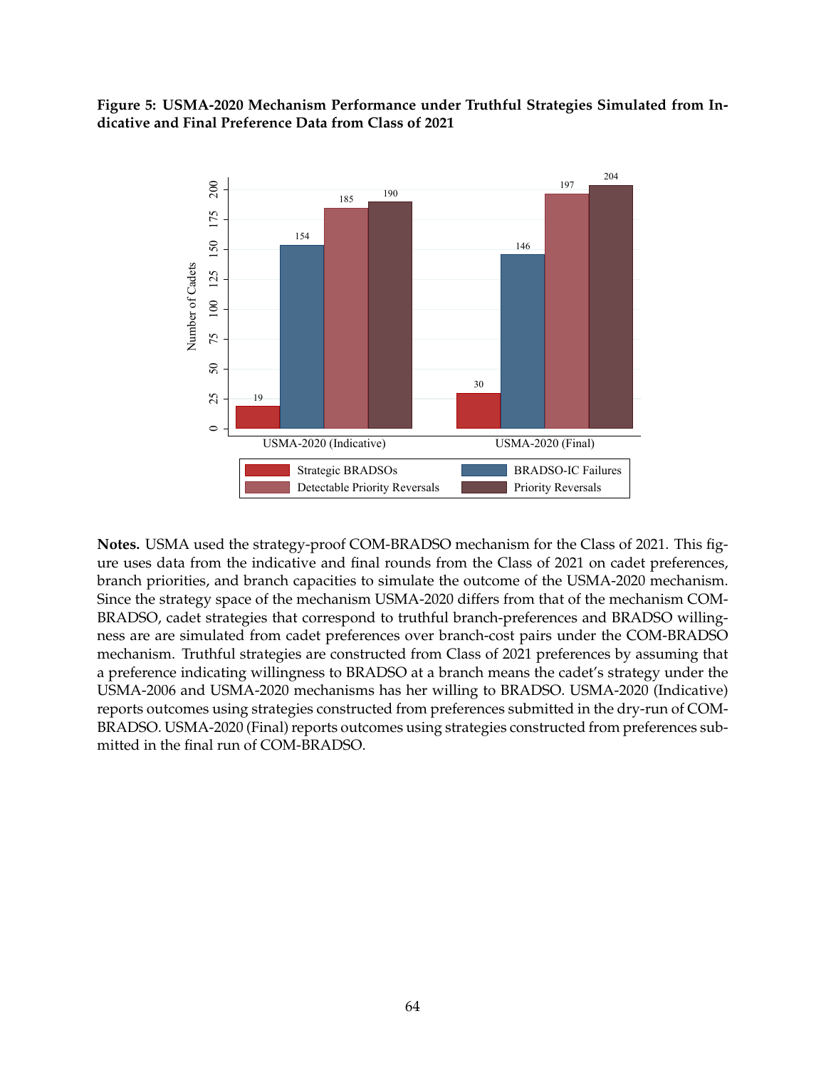**Figure 5: USMA-2020 Mechanism Performance under Truthful Strategies Simulated from Indicative and Final Preference Data from Class of 2021**

| | Strategic BRADSOs | BRADSO-IC Failures | Detectable Priority Reversals | Priority Reversals |
|---|---|---|---|---|
| USMA-2020 (Indicative) | 19 | 154 | 185 | 190 |
| USMA-2020 (Final) | 30 | 146 | 197 | 204 |

**Notes.** USMA used the strategy-proof COM-BRADSO mechanism for the Class of 2021. This figure uses data from the indicative and final rounds from the Class of 2021 on cadet preferences, branch priorities, and branch capacities to simulate the outcome of the USMA-2020 mechanism. Since the strategy space of the mechanism USMA-2020 differs from that of the mechanism COM-BRADSO, cadet strategies that correspond to truthful branch-preferences and BRADSO willingness are are simulated from cadet preferences over branch-cost pairs under the COM-BRADSO mechanism. Truthful strategies are constructed from Class of 2021 preferences by assuming that a preference indicating willingness to BRADSO at a branch means the cadet's strategy under the USMA-2006 and USMA-2020 mechanisms has her willing to BRADSO. USMA-2020 (Indicative) reports outcomes using strategies constructed from preferences submitted in the dry-run of COM-BRADSO. USMA-2020 (Final) reports outcomes using strategies constructed from preferences submitted in the final run of COM-BRADSO.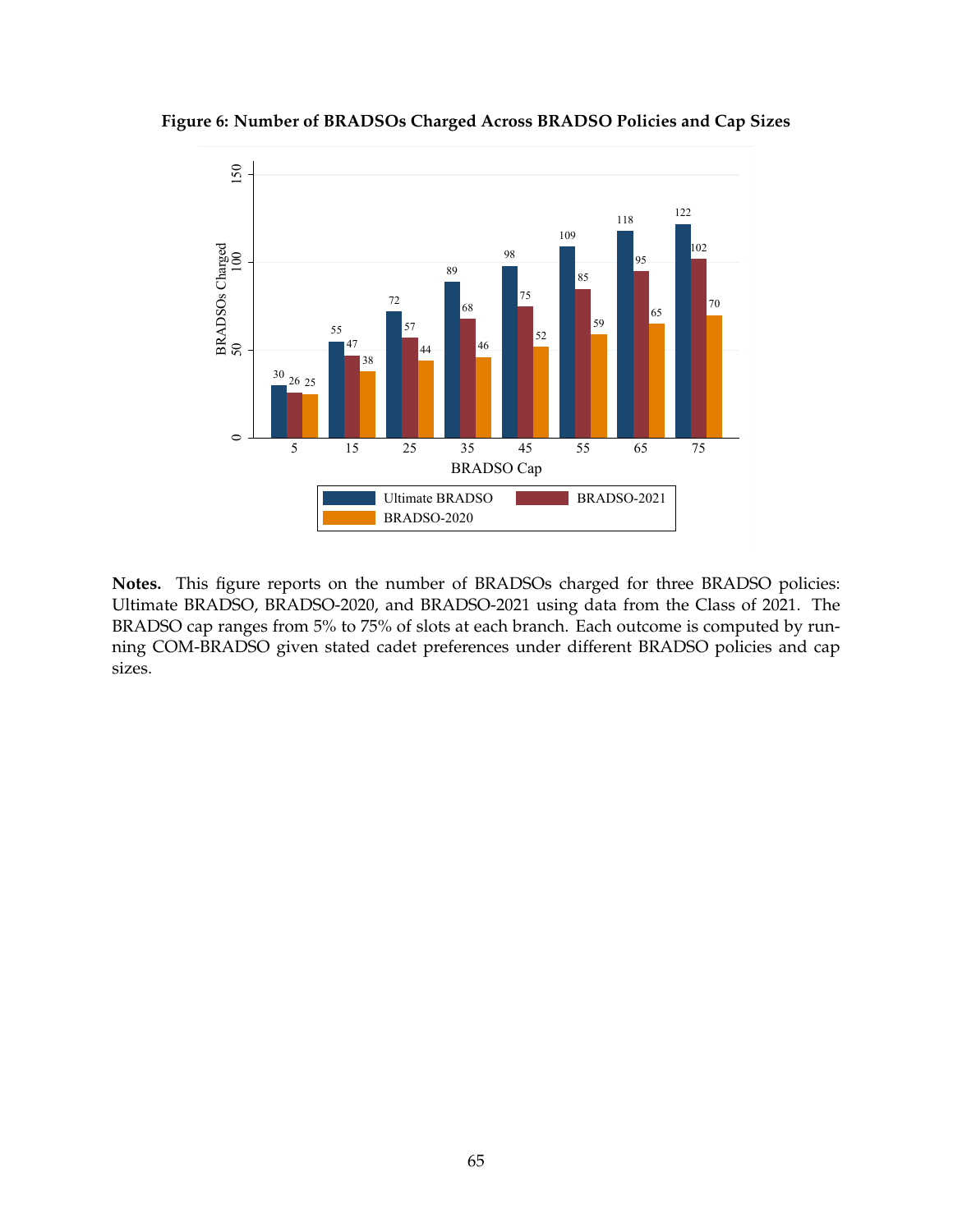**Figure 6: Number of BRADSOs Charged Across BRADSO Policies and Cap Sizes**

| BRADSO Cap | Ultimate BRADSO | BRADSO-2021 | BRADSO-2020 |
|---|---|---|---|
| 5 | 30 | 26 | 25 |
| 15 | 55 | 47 | 38 |
| 25 | 72 | 57 | 44 |
| 35 | 89 | 68 | 46 |
| 45 | 98 | 75 | 52 |
| 55 | 109 | 85 | 59 |
| 65 | 118 | 95 | 65 |
| 75 | 122 | 102 | 70 |

**Notes.** This figure reports on the number of BRADSOs charged for three BRADSO policies: Ultimate BRADSO, BRADSO-2020, and BRADSO-2021 using data from the Class of 2021. The BRADSO cap ranges from 5% to 75% of slots at each branch. Each outcome is computed by running COM-BRADSO given stated cadet preferences under different BRADSO policies and cap sizes.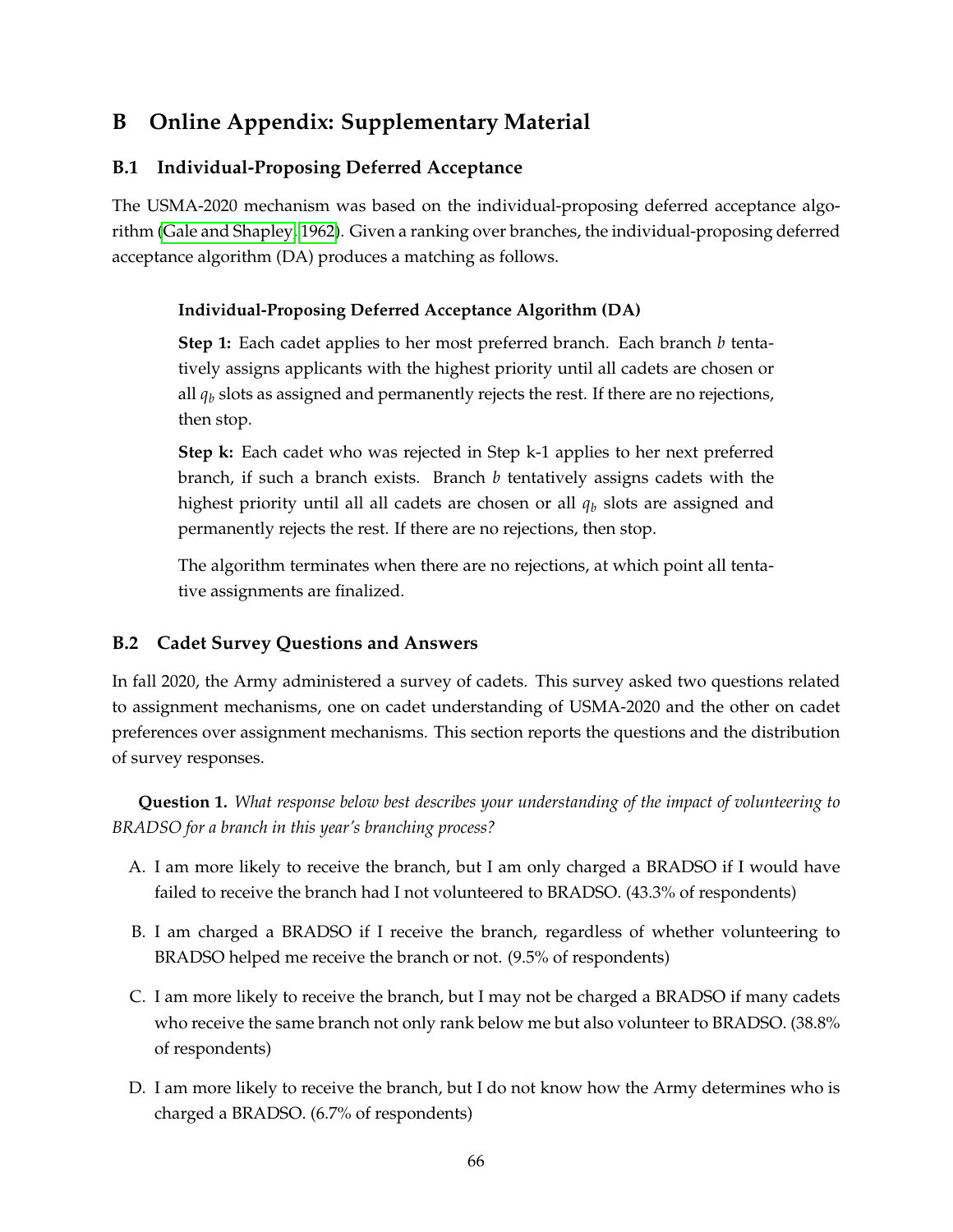# B Online Appendix: Supplementary Material

## B.1 Individual-Proposing Deferred Acceptance

The USMA-2020 mechanism was based on the individual-proposing deferred acceptance algorithm (Gale and Shapley, 1962). Given a ranking over branches, the individual-proposing deferred acceptance algorithm (DA) produces a matching as follows.

> **Individual-Proposing Deferred Acceptance Algorithm (DA)**
>
> **Step 1:** Each cadet applies to her most preferred branch. Each branch $b$ tentatively assigns applicants with the highest priority until all cadets are chosen or all $q_b$ slots as assigned and permanently rejects the rest. If there are no rejections, then stop.
>
> **Step k:** Each cadet who was rejected in Step k-1 applies to her next preferred branch, if such a branch exists. Branch $b$ tentatively assigns cadets with the highest priority until all all cadets are chosen or all $q_b$ slots are assigned and permanently rejects the rest. If there are no rejections, then stop.
>
> The algorithm terminates when there are no rejections, at which point all tentative assignments are finalized.

## B.2 Cadet Survey Questions and Answers

In fall 2020, the Army administered a survey of cadets. This survey asked two questions related to assignment mechanisms, one on cadet understanding of USMA-2020 and the other on cadet preferences over assignment mechanisms. This section reports the questions and the distribution of survey responses.

**Question 1.** *What response below best describes your understanding of the impact of volunteering to BRADSO for a branch in this year's branching process?*

A. I am more likely to receive the branch, but I am only charged a BRADSO if I would have failed to receive the branch had I not volunteered to BRADSO. (43.3% of respondents)

B. I am charged a BRADSO if I receive the branch, regardless of whether volunteering to BRADSO helped me receive the branch or not. (9.5% of respondents)

C. I am more likely to receive the branch, but I may not be charged a BRADSO if many cadets who receive the same branch not only rank below me but also volunteer to BRADSO. (38.8% of respondents)

D. I am more likely to receive the branch, but I do not know how the Army determines who is charged a BRADSO. (6.7% of respondents)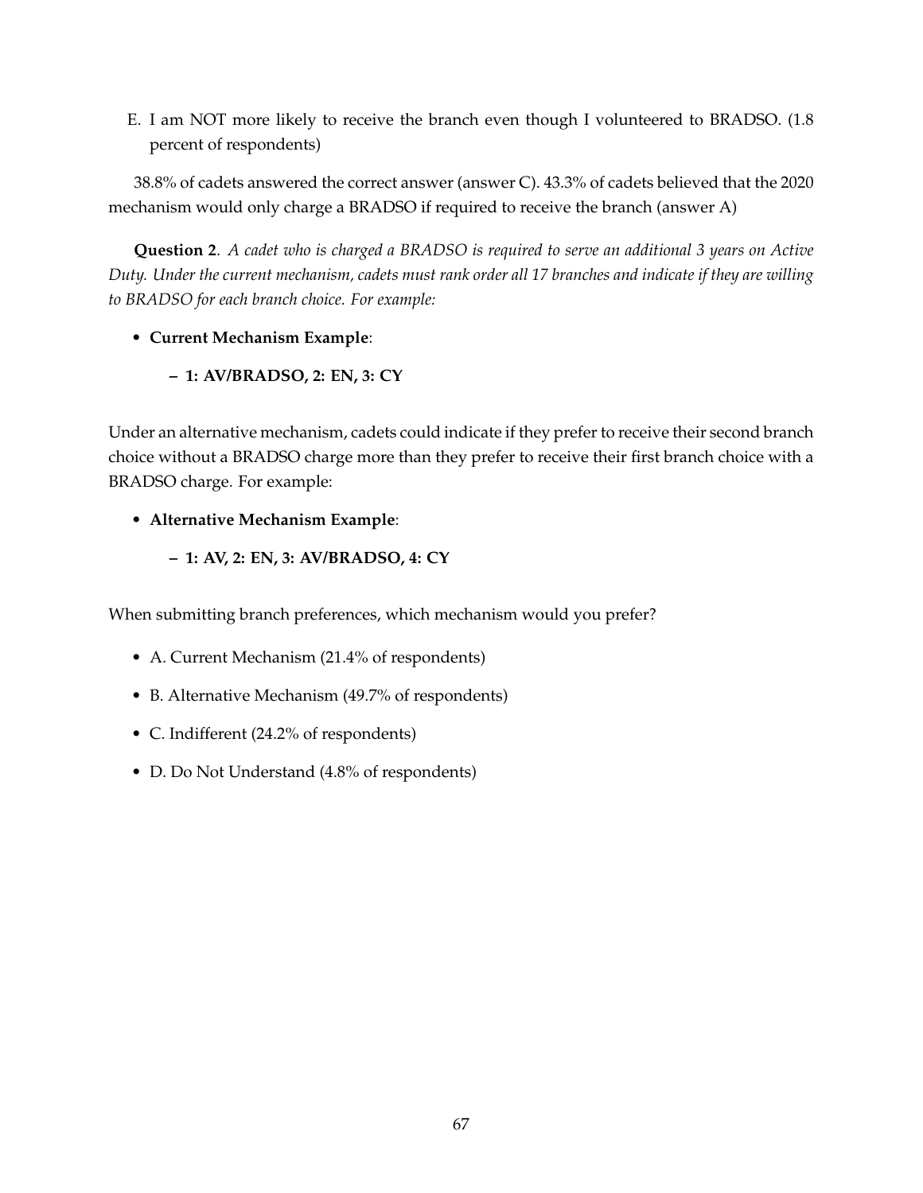E. I am NOT more likely to receive the branch even though I volunteered to BRADSO. (1.8 percent of respondents)

38.8% of cadets answered the correct answer (answer C). 43.3% of cadets believed that the 2020 mechanism would only charge a BRADSO if required to receive the branch (answer A)

**Question 2**. *A cadet who is charged a BRADSO is required to serve an additional 3 years on Active Duty. Under the current mechanism, cadets must rank order all 17 branches and indicate if they are willing to BRADSO for each branch choice. For example:*

- **Current Mechanism Example**:
  - **1: AV/BRADSO, 2: EN, 3: CY**

Under an alternative mechanism, cadets could indicate if they prefer to receive their second branch choice without a BRADSO charge more than they prefer to receive their first branch choice with a BRADSO charge. For example:

- **Alternative Mechanism Example**:
  - **1: AV, 2: EN, 3: AV/BRADSO, 4: CY**

When submitting branch preferences, which mechanism would you prefer?

- A. Current Mechanism (21.4% of respondents)
- B. Alternative Mechanism (49.7% of respondents)
- C. Indifferent (24.2% of respondents)
- D. Do Not Understand (4.8% of respondents)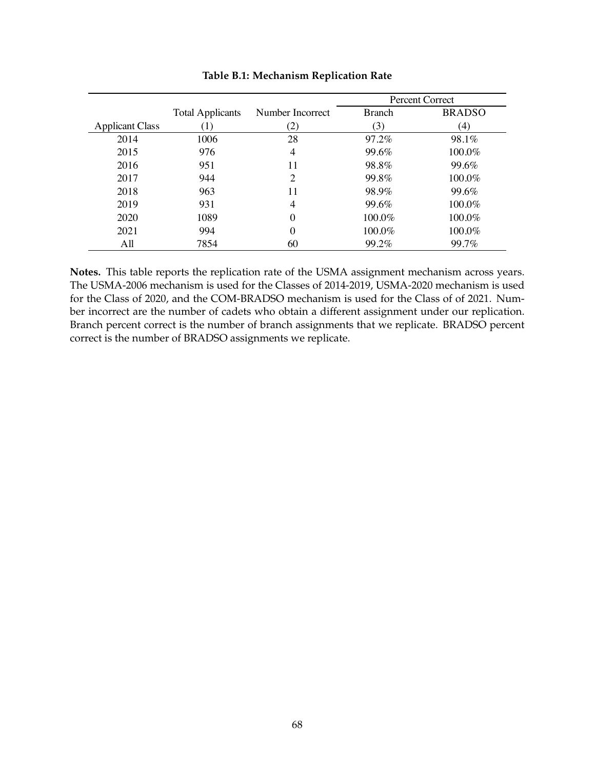**Table B.1: Mechanism Replication Rate**

| | | | Percent Correct | |
|---|---|---|---|---|
| | Total Applicants | Number Incorrect | Branch | BRADSO |
| Applicant Class | (1) | (2) | (3) | (4) |
| 2014 | 1006 | 28 | 97.2% | 98.1% |
| 2015 | 976 | 4 | 99.6% | 100.0% |
| 2016 | 951 | 11 | 98.8% | 99.6% |
| 2017 | 944 | 2 | 99.8% | 100.0% |
| 2018 | 963 | 11 | 98.9% | 99.6% |
| 2019 | 931 | 4 | 99.6% | 100.0% |
| 2020 | 1089 | 0 | 100.0% | 100.0% |
| 2021 | 994 | 0 | 100.0% | 100.0% |
| All | 7854 | 60 | 99.2% | 99.7% |

**Notes.** This table reports the replication rate of the USMA assignment mechanism across years. The USMA-2006 mechanism is used for the Classes of 2014-2019, USMA-2020 mechanism is used for the Class of 2020, and the COM-BRADSO mechanism is used for the Class of of 2021. Number incorrect are the number of cadets who obtain a different assignment under our replication. Branch percent correct is the number of branch assignments that we replicate. BRADSO percent correct is the number of BRADSO assignments we replicate.